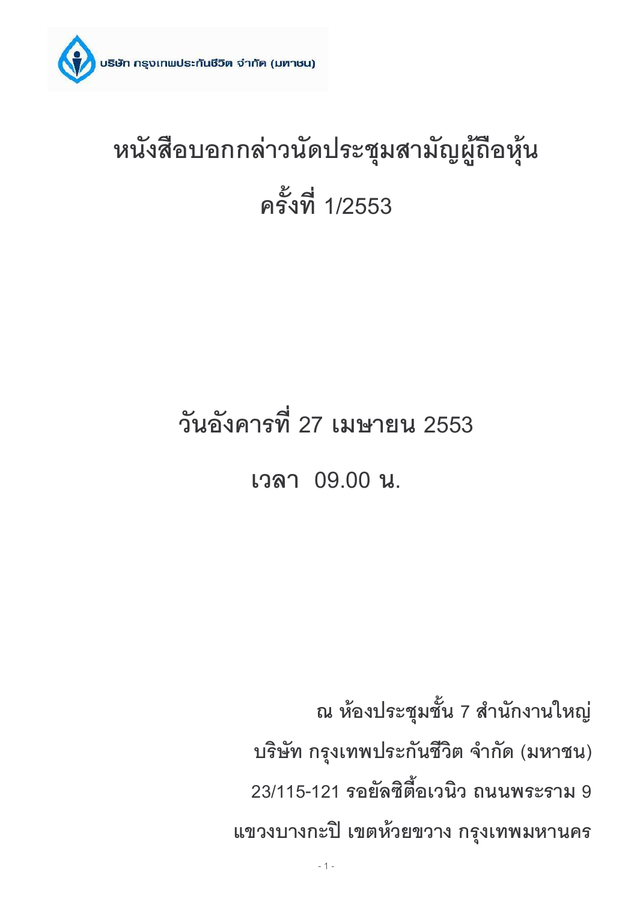บริษัท กรุงเทพประกันชีวิต จำกัด (มหาชน)

# หนังสือบอกกล่าวนัดประชุมสามัญผู้ถือหุ้น

# ครั้งที่ 1/2553

## วันอังคารที่ 27 เมษายน 2553

## เวลา 09.00 น.

ณ ห้องประชุมชั้น 7 สำนักงานใหญ่

บริษัท กรุงเทพประกันชีวิต จำกัด (มหาชน)

23/115-121 รอยัลซิตี้อเวนิว ถนนพระราม 9

แขวงบางกะปิ เขตห้วยขวาง กรุงเทพมหานคร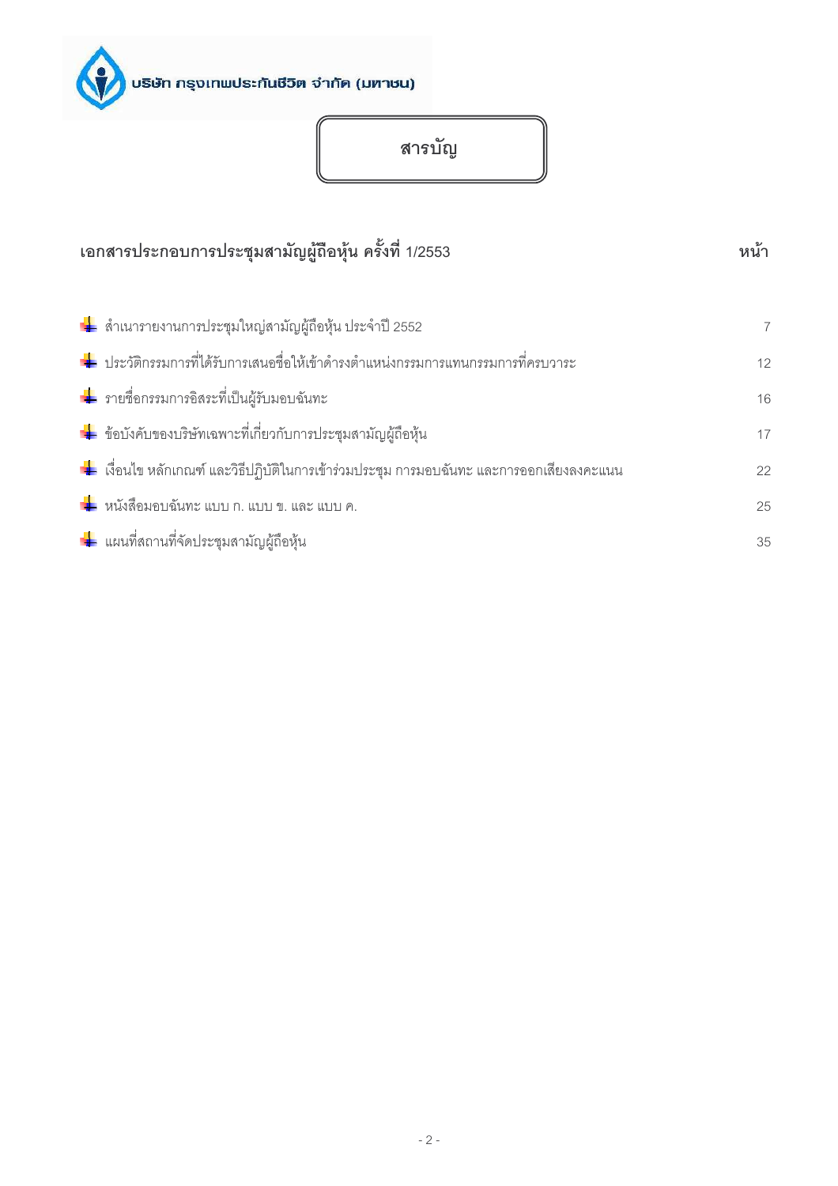บริษัท กรุงเทพประกันชีวิต จำกัด (มหาชน)

# สารบัญ

| เอกสารประกอบการประชุมสามัญผู้ถือหุ้น ครั้งที่ 1/2553 | หน้า |
|---|---|
| สำเนารายงานการประชุมใหญ่สามัญผู้ถือหุ้น ประจำปี 2552 | 7 |
| ประวัติกรรมการที่ได้รับการเสนอชื่อให้เข้าดำรงตำแหน่งกรรมการแทนกรรมการที่ครบวาระ | 12 |
| รายชื่อกรรมการอิสระที่เป็นผู้รับมอบฉันทะ | 16 |
| ข้อบังคับของบริษัทเฉพาะที่เกี่ยวกับการประชุมสามัญผู้ถือหุ้น | 17 |
| เงื่อนไข หลักเกณฑ์ และวิธีปฏิบัติในการเข้าร่วมประชุม การมอบฉันทะ และการออกเสียงลงคะแนน | 22 |
| หนังสือมอบฉันทะ แบบ ก. แบบ ข. และ แบบ ค. | 25 |
| แผนที่สถานที่จัดประชุมสามัญผู้ถือหุ้น | 35 |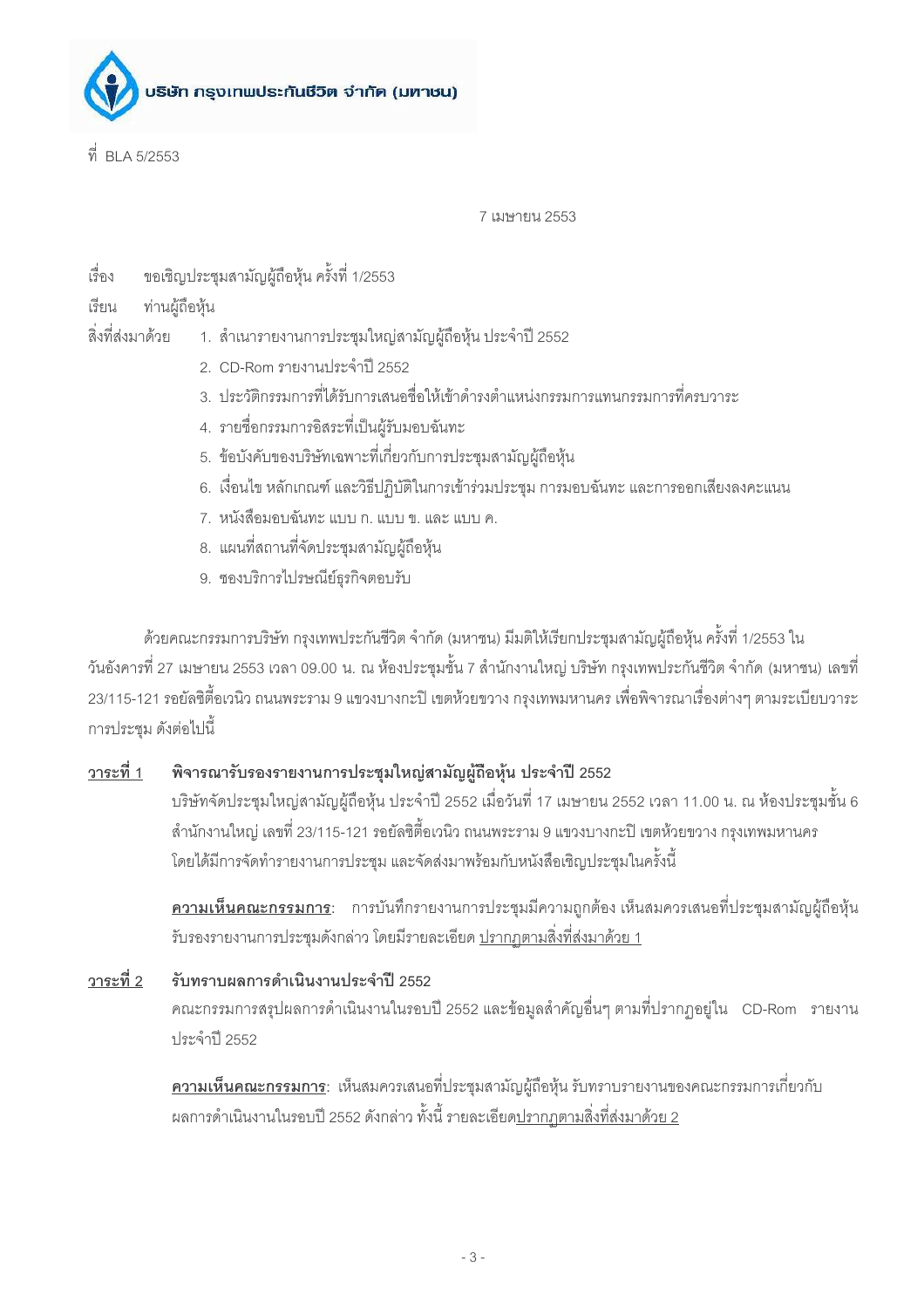บริษัท กรุงเทพประกันชีวิต จำกัด (มหาชน)

ที่ BLA 5/2553

7 เมษายน 2553

เรื่อง ขอเชิญประชุมสามัญผู้ถือหุ้น ครั้งที่ 1/2553

เรียน ท่านผู้ถือหุ้น

สิ่งที่ส่งมาด้วย

1. สำเนารายงานการประชุมใหญ่สามัญผู้ถือหุ้น ประจำปี 2552
2. CD-Rom รายงานประจำปี 2552
3. ประวัติกรรมการที่ได้รับการเสนอชื่อให้เข้าดำรงตำแหน่งกรรมการแทนกรรมการที่ครบวาระ
4. รายชื่อกรรมการอิสระที่เป็นผู้รับมอบฉันทะ
5. ข้อบังคับของบริษัทเฉพาะที่เกี่ยวกับการประชุมสามัญผู้ถือหุ้น
6. เงื่อนไข หลักเกณฑ์ และวิธีปฏิบัติในการเข้าร่วมประชุม การมอบฉันทะ และการออกเสียงลงคะแนน
7. หนังสือมอบฉันทะ แบบ ก. แบบ ข. และ แบบ ค.
8. แผนที่สถานที่จัดประชุมสามัญผู้ถือหุ้น
9. ซองบริการไปรษณีย์ธุรกิจตอบรับ

ด้วยคณะกรรมการบริษัท กรุงเทพประกันชีวิต จำกัด (มหาชน) มีมติให้เรียกประชุมสามัญผู้ถือหุ้น ครั้งที่ 1/2553 ในวันอังคารที่ 27 เมษายน 2553 เวลา 09.00 น. ณ ห้องประชุมชั้น 7 สำนักงานใหญ่ บริษัท กรุงเทพประกันชีวิต จำกัด (มหาชน) เลขที่ 23/115-121 รอยัลซิตี้อเวนิว ถนนพระราม 9 แขวงบางกะปิ เขตห้วยขวาง กรุงเทพมหานคร เพื่อพิจารณาเรื่องต่างๆ ตามระเบียบวาระการประชุม ดังต่อไปนี้

**วาระที่ 1 พิจารณารับรองรายงานการประชุมใหญ่สามัญผู้ถือหุ้น ประจำปี 2552**

บริษัทจัดประชุมใหญ่สามัญผู้ถือหุ้น ประจำปี 2552 เมื่อวันที่ 17 เมษายน 2552 เวลา 11.00 น. ณ ห้องประชุมชั้น 6 สำนักงานใหญ่ เลขที่ 23/115-121 รอยัลซิตี้อเวนิว ถนนพระราม 9 แขวงบางกะปิ เขตห้วยขวาง กรุงเทพมหานคร โดยได้มีการจัดทำรายงานการประชุม และจัดส่งมาพร้อมกับหนังสือเชิญประชุมในครั้งนี้

**ความเห็นคณะกรรมการ**: การบันทึกรายงานการประชุมมีความถูกต้อง เห็นสมควรเสนอที่ประชุมสามัญผู้ถือหุ้นรับรองรายงานการประชุมดังกล่าว โดยมีรายละเอียด ปรากฏตามสิ่งที่ส่งมาด้วย 1

**วาระที่ 2 รับทราบผลการดำเนินงานประจำปี 2552**

คณะกรรมการสรุปผลการดำเนินงานในรอบปี 2552 และข้อมูลสำคัญอื่นๆ ตามที่ปรากฏอยู่ใน CD-Rom รายงานประจำปี 2552

**ความเห็นคณะกรรมการ**: เห็นสมควรเสนอที่ประชุมสามัญผู้ถือหุ้น รับทราบรายงานของคณะกรรมการเกี่ยวกับผลการดำเนินงานในรอบปี 2552 ดังกล่าว ทั้งนี้ รายละเอียดปรากฏตามสิ่งที่ส่งมาด้วย 2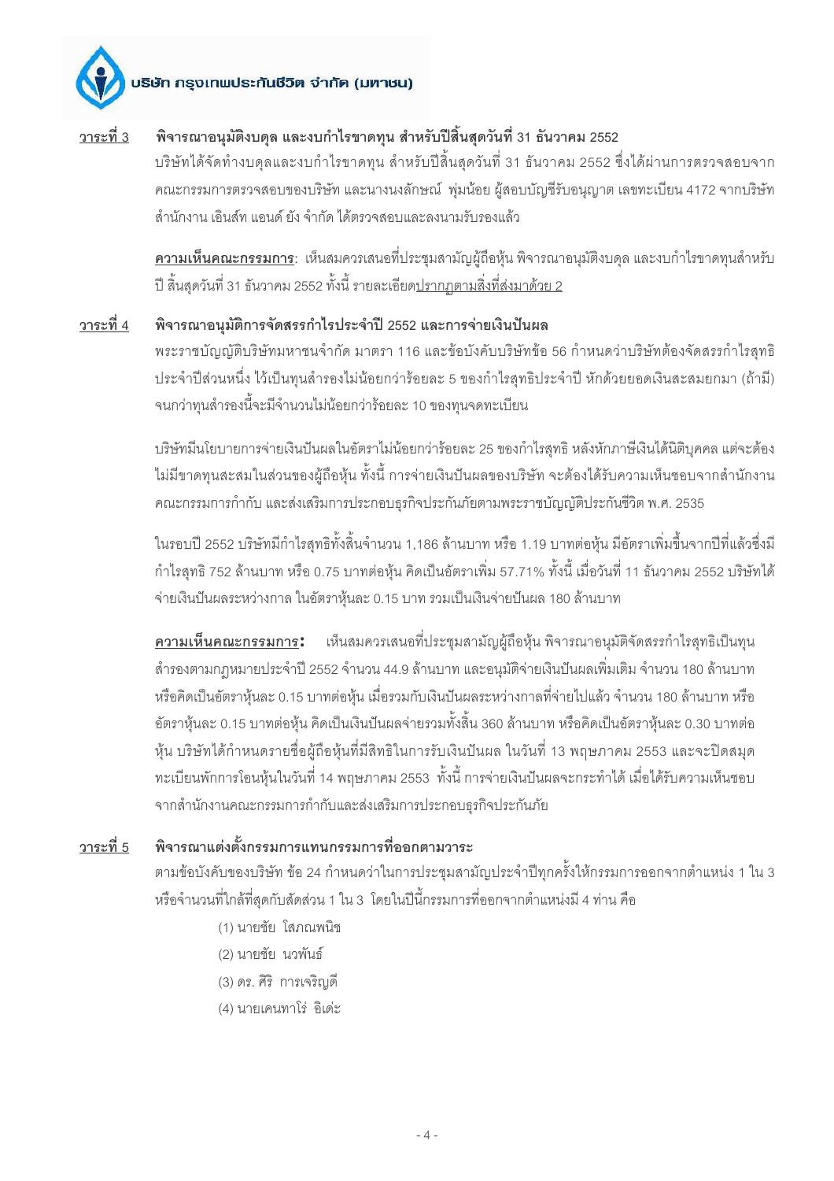**<u>วาระที่ 3</u> พิจารณาอนุมัติงบดุล และงบกำไรขาดทุน สำหรับปีสิ้นสุดวันที่ 31 ธันวาคม 2552**

บริษัทได้จัดทำงบดุลและงบกำไรขาดทุน สำหรับปีสิ้นสุดวันที่ 31 ธันวาคม 2552 ซึ่งได้ผ่านการตรวจสอบจากคณะกรรมการตรวจสอบของบริษัท และนางนงลักษณ์ พุ่มน้อย ผู้สอบบัญชีรับอนุญาต เลขทะเบียน 4172 จากบริษัท สำนักงาน เอินส์ท แอนด์ ยัง จำกัด ได้ตรวจสอบและลงนามรับรองแล้ว

**<u>ความเห็นคณะกรรมการ</u>**: เห็นสมควรเสนอที่ประชุมสามัญผู้ถือหุ้น พิจารณาอนุมัติงบดุล และงบกำไรขาดทุนสำหรับปี สิ้นสุดวันที่ 31 ธันวาคม 2552 ทั้งนี้ รายละเอียด<u>ปรากฏตามสิ่งที่ส่งมาด้วย 2</u>

**<u>วาระที่ 4</u> พิจารณาอนุมัติการจัดสรรกำไรประจำปี 2552 และการจ่ายเงินปันผล**

พระราชบัญญัติบริษัทมหาชนจำกัด มาตรา 116 และข้อบังคับบริษัทข้อ 56 กำหนดว่าบริษัทต้องจัดสรรกำไรสุทธิประจำปีส่วนหนึ่ง ไว้เป็นทุนสำรองไม่น้อยกว่าร้อยละ 5 ของกำไรสุทธิประจำปี หักด้วยยอดเงินสะสมยกมา (ถ้ามี) จนกว่าทุนสำรองนี้จะมีจำนวนไม่น้อยกว่าร้อยละ 10 ของทุนจดทะเบียน

บริษัทมีนโยบายการจ่ายเงินปันผลในอัตราไม่น้อยกว่าร้อยละ 25 ของกำไรสุทธิ หลังหักภาษีเงินได้นิติบุคคล แต่จะต้องไม่มีขาดทุนสะสมในส่วนของผู้ถือหุ้น ทั้งนี้ การจ่ายเงินปันผลของบริษัท จะต้องได้รับความเห็นชอบจากสำนักงานคณะกรรมการกำกับ และส่งเสริมการประกอบธุรกิจประกันภัยตามพระราชบัญญัติประกันชีวิต พ.ศ. 2535

ในรอบปี 2552 บริษัทมีกำไรสุทธิทั้งสิ้นจำนวน 1,186 ล้านบาท หรือ 1.19 บาทต่อหุ้น มีอัตราเพิ่มขึ้นจากปีที่แล้วซึ่งมีกำไรสุทธิ 752 ล้านบาท หรือ 0.75 บาทต่อหุ้น คิดเป็นอัตราเพิ่ม 57.71% ทั้งนี้ เมื่อวันที่ 11 ธันวาคม 2552 บริษัทได้จ่ายเงินปันผลระหว่างกาล ในอัตราหุ้นละ 0.15 บาท รวมเป็นเงินจ่ายปันผล 180 ล้านบาท

**<u>ความเห็นคณะกรรมการ</u>:** เห็นสมควรเสนอที่ประชุมสามัญผู้ถือหุ้น พิจารณาอนุมัติจัดสรรกำไรสุทธิเป็นทุนสำรองตามกฎหมายประจำปี 2552 จำนวน 44.9 ล้านบาท และอนุมัติจ่ายเงินปันผลเพิ่มเติม จำนวน 180 ล้านบาท หรือคิดเป็นอัตราหุ้นละ 0.15 บาทต่อหุ้น เมื่อรวมกับเงินปันผลระหว่างกาลที่จ่ายไปแล้ว จำนวน 180 ล้านบาท หรืออัตราหุ้นละ 0.15 บาทต่อหุ้น คิดเป็นเงินปันผลจ่ายรวมทั้งสิ้น 360 ล้านบาท หรือคิดเป็นอัตราหุ้นละ 0.30 บาทต่อหุ้น บริษัทได้กำหนดรายชื่อผู้ถือหุ้นที่มีสิทธิในการรับเงินปันผล ในวันที่ 13 พฤษภาคม 2553 และจะปิดสมุดทะเบียนพักการโอนหุ้นในวันที่ 14 พฤษภาคม 2553 ทั้งนี้ การจ่ายเงินปันผลจะกระทำได้ เมื่อได้รับความเห็นชอบจากสำนักงานคณะกรรมการกำกับและส่งเสริมการประกอบธุรกิจประกันภัย

**<u>วาระที่ 5</u> พิจารณาแต่งตั้งกรรมการแทนกรรมการที่ออกตามวาระ**

ตามข้อบังคับของบริษัท ข้อ 24 กำหนดว่าในการประชุมสามัญประจำปีทุกครั้งให้กรรมการออกจากตำแหน่ง 1 ใน 3 หรือจำนวนที่ใกล้ที่สุดกับสัดส่วน 1 ใน 3 โดยในปีนี้กรรมการที่ออกจากตำแหน่งมี 4 ท่าน คือ

(1) นายชัย โสภณพนิช

(2) นายชัย นวพันธ์

(3) ดร. ศิริ การเจริญดี

(4) นายเคนทาโร่ อิเด่ะ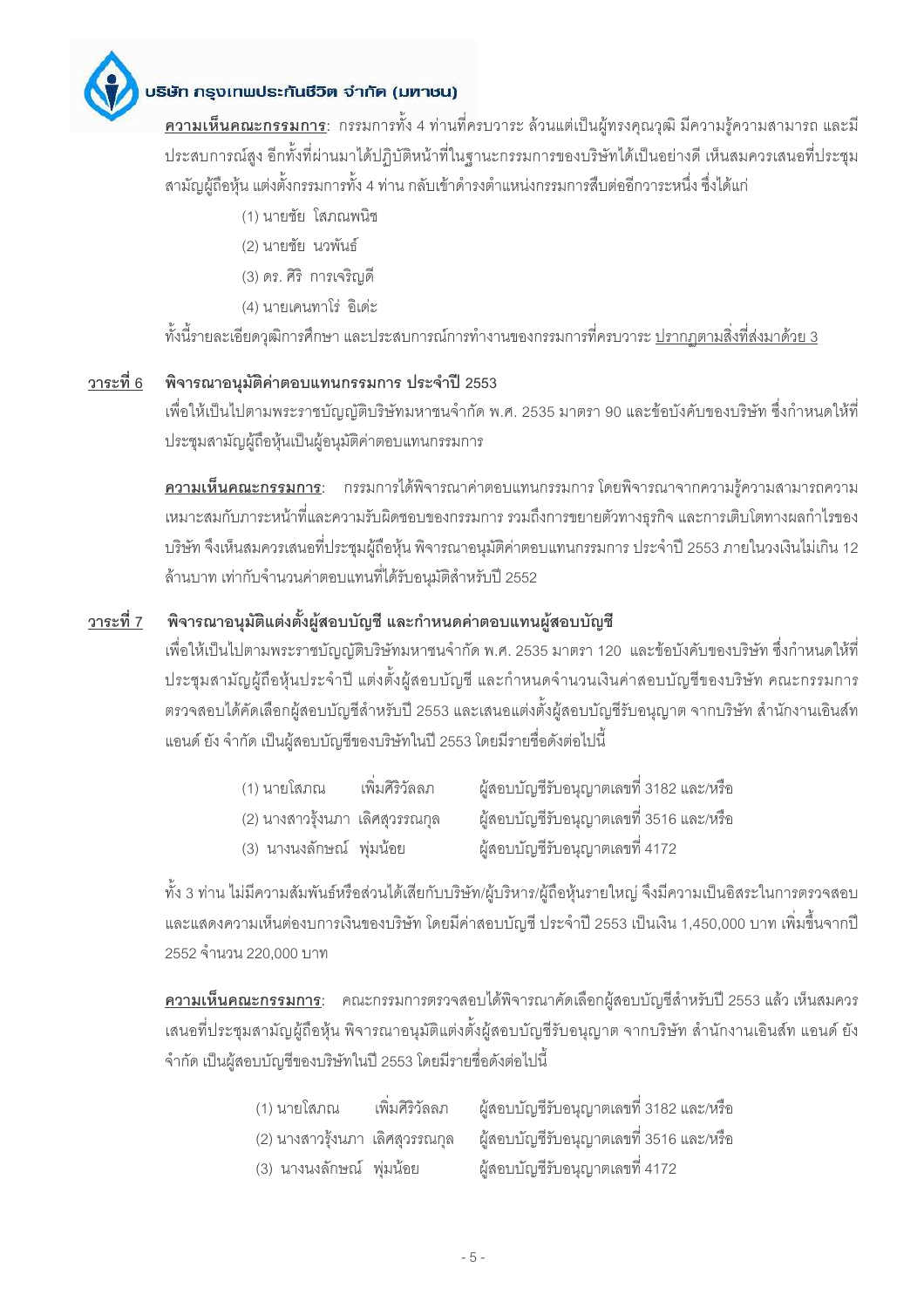**ความเห็นคณะกรรมการ**: กรรมการทั้ง 4 ท่านที่ครบวาระ ล้วนแต่เป็นผู้ทรงคุณวุฒิ มีความรู้ความสามารถ และมีประสบการณ์สูง อีกทั้งที่ผ่านมาได้ปฏิบัติหน้าที่ในฐานะกรรมการของบริษัทได้เป็นอย่างดี เห็นสมควรเสนอที่ประชุมสามัญผู้ถือหุ้น แต่งตั้งกรรมการทั้ง 4 ท่าน กลับเข้าดำรงตำแหน่งกรรมการสืบต่ออีกวาระหนึ่ง ซึ่งได้แก่

(1) นายชัย โสภณพนิช
(2) นายชัย นวพันธ์
(3) ดร. ศิริ การเจริญดี
(4) นายเคนทาโร่ อิเด่ะ

ทั้งนี้รายละเอียดวุฒิการศึกษา และประสบการณ์การทำงานของกรรมการที่ครบวาระ ปรากฏตามสิ่งที่ส่งมาด้วย 3

**วาระที่ 6 พิจารณาอนุมัติค่าตอบแทนกรรมการ ประจำปี 2553**

เพื่อให้เป็นไปตามพระราชบัญญัติบริษัทมหาชนจำกัด พ.ศ. 2535 มาตรา 90 และข้อบังคับของบริษัท ซึ่งกำหนดให้ที่ประชุมสามัญผู้ถือหุ้นเป็นผู้อนุมัติค่าตอบแทนกรรมการ

**ความเห็นคณะกรรมการ**: กรรมการได้พิจารณาค่าตอบแทนกรรมการ โดยพิจารณาจากความรู้ความสามารถความเหมาะสมกับภาระหน้าที่และความรับผิดชอบของกรรมการ รวมถึงการขยายตัวทางธุรกิจ และการเติบโตทางผลกำไรของบริษัท จึงเห็นสมควรเสนอที่ประชุมผู้ถือหุ้น พิจารณาอนุมัติค่าตอบแทนกรรมการ ประจำปี 2553 ภายในวงเงินไม่เกิน 12 ล้านบาท เท่ากับจำนวนค่าตอบแทนที่ได้รับอนุมัติสำหรับปี 2552

**วาระที่ 7 พิจารณาอนุมัติแต่งตั้งผู้สอบบัญชี และกำหนดค่าตอบแทนผู้สอบบัญชี**

เพื่อให้เป็นไปตามพระราชบัญญัติบริษัทมหาชนจำกัด พ.ศ. 2535 มาตรา 120 และข้อบังคับของบริษัท ซึ่งกำหนดให้ที่ประชุมสามัญผู้ถือหุ้นประจำปี แต่งตั้งผู้สอบบัญชี และกำหนดจำนวนเงินค่าสอบบัญชีของบริษัท คณะกรรมการตรวจสอบได้คัดเลือกผู้สอบบัญชีสำหรับปี 2553 และเสนอแต่งตั้งผู้สอบบัญชีรับอนุญาต จากบริษัท สำนักงานเอินส์ท แอนด์ ยัง จำกัด เป็นผู้สอบบัญชีของบริษัทในปี 2553 โดยมีรายชื่อดังต่อไปนี้

(1) นายโสภณ เพิ่มศิริวัลลภ ผู้สอบบัญชีรับอนุญาตเลขที่ 3182 และ/หรือ
(2) นางสาวรุ้งนภา เลิศสุวรรณกุล ผู้สอบบัญชีรับอนุญาตเลขที่ 3516 และ/หรือ
(3) นางนงลักษณ์ พุ่มน้อย ผู้สอบบัญชีรับอนุญาตเลขที่ 4172

ทั้ง 3 ท่าน ไม่มีความสัมพันธ์หรือส่วนได้เสียกับบริษัท/ผู้บริหาร/ผู้ถือหุ้นรายใหญ่ จึงมีความเป็นอิสระในการตรวจสอบและแสดงความเห็นต่องบการเงินของบริษัท โดยมีค่าสอบบัญชี ประจำปี 2553 เป็นเงิน 1,450,000 บาท เพิ่มขึ้นจากปี 2552 จำนวน 220,000 บาท

**ความเห็นคณะกรรมการ**: คณะกรรมการตรวจสอบได้พิจารณาคัดเลือกผู้สอบบัญชีสำหรับปี 2553 แล้ว เห็นสมควรเสนอที่ประชุมสามัญผู้ถือหุ้น พิจารณาอนุมัติแต่งตั้งผู้สอบบัญชีรับอนุญาต จากบริษัท สำนักงานเอินส์ท แอนด์ ยัง จำกัด เป็นผู้สอบบัญชีของบริษัทในปี 2553 โดยมีรายชื่อดังต่อไปนี้

(1) นายโสภณ เพิ่มศิริวัลลภ ผู้สอบบัญชีรับอนุญาตเลขที่ 3182 และ/หรือ
(2) นางสาวรุ้งนภา เลิศสุวรรณกุล ผู้สอบบัญชีรับอนุญาตเลขที่ 3516 และ/หรือ
(3) นางนงลักษณ์ พุ่มน้อย ผู้สอบบัญชีรับอนุญาตเลขที่ 4172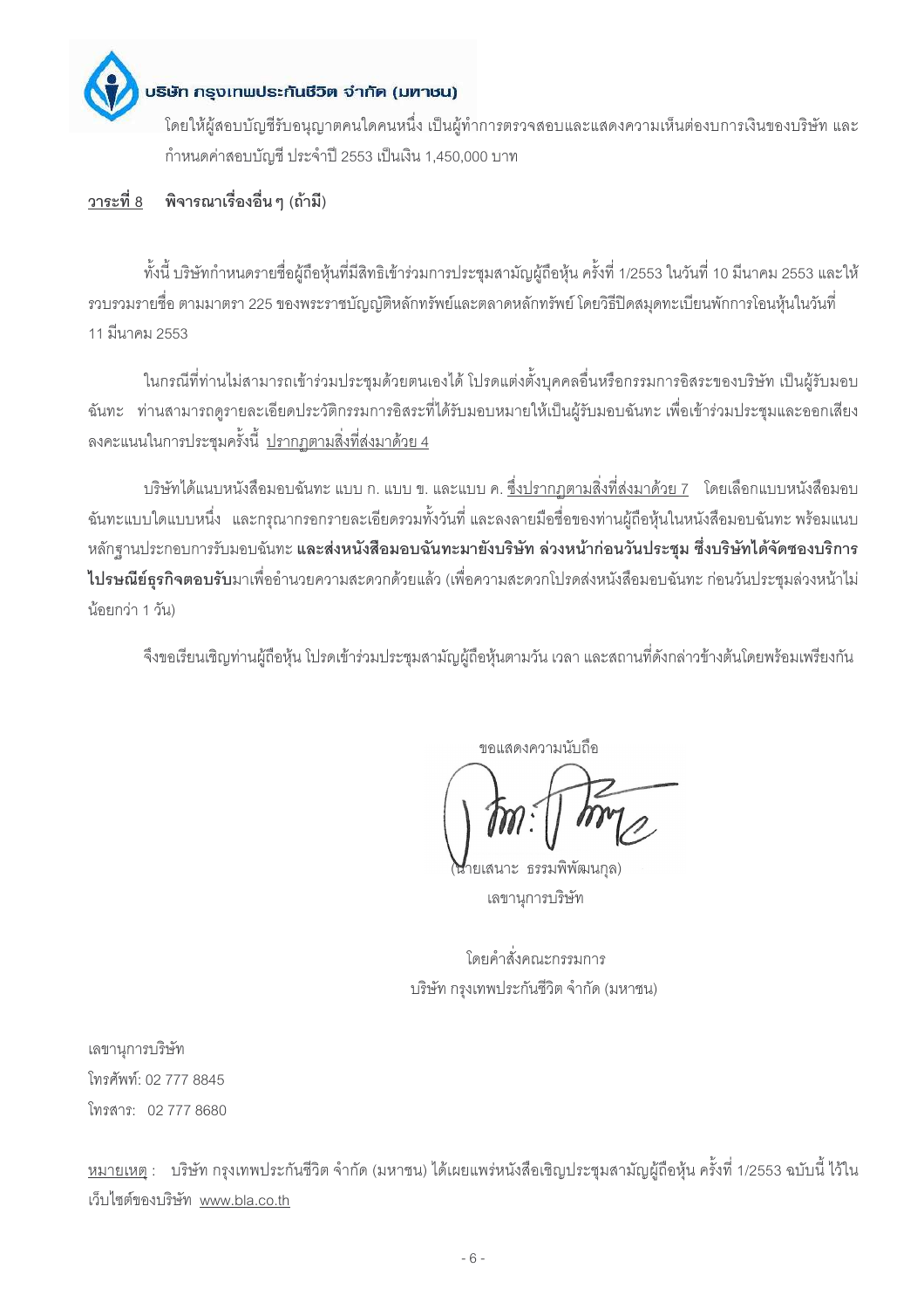โดยให้ผู้สอบบัญชีรับอนุญาตคนใดคนหนึ่ง เป็นผู้ทำการตรวจสอบและแสดงความเห็นต่องบการเงินของบริษัท และกำหนดค่าสอบบัญชี ประจำปี 2553 เป็นเงิน 1,450,000 บาท

**วาระที่ 8 พิจารณาเรื่องอื่นๆ (ถ้ามี)**

ทั้งนี้ บริษัทกำหนดรายชื่อผู้ถือหุ้นที่มีสิทธิเข้าร่วมการประชุมสามัญผู้ถือหุ้น ครั้งที่ 1/2553 ในวันที่ 10 มีนาคม 2553 และให้รวบรวมรายชื่อ ตามมาตรา 225 ของพระราชบัญญัติหลักทรัพย์และตลาดหลักทรัพย์ โดยวิธีปิดสมุดทะเบียนพักการโอนหุ้นในวันที่ 11 มีนาคม 2553

ในกรณีที่ท่านไม่สามารถเข้าร่วมประชุมด้วยตนเองได้ โปรดแต่งตั้งบุคคลอื่นหรือกรรมการอิสระของบริษัท เป็นผู้รับมอบฉันทะ ท่านสามารถดูรายละเอียดประวัติกรรมการอิสระที่ได้รับมอบหมายให้เป็นผู้รับมอบฉันทะ เพื่อเข้าร่วมประชุมและออกเสียงลงคะแนนในการประชุมครั้งนี้ ปรากฏตามสิ่งที่ส่งมาด้วย 4

บริษัทได้แนบหนังสือมอบฉันทะ แบบ ก. แบบ ข. และแบบ ค. ซึ่งปรากฏตามสิ่งที่ส่งมาด้วย 7 โดยเลือกแบบหนังสือมอบฉันทะแบบใดแบบหนึ่ง และกรุณากรอกรายละเอียดรวมทั้งวันที่ และลงลายมือชื่อของท่านผู้ถือหุ้นในหนังสือมอบฉันทะ พร้อมแนบหลักฐานประกอบการรับมอบฉันทะ **และส่งหนังสือมอบฉันทะมายังบริษัท ล่วงหน้าก่อนวันประชุม ซึ่งบริษัทได้จัดซองบริการไปรษณีย์ธุรกิจตอบรับ**มาเพื่ออำนวยความสะดวกด้วยแล้ว (เพื่อความสะดวกโปรดส่งหนังสือมอบฉันทะ ก่อนวันประชุมล่วงหน้าไม่น้อยกว่า 1 วัน)

จึงขอเรียนเชิญท่านผู้ถือหุ้น โปรดเข้าร่วมประชุมสามัญผู้ถือหุ้นตามวัน เวลา และสถานที่ดังกล่าวข้างต้นโดยพร้อมเพรียงกัน

ขอแสดงความนับถือ

(นายเสนาะ ธรรมพิพัฒนกุล)
เลขานุการบริษัท

โดยคำสั่งคณะกรรมการ
บริษัท กรุงเทพประกันชีวิต จำกัด (มหาชน)

เลขานุการบริษัท
โทรศัพท์: 02 777 8845
โทรสาร: 02 777 8680

หมายเหตุ : บริษัท กรุงเทพประกันชีวิต จำกัด (มหาชน) ได้เผยแพร่หนังสือเชิญประชุมสามัญผู้ถือหุ้น ครั้งที่ 1/2553 ฉบับนี้ ไว้ในเว็บไซต์ของบริษัท www.bla.co.th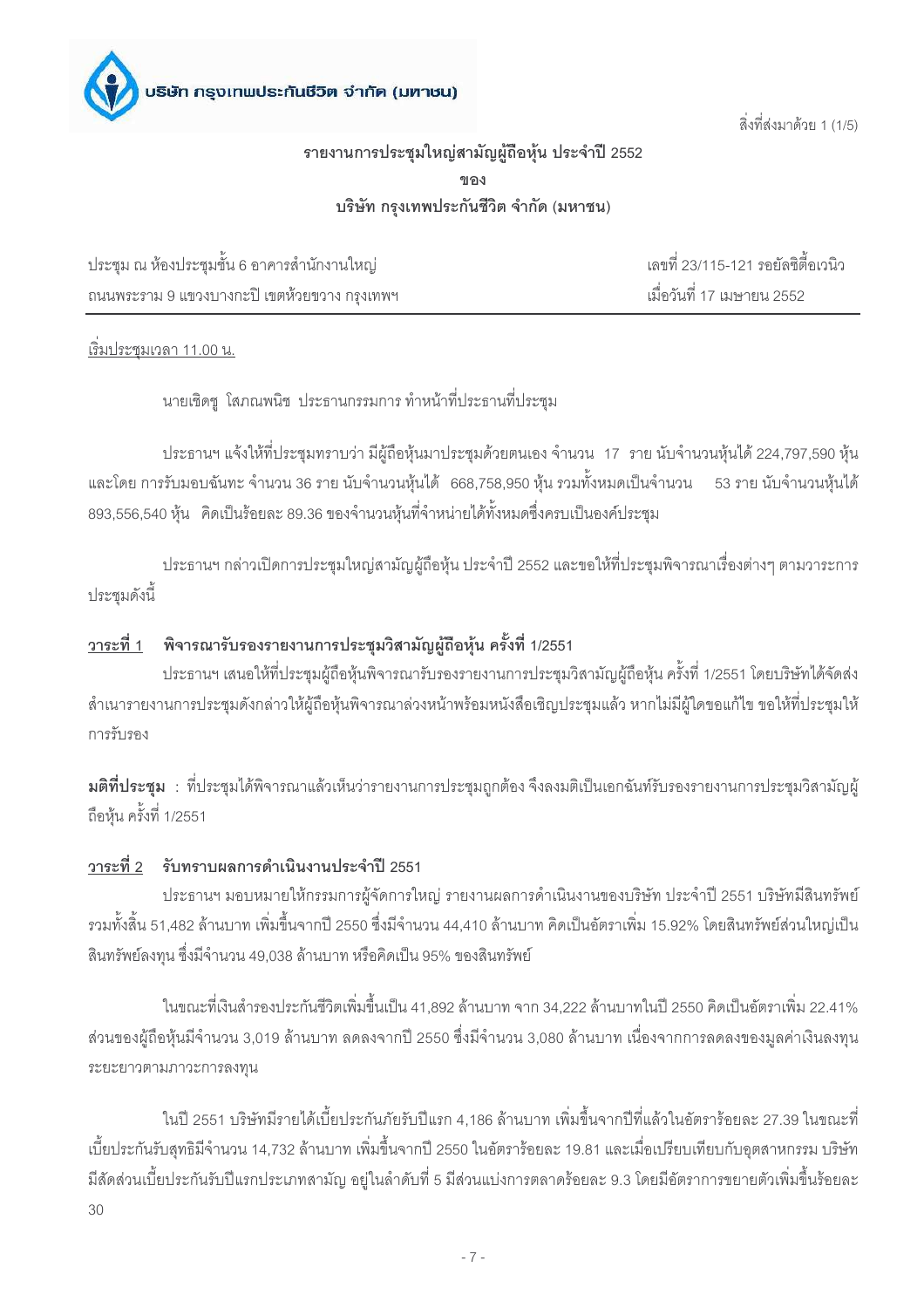บริษัท กรุงเทพประกันชีวิต จำกัด (มหาชน)

สิ่งที่ส่งมาด้วย 1 (1/5)

## รายงานการประชุมใหญ่สามัญผู้ถือหุ้น ประจำปี 2552

**ของ**

**บริษัท กรุงเทพประกันชีวิต จำกัด (มหาชน)**

ประชุม ณ ห้องประชุมชั้น 6 อาคารสำนักงานใหญ่ เลขที่ 23/115-121 รอยัลซิตี้อเวนิว ถนนพระราม 9 แขวงบางกะปิ เขตห้วยขวาง กรุงเทพฯ เมื่อวันที่ 17 เมษายน 2552

<u>เริ่มประชุมเวลา 11.00 น.</u>

นายเชิดชู โสภณพนิช ประธานกรรมการ ทำหน้าที่ประธานที่ประชุม

ประธานฯ แจ้งให้ที่ประชุมทราบว่า มีผู้ถือหุ้นมาประชุมด้วยตนเอง จำนวน 17 ราย นับจำนวนหุ้นได้ 224,797,590 หุ้น และโดย การรับมอบฉันทะ จำนวน 36 ราย นับจำนวนหุ้นได้ 668,758,950 หุ้น รวมทั้งหมดเป็นจำนวน 53 ราย นับจำนวนหุ้นได้ 893,556,540 หุ้น คิดเป็นร้อยละ 89.36 ของจำนวนหุ้นที่จำหน่ายได้ทั้งหมดซึ่งครบเป็นองค์ประชุม

ประธานฯ กล่าวเปิดการประชุมใหญ่สามัญผู้ถือหุ้น ประจำปี 2552 และขอให้ที่ประชุมพิจารณาเรื่องต่างๆ ตามวาระการประชุมดังนี้

### <u>วาระที่ 1</u> พิจารณารับรองรายงานการประชุมวิสามัญผู้ถือหุ้น ครั้งที่ 1/2551

ประธานฯ เสนอให้ที่ประชุมผู้ถือหุ้นพิจารณารับรองรายงานการประชุมวิสามัญผู้ถือหุ้น ครั้งที่ 1/2551 โดยบริษัทได้จัดส่งสำเนารายงานการประชุมดังกล่าวให้ผู้ถือหุ้นพิจารณาล่วงหน้าพร้อมหนังสือเชิญประชุมแล้ว หากไม่มีผู้ใดขอแก้ไข ขอให้ที่ประชุมให้การรับรอง

**มติที่ประชุม** : ที่ประชุมได้พิจารณาแล้วเห็นว่ารายงานการประชุมถูกต้อง จึงลงมติเป็นเอกฉันท์รับรองรายงานการประชุมวิสามัญผู้ถือหุ้น ครั้งที่ 1/2551

### <u>วาระที่ 2</u> รับทราบผลการดำเนินงานประจำปี 2551

ประธานฯ มอบหมายให้กรรมการผู้จัดการใหญ่ รายงานผลการดำเนินงานของบริษัท ประจำปี 2551 บริษัทมีสินทรัพย์รวมทั้งสิ้น 51,482 ล้านบาท เพิ่มขึ้นจากปี 2550 ซึ่งมีจำนวน 44,410 ล้านบาท คิดเป็นอัตราเพิ่ม 15.92% โดยสินทรัพย์ส่วนใหญ่เป็นสินทรัพย์ลงทุน ซึ่งมีจำนวน 49,038 ล้านบาท หรือคิดเป็น 95% ของสินทรัพย์

ในขณะที่เงินสำรองประกันชีวิตเพิ่มขึ้นเป็น 41,892 ล้านบาท จาก 34,222 ล้านบาทในปี 2550 คิดเป็นอัตราเพิ่ม 22.41% ส่วนของผู้ถือหุ้นมีจำนวน 3,019 ล้านบาท ลดลงจากปี 2550 ซึ่งมีจำนวน 3,080 ล้านบาท เนื่องจากการลดลงของมูลค่าเงินลงทุนระยะยาวตามภาวะการลงทุน

ในปี 2551 บริษัทมีรายได้เบี้ยประกันภัยรับปีแรก 4,186 ล้านบาท เพิ่มขึ้นจากปีที่แล้วในอัตราร้อยละ 27.39 ในขณะที่เบี้ยประกันรับสุทธิมีจำนวน 14,732 ล้านบาท เพิ่มขึ้นจากปี 2550 ในอัตราร้อยละ 19.81 และเมื่อเปรียบเทียบกับอุตสาหกรรม บริษัทมีสัดส่วนเบี้ยประกันรับปีแรกประเภทสามัญ อยู่ในลำดับที่ 5 มีส่วนแบ่งการตลาดร้อยละ 9.3 โดยมีอัตราการขยายตัวเพิ่มขึ้นร้อยละ 30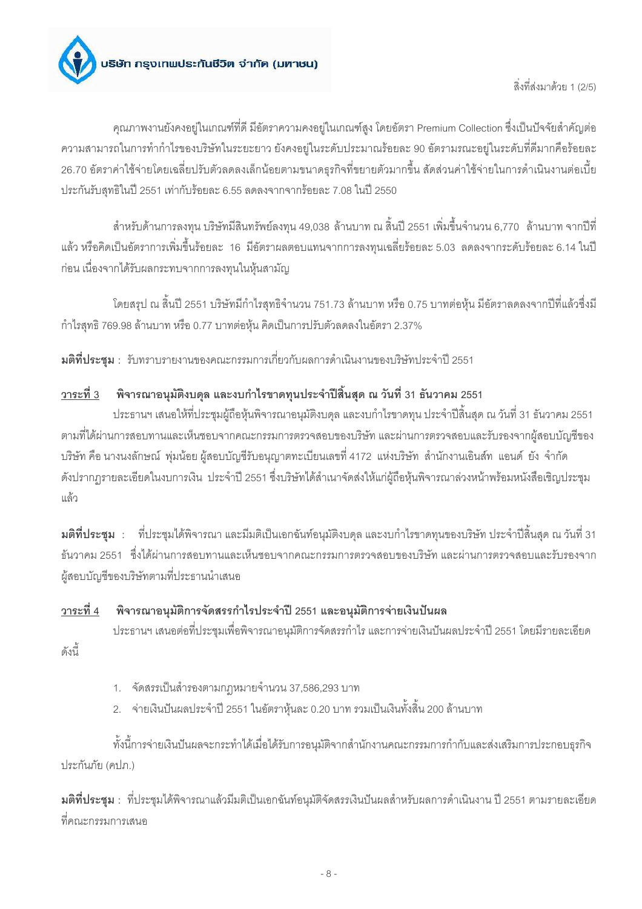สิ่งที่ส่งมาด้วย 1 (2/5)

คุณภาพงานยังคงอยู่ในเกณฑ์ที่ดี มีอัตราความคงอยู่ในเกณฑ์สูง โดยอัตรา Premium Collection ซึ่งเป็นปัจจัยสำคัญต่อความสามารถในการทำกำไรของบริษัทในระยะยาว ยังคงอยู่ในระดับประมาณร้อยละ 90 อัตรามรณะอยู่ในระดับที่ดีมากคือร้อยละ 26.70 อัตราค่าใช้จ่ายโดยเฉลี่ยปรับตัวลดลงเล็กน้อยตามขนาดธุรกิจที่ขยายตัวมากขึ้น สัดส่วนค่าใช้จ่ายในการดำเนินงานต่อเบี้ยประกันรับสุทธิในปี 2551 เท่ากับร้อยละ 6.55 ลดลงจากจากร้อยละ 7.08 ในปี 2550

สำหรับด้านการลงทุน บริษัทมีสินทรัพย์ลงทุน 49,038 ล้านบาท ณ สิ้นปี 2551 เพิ่มขึ้นจำนวน 6,770 ล้านบาท จากปีที่แล้ว หรือคิดเป็นอัตราการเพิ่มขึ้นร้อยละ 16 มีอัตราผลตอบแทนจากการลงทุนเฉลี่ยร้อยละ 5.03 ลดลงจากระดับร้อยละ 6.14 ในปีก่อน เนื่องจากได้รับผลกระทบจากการลงทุนในหุ้นสามัญ

โดยสรุป ณ สิ้นปี 2551 บริษัทมีกำไรสุทธิจำนวน 751.73 ล้านบาท หรือ 0.75 บาทต่อหุ้น มีอัตราลดลงจากปีที่แล้วซึ่งมีกำไรสุทธิ 769.98 ล้านบาท หรือ 0.77 บาทต่อหุ้น คิดเป็นการปรับตัวลดลงในอัตรา 2.37%

**มติที่ประชุม** : รับทราบรายงานของคณะกรรมการเกี่ยวกับผลการดำเนินงานของบริษัทประจำปี 2551

### <u>วาระที่ 3</u> พิจารณาอนุมัติงบดุล และงบกำไรขาดทุนประจำปีสิ้นสุด ณ วันที่ 31 ธันวาคม 2551

ประธานฯ เสนอให้ที่ประชุมผู้ถือหุ้นพิจารณาอนุมัติงบดุล และงบกำไรขาดทุน ประจำปีสิ้นสุด ณ วันที่ 31 ธันวาคม 2551 ตามที่ได้ผ่านการสอบทานและเห็นชอบจากคณะกรรมการตรวจสอบของบริษัท และผ่านการตรวจสอบและรับรองจากผู้สอบบัญชีของบริษัท คือ นางนงลักษณ์ พุ่มน้อย ผู้สอบบัญชีรับอนุญาตทะเบียนเลขที่ 4172 แห่งบริษัท สำนักงานเอินส์ท แอนด์ ยัง จำกัด ดังปรากฏรายละเอียดในงบการเงิน ประจำปี 2551 ซึ่งบริษัทได้สำเนาจัดส่งให้แก่ผู้ถือหุ้นพิจารณาล่วงหน้าพร้อมหนังสือเชิญประชุมแล้ว

**มติที่ประชุม** : ที่ประชุมได้พิจารณา และมีมติเป็นเอกฉันท์อนุมัติงบดุล และงบกำไรขาดทุนของบริษัท ประจำปีสิ้นสุด ณ วันที่ 31 ธันวาคม 2551 ซึ่งได้ผ่านการสอบทานและเห็นชอบจากคณะกรรมการตรวจสอบของบริษัท และผ่านการตรวจสอบและรับรองจากผู้สอบบัญชีของบริษัทตามที่ประธานนำเสนอ

### <u>วาระที่ 4</u> พิจารณาอนุมัติการจัดสรรกำไรประจำปี 2551 และอนุมัติการจ่ายเงินปันผล

ประธานฯ เสนอต่อที่ประชุมเพื่อพิจารณาอนุมัติการจัดสรรกำไร และการจ่ายเงินปันผลประจำปี 2551 โดยมีรายละเอียดดังนี้

1. จัดสรรเป็นสำรองตามกฎหมายจำนวน 37,586,293 บาท
2. จ่ายเงินปันผลประจำปี 2551 ในอัตราหุ้นละ 0.20 บาท รวมเป็นเงินทั้งสิ้น 200 ล้านบาท

ทั้งนี้การจ่ายเงินปันผลจะกระทำได้เมื่อได้รับการอนุมัติจากสำนักงานคณะกรรมการกำกับและส่งเสริมการประกอบธุรกิจประกันภัย (คปภ.)

**มติที่ประชุม** : ที่ประชุมได้พิจารณาแล้วมีมติเป็นเอกฉันท์อนุมัติจัดสรรเงินปันผลสำหรับผลการดำเนินงาน ปี 2551 ตามรายละเอียดที่คณะกรรมการเสนอ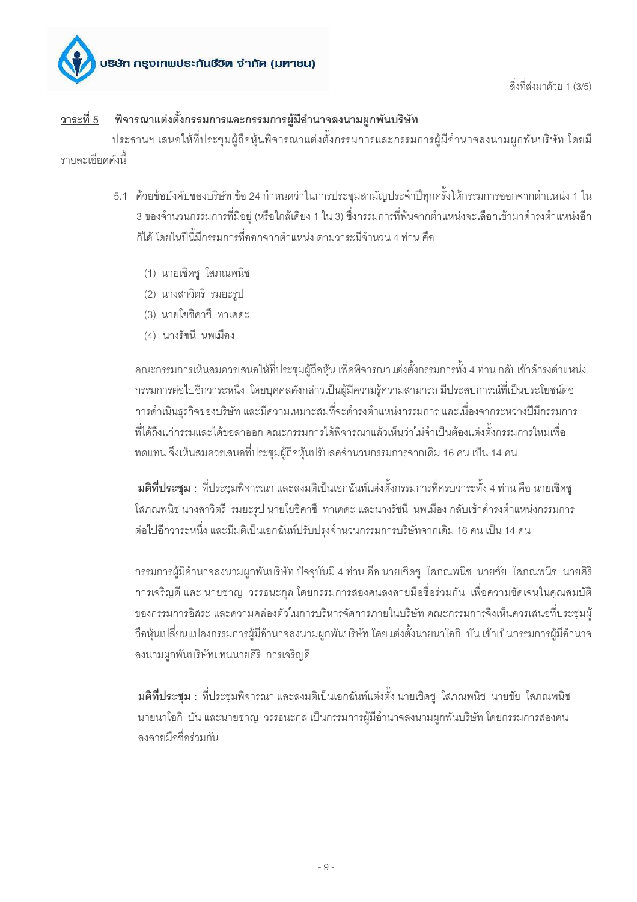บริษัท กรุงเทพประกันชีวิต จำกัด (มหาชน)

สิ่งที่ส่งมาด้วย 1 (3/5)

## วาระที่ 5 พิจารณาแต่งตั้งกรรมการและกรรมการผู้มีอำนาจลงนามผูกพันบริษัท

ประธานฯ เสนอให้ที่ประชุมผู้ถือหุ้นพิจารณาแต่งตั้งกรรมการและกรรมการผู้มีอำนาจลงนามผูกพันบริษัท โดยมีรายละเอียดดังนี้

5.1 ด้วยข้อบังคับของบริษัท ข้อ 24 กำหนดว่าในการประชุมสามัญประจำปีทุกครั้งให้กรรมการออกจากตำแหน่ง 1 ใน 3 ของจำนวนกรรมการที่มีอยู่ (หรือใกล้เคียง 1 ใน 3) ซึ่งกรรมการที่พ้นจากตำแหน่งจะเลือกเข้ามาดำรงตำแหน่งอีกก็ได้ โดยในปีนี้มีกรรมการที่ออกจากตำแหน่ง ตามวาระมีจำนวน 4 ท่าน คือ

(1) นายเชิดชู โสภณพนิช
(2) นางสาวิตรี รมยะรูป
(3) นายโยชิคาซึ ทาเคดะ
(4) นางรัชนี นพเมือง

คณะกรรมการเห็นสมควรเสนอให้ที่ประชุมผู้ถือหุ้น เพื่อพิจารณาแต่งตั้งกรรมการทั้ง 4 ท่าน กลับเข้าดำรงตำแหน่งกรรมการต่อไปอีกวาระหนึ่ง โดยบุคคลดังกล่าวเป็นผู้มีความรู้ความสามารถ มีประสบการณ์ที่เป็นประโยชน์ต่อการดำเนินธุรกิจของบริษัท และมีความเหมาะสมที่จะดำรงตำแหน่งกรรมการ และเนื่องจากระหว่างปีมีกรรมการที่ได้ถึงแก่กรรมและได้ขอลาออก คณะกรรมการได้พิจารณาแล้วเห็นว่าไม่จำเป็นต้องแต่งตั้งกรรมการใหม่เพื่อทดแทน จึงเห็นสมควรเสนอที่ประชุมผู้ถือหุ้นปรับลดจำนวนกรรมการจากเดิม 16 คน เป็น 14 คน

**มติที่ประชุม** : ที่ประชุมพิจารณา และลงมติเป็นเอกฉันท์แต่งตั้งกรรมการที่ครบวาระทั้ง 4 ท่าน คือ นายเชิดชู โสภณพนิช นางสาวิตรี รมยะรูป นายโยชิคาซึ ทาเคดะ และนางรัชนี นพเมือง กลับเข้าดำรงตำแหน่งกรรมการต่อไปอีกวาระหนึ่ง และมีมติเป็นเอกฉันท์ปรับปรุงจำนวนกรรมการบริษัทจากเดิม 16 คน เป็น 14 คน

กรรมการผู้มีอำนาจลงนามผูกพันบริษัท ปัจจุบันมี 4 ท่าน คือ นายเชิดชู โสภณพนิช นายชัย โสภณพนิช นายศิริ การเจริญดี และ นายชาญ วรรธนะกุล โดยกรรมการสองคนลงลายมือชื่อร่วมกัน เพื่อความชัดเจนในคุณสมบัติของกรรมการอิสระ และความคล่องตัวในการบริหารจัดการภายในบริษัท คณะกรรมการจึงเห็นควรเสนอที่ประชุมผู้ถือหุ้นเปลี่ยนแปลงกรรมการผู้มีอำนาจลงนามผูกพันบริษัท โดยแต่งตั้งนายนาโอกิ บัน เข้าเป็นกรรมการผู้มีอำนาจลงนามผูกพันบริษัทแทนนายศิริ การเจริญดี

**มติที่ประชุม** : ที่ประชุมพิจารณา และลงมติเป็นเอกฉันท์แต่งตั้ง นายเชิดชู โสภณพนิช นายชัย โสภณพนิช นายนาโอกิ บัน และนายชาญ วรรธนะกุล เป็นกรรมการผู้มีอำนาจลงนามผูกพันบริษัท โดยกรรมการสองคนลงลายมือชื่อร่วมกัน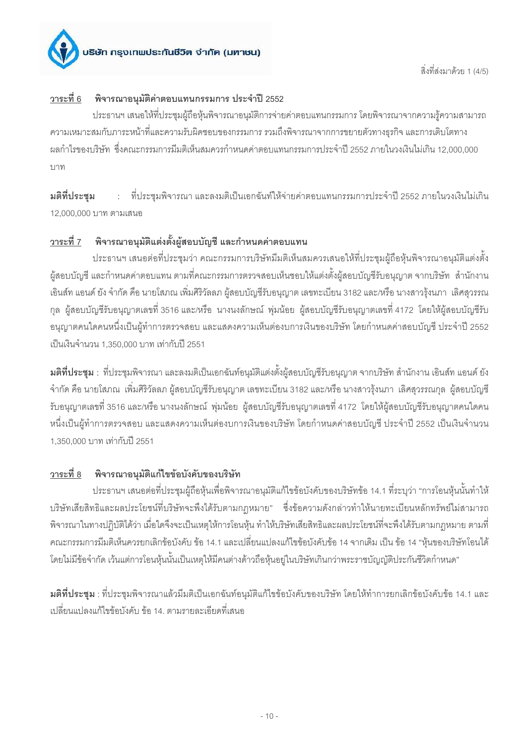## วาระที่ 6 พิจารณาอนุมัติค่าตอบแทนกรรมการ ประจำปี 2552

ประธานฯ เสนอให้ที่ประชุมผู้ถือหุ้นพิจารณาอนุมัติการจ่ายค่าตอบแทนกรรมการ โดยพิจารณาจากความรู้ความสามารถ ความเหมาะสมกับภาระหน้าที่และความรับผิดชอบของกรรมการ รวมถึงพิจารณาจากการขยายตัวทางธุรกิจ และการเติบโตทางผลกำไรของบริษัท ซึ่งคณะกรรมการมีมติเห็นสมควรกำหนดค่าตอบแทนกรรมการประจำปี 2552 ภายในวงเงินไม่เกิน 12,000,000 บาท

**มติที่ประชุม** : ที่ประชุมพิจารณา และลงมติเป็นเอกฉันท์ให้จ่ายค่าตอบแทนกรรมการประจำปี 2552 ภายในวงเงินไม่เกิน 12,000,000 บาท ตามเสนอ

## วาระที่ 7 พิจารณาอนุมัติแต่งตั้งผู้สอบบัญชี และกำหนดค่าตอบแทน

ประธานฯ เสนอต่อที่ประชุมว่า คณะกรรมการบริษัทมีมติเห็นสมควรเสนอให้ที่ประชุมผู้ถือหุ้นพิจารณาอนุมัติแต่งตั้งผู้สอบบัญชี และกำหนดค่าตอบแทน ตามที่คณะกรรมการตรวจสอบเห็นชอบให้แต่งตั้งผู้สอบบัญชีรับอนุญาต จากบริษัท สำนักงาน เอินส์ท แอนด์ ยัง จำกัด คือ นายโสภณ เพิ่มศิริวัลลภ ผู้สอบบัญชีรับอนุญาต เลขทะเบียน 3182 และ/หรือ นางสาวรุ้งนภา เลิศสุวรรณกุล ผู้สอบบัญชีรับอนุญาตเลขที่ 3516 และ/หรือ นางนงลักษณ์ พุ่มน้อย ผู้สอบบัญชีรับอนุญาตเลขที่ 4172 โดยให้ผู้สอบบัญชีรับอนุญาตคนใดคนหนึ่งเป็นผู้ทำการตรวจสอบ และแสดงความเห็นต่องบการเงินของบริษัท โดยกำหนดค่าสอบบัญชี ประจำปี 2552 เป็นเงินจำนวน 1,350,000 บาท เท่ากับปี 2551

**มติที่ประชุม** : ที่ประชุมพิจารณา และลงมติเป็นเอกฉันท์อนุมัติแต่งตั้งผู้สอบบัญชีรับอนุญาต จากบริษัท สำนักงาน เอินส์ท แอนด์ ยัง จำกัด คือ นายโสภณ เพิ่มศิริวัลลภ ผู้สอบบัญชีรับอนุญาต เลขทะเบียน 3182 และ/หรือ นางสาวรุ้งนภา เลิศสุวรรณกุล ผู้สอบบัญชีรับอนุญาตเลขที่ 3516 และ/หรือ นางนงลักษณ์ พุ่มน้อย ผู้สอบบัญชีรับอนุญาตเลขที่ 4172 โดยให้ผู้สอบบัญชีรับอนุญาตคนใดคนหนึ่งเป็นผู้ทำการตรวจสอบ และแสดงความเห็นต่องบการเงินของบริษัท โดยกำหนดค่าสอบบัญชี ประจำปี 2552 เป็นเงินจำนวน 1,350,000 บาท เท่ากับปี 2551

## วาระที่ 8 พิจารณาอนุมัติแก้ไขข้อบังคับของบริษัท

ประธานฯ เสนอต่อที่ประชุมผู้ถือหุ้นเพื่อพิจารณาอนุมัติแก้ไขข้อบังคับของบริษัทข้อ 14.1 ที่ระบุว่า "การโอนหุ้นนั้นทำให้บริษัทเสียสิทธิและผลประโยชน์ที่บริษัทจะพึงได้รับตามกฎหมาย" ซึ่งข้อความดังกล่าวทำให้นายทะเบียนหลักทรัพย์ไม่สามารถพิจารณาในทางปฏิบัติได้ว่า เมื่อใดจึงจะเป็นเหตุให้การโอนหุ้น ทำให้บริษัทเสียสิทธิและผลประโยชน์ที่จะพึงได้รับตามกฎหมาย ตามที่คณะกรรมการมีมติเห็นควรยกเลิกข้อบังคับ ข้อ 14.1 และเปลี่ยนแปลงแก้ไขข้อบังคับข้อ 14 จากเดิม เป็น ข้อ 14 "หุ้นของบริษัทโอนได้โดยไม่มีข้อจำกัด เว้นแต่การโอนหุ้นนั้นเป็นเหตุให้มีคนต่างด้าวถือหุ้นอยู่ในบริษัทเกินกว่าพระราชบัญญัติประกันชีวิตกำหนด"

**มติที่ประชุม** : ที่ประชุมพิจารณาแล้วมีมติเป็นเอกฉันท์อนุมัติแก้ไขข้อบังคับของบริษัท โดยให้ทำการยกเลิกข้อบังคับข้อ 14.1 และเปลี่ยนแปลงแก้ไขข้อบังคับ ข้อ 14. ตามรายละเอียดที่เสนอ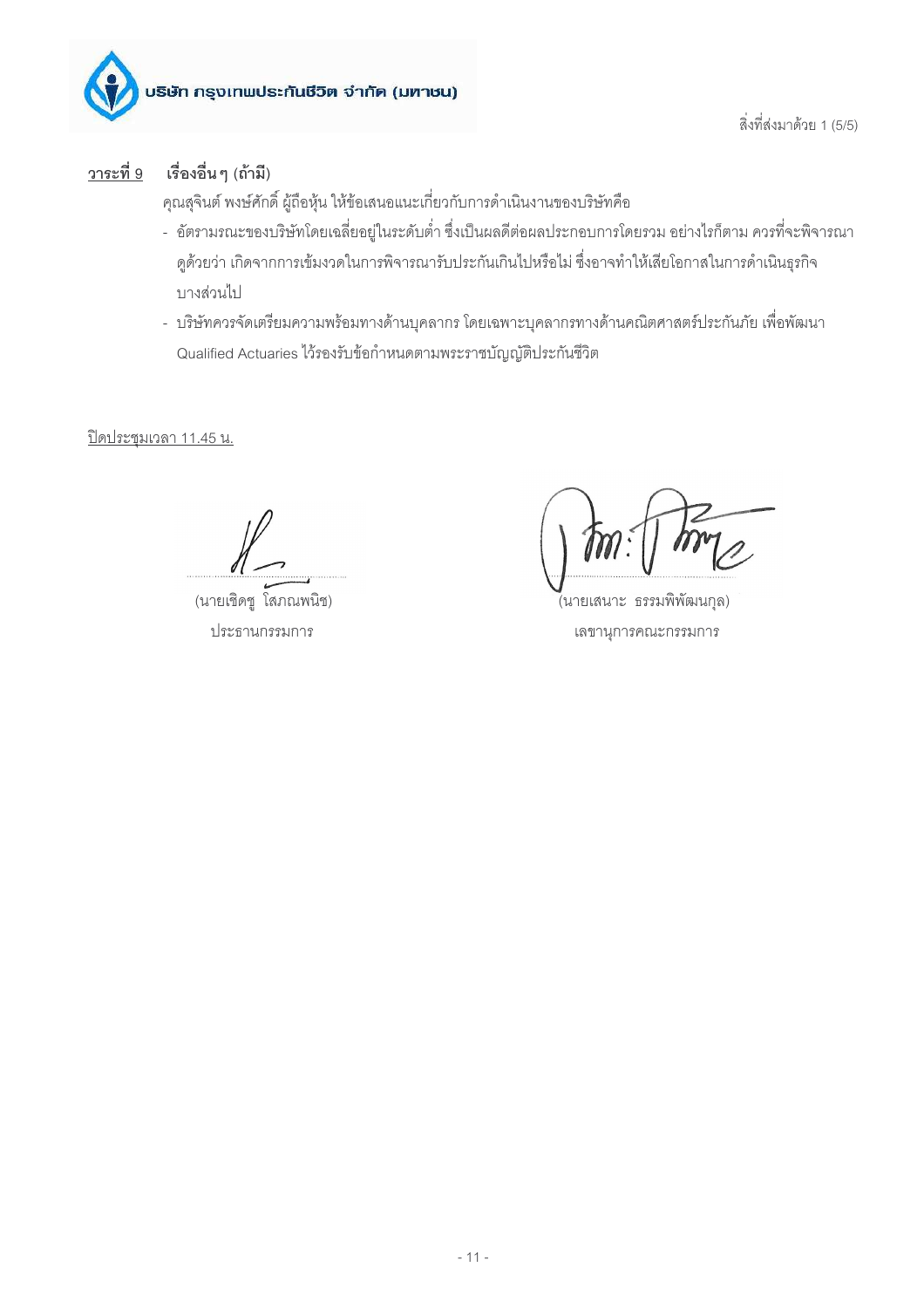**วาระที่ 9 เรื่องอื่น ๆ (ถ้ามี)**

คุณสุจินต์ พงษ์ศักดิ์ ผู้ถือหุ้น ให้ข้อเสนอแนะเกี่ยวกับการดำเนินงานของบริษัทคือ

- อัตรามรณะของบริษัทโดยเฉลี่ยอยู่ในระดับต่ำ ซึ่งเป็นผลดีต่อผลประกอบการโดยรวม อย่างไรก็ตาม ควรที่จะพิจารณาดูด้วยว่า เกิดจากการเข้มงวดในการพิจารณารับประกันเกินไปหรือไม่ ซึ่งอาจทำให้เสียโอกาสในการดำเนินธุรกิจบางส่วนไป
- บริษัทควรจัดเตรียมความพร้อมทางด้านบุคลากร โดยเฉพาะบุคลากรทางด้านคณิตศาสตร์ประกันภัย เพื่อพัฒนา Qualified Actuaries ไว้รองรับข้อกำหนดตามพระราชบัญญัติประกันชีวิต

ปิดประชุมเวลา 11.45 น.

(นายเชิดชู โสภณพนิช)
ประธานกรรมการ

(นายเสนาะ ธรรมพิพัฒนกุล)
เลขานุการคณะกรรมการ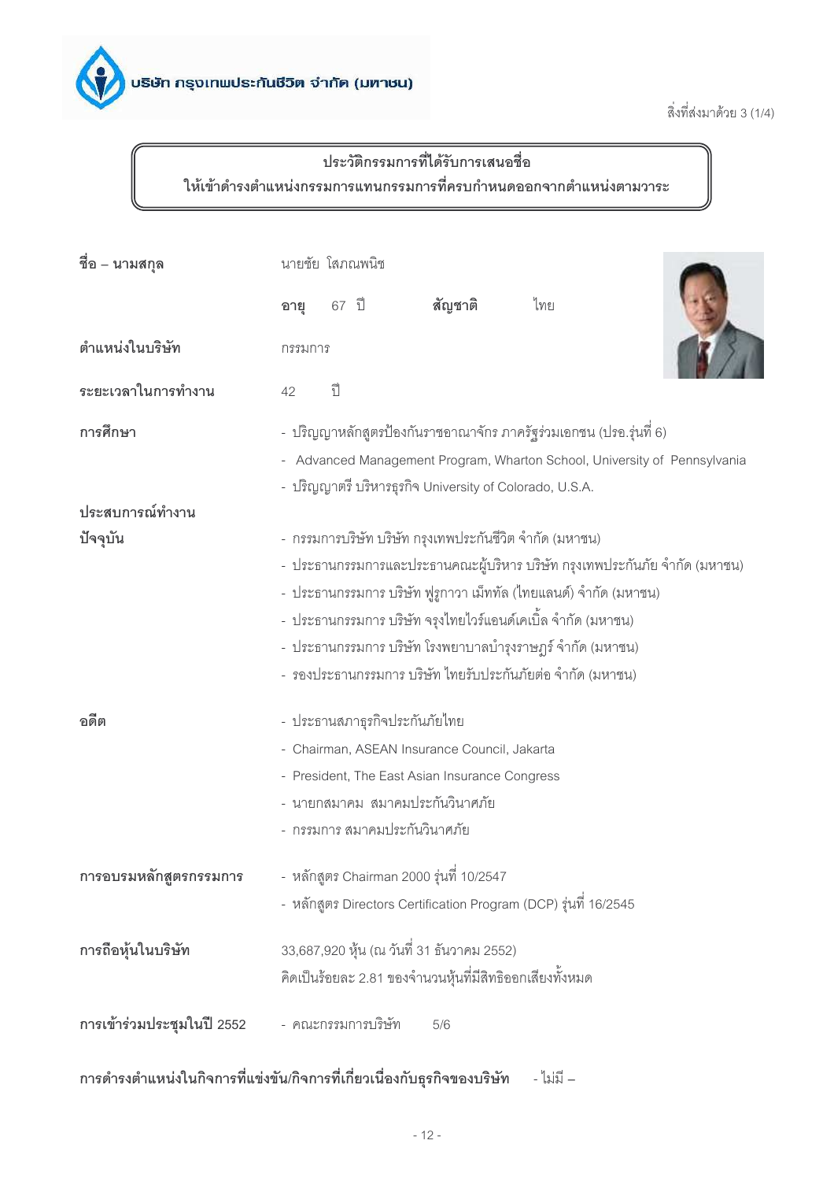บริษัท กรุงเทพประกันชีวิต จำกัด (มหาชน)

สิ่งที่ส่งมาด้วย 3 (1/4)

## ประวัติกรรมการที่ได้รับการเสนอชื่อ ให้เข้าดำรงตำแหน่งกรรมการแทนกรรมการที่ครบกำหนดออกจากตำแหน่งตามวาระ

**ชื่อ – นามสกุล** นายชัย โสภณพนิช

**อายุ** 67 ปี **สัญชาติ** ไทย

**ตำแหน่งในบริษัท** กรรมการ

**ระยะเวลาในการทำงาน** 42 ปี

**การศึกษา**
- ปริญญาหลักสูตรป้องกันราชอาณาจักร ภาครัฐร่วมเอกชน (ปรอ.รุ่นที่ 6)
- Advanced Management Program, Wharton School, University of Pennsylvania
- ปริญญาตรี บริหารธุรกิจ University of Colorado, U.S.A.

**ประสบการณ์ทำงาน**

**ปัจจุบัน**
- กรรมการบริษัท บริษัท กรุงเทพประกันชีวิต จำกัด (มหาชน)
- ประธานกรรมการและประธานคณะผู้บริหาร บริษัท กรุงเทพประกันภัย จำกัด (มหาชน)
- ประธานกรรมการ บริษัท ฟูรูกาวา เม็ททัล (ไทยแลนด์) จำกัด (มหาชน)
- ประธานกรรมการ บริษัท จรุงไทยไวร์แอนด์เคเบิ้ล จำกัด (มหาชน)
- ประธานกรรมการ บริษัท โรงพยาบาลบำรุงราษฎร์ จำกัด (มหาชน)
- รองประธานกรรมการ บริษัท ไทยรับประกันภัยต่อ จำกัด (มหาชน)

**อดีต**
- ประธานสภาธุรกิจประกันภัยไทย
- Chairman, ASEAN Insurance Council, Jakarta
- President, The East Asian Insurance Congress
- นายกสมาคม สมาคมประกันวินาศภัย
- กรรมการ สมาคมประกันวินาศภัย

**การอบรมหลักสูตรกรรมการ**
- หลักสูตร Chairman 2000 รุ่นที่ 10/2547
- หลักสูตร Directors Certification Program (DCP) รุ่นที่ 16/2545

**การถือหุ้นในบริษัท** 33,687,920 หุ้น (ณ วันที่ 31 ธันวาคม 2552) คิดเป็นร้อยละ 2.81 ของจำนวนหุ้นที่มีสิทธิออกเสียงทั้งหมด

**การเข้าร่วมประชุมในปี 2552** - คณะกรรมการบริษัท 5/6

**การดำรงตำแหน่งในกิจการที่แข่งขัน/กิจการที่เกี่ยวเนื่องกับธุรกิจของบริษัท** - ไม่มี –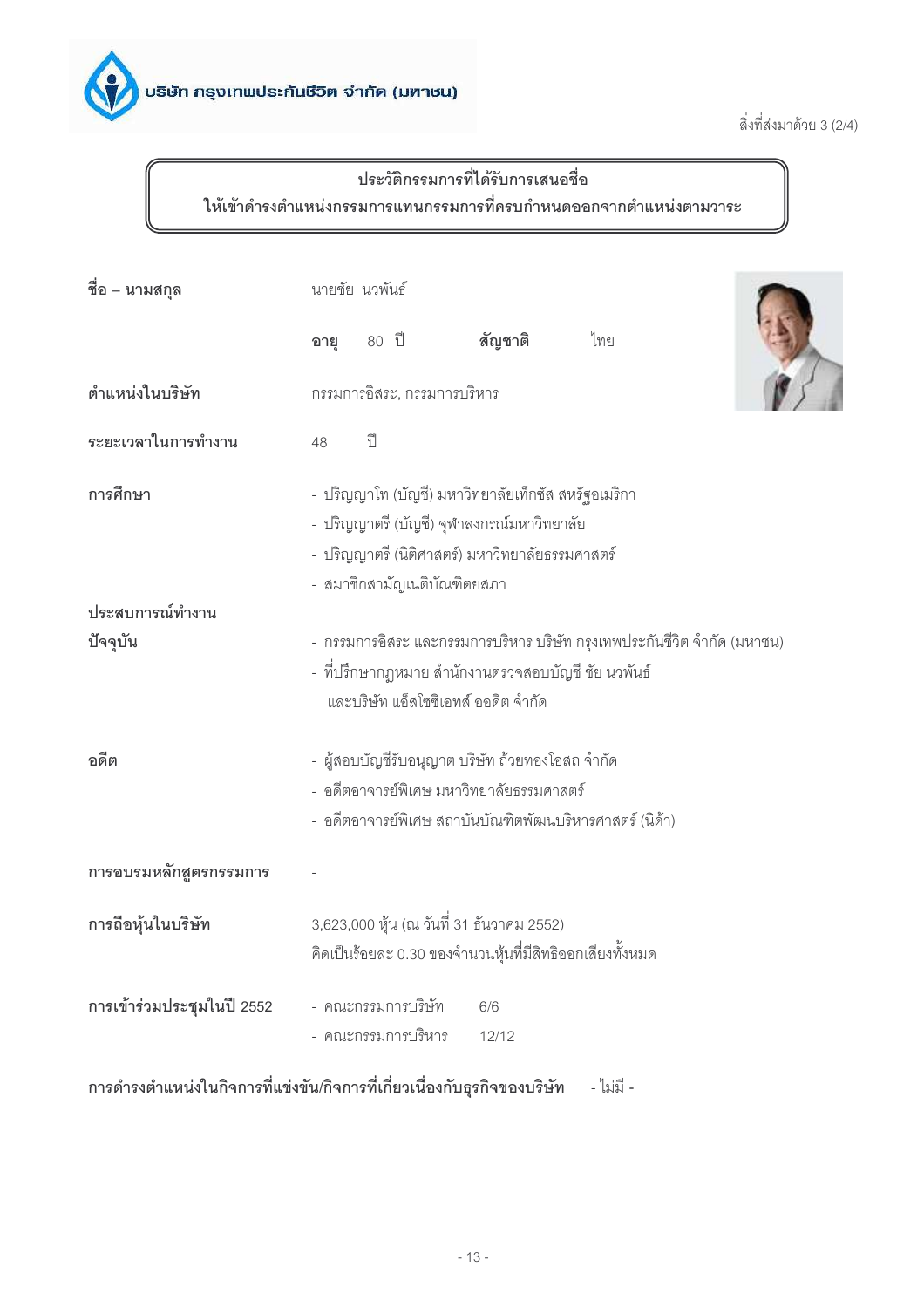บริษัท กรุงเทพประกันชีวิต จำกัด (มหาชน)

สิ่งที่ส่งมาด้วย 3 (2/4)

## ประวัติกรรมการที่ได้รับการเสนอชื่อ
## ให้เข้าดำรงตำแหน่งกรรมการแทนกรรมการที่ครบกำหนดออกจากตำแหน่งตามวาระ

**ชื่อ – นามสกุล** นายชัย นวพันธ์

**อายุ** 80 ปี **สัญชาติ** ไทย

**ตำแหน่งในบริษัท** กรรมการอิสระ, กรรมการบริหาร

**ระยะเวลาในการทำงาน** 48 ปี

**การศึกษา**

- ปริญญาโท (บัญชี) มหาวิทยาลัยเท็กซัส สหรัฐอเมริกา
- ปริญญาตรี (บัญชี) จุฬาลงกรณ์มหาวิทยาลัย
- ปริญญาตรี (นิติศาสตร์) มหาวิทยาลัยธรรมศาสตร์
- สมาชิกสามัญเนติบัณฑิตยสภา

**ประสบการณ์ทำงาน**

**ปัจจุบัน**

- กรรมการอิสระ และกรรมการบริหาร บริษัท กรุงเทพประกันชีวิต จำกัด (มหาชน)
- ที่ปรึกษากฎหมาย สำนักงานตรวจสอบบัญชี ชัย นวพันธ์ และบริษัท แอ็สโซซิเอทส์ ออดิต จำกัด

**อดีต**

- ผู้สอบบัญชีรับอนุญาต บริษัท ถ้วยทองโอสถ จำกัด
- อดีตอาจารย์พิเศษ มหาวิทยาลัยธรรมศาสตร์
- อดีตอาจารย์พิเศษ สถาบันบัณฑิตพัฒนบริหารศาสตร์ (นิด้า)

**การอบรมหลักสูตรกรรมการ** -

**การถือหุ้นในบริษัท** 3,623,000 หุ้น (ณ วันที่ 31 ธันวาคม 2552)
คิดเป็นร้อยละ 0.30 ของจำนวนหุ้นที่มีสิทธิออกเสียงทั้งหมด

**การเข้าร่วมประชุมในปี 2552**

- คณะกรรมการบริษัท 6/6
- คณะกรรมการบริหาร 12/12

**การดำรงตำแหน่งในกิจการที่แข่งขัน/กิจการที่เกี่ยวเนื่องกับธุรกิจของบริษัท** - ไม่มี -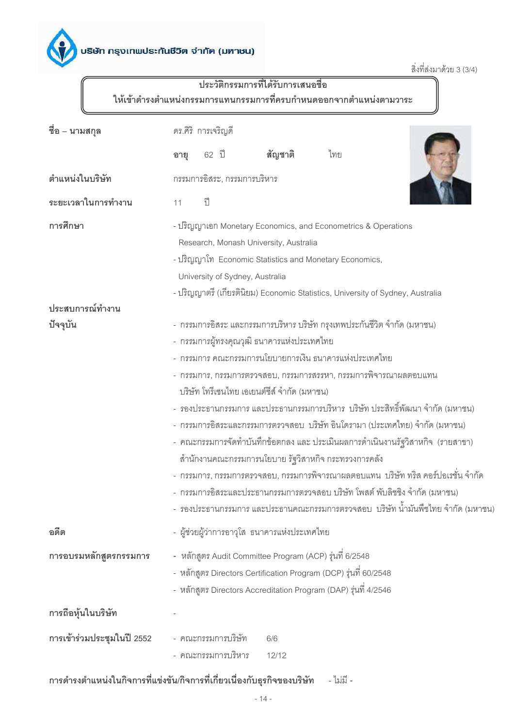บริษัท กรุงเทพประกันชีวิต จำกัด (มหาชน)

สิ่งที่ส่งมาด้วย 3 (3/4)

## ประวัติกรรมการที่ได้รับการเสนอชื่อ ให้เข้าดำรงตำแหน่งกรรมการแทนกรรมการที่ครบกำหนดออกจากตำแหน่งตามวาระ

**ชื่อ – นามสกุล** ดร.ศิริ การเจริญดี

**อายุ** 62 ปี **สัญชาติ** ไทย

**ตำแหน่งในบริษัท** กรรมการอิสระ, กรรมการบริหาร

**ระยะเวลาในการทำงาน** 11 ปี

**การศึกษา**
- ปริญญาเอก Monetary Economics, and Econometrics & Operations Research, Monash University, Australia
- ปริญญาโท Economic Statistics and Monetary Economics, University of Sydney, Australia
- ปริญญาตรี (เกียรตินิยม) Economic Statistics, University of Sydney, Australia

**ประสบการณ์ทำงาน**

**ปัจจุบัน**
- กรรมการอิสระ และกรรมการบริหาร บริษัท กรุงเทพประกันชีวิต จำกัด (มหาชน)
- กรรมการผู้ทรงคุณวุฒิ ธนาคารแห่งประเทศไทย
- กรรมการ คณะกรรมการนโยบายการเงิน ธนาคารแห่งประเทศไทย
- กรรมการ, กรรมการตรวจสอบ, กรรมการสรรหา, กรรมการพิจารณาผลตอบแทน บริษัท โทรีเซนไทย เอเยนต์ซีส์ จำกัด (มหาชน)
- รองประธานกรรมการ และประธานกรรมการบริหาร บริษัท ประสิทธิ์พัฒนา จำกัด (มหาชน)
- กรรมการอิสระและกรรมการตรวจสอบ บริษัท อินโดรามา (ประเทศไทย) จำกัด (มหาชน)
- คณะกรรมการจัดทำบันทึกข้อตกลง และ ประเมินผลการดำเนินงานรัฐวิสาหกิจ (รายสาขา) สำนักงานคณะกรรมการนโยบาย รัฐวิสาหกิจ กระทรวงการคลัง
- กรรมการ, กรรมการตรวจสอบ, กรรมการพิจารณาผลตอบแทน บริษัท ทริส คอร์ปอเรชั่น จำกัด
- กรรมการอิสระและประธานกรรมการตรวจสอบ บริษัท โพสต์ พับลิชชิ่ง จำกัด (มหาชน)
- รองประธานกรรมการ และประธานคณะกรรมการตรวจสอบ บริษัท น้ำมันพืชไทย จำกัด (มหาชน)

**อดีต**
- ผู้ช่วยผู้ว่าการอาวุโส ธนาคารแห่งประเทศไทย

**การอบรมหลักสูตรกรรมการ**
- หลักสูตร Audit Committee Program (ACP) รุ่นที่ 6/2548
- หลักสูตร Directors Certification Program (DCP) รุ่นที่ 60/2548
- หลักสูตร Directors Accreditation Program (DAP) รุ่นที่ 4/2546

**การถือหุ้นในบริษัท** -

**การเข้าร่วมประชุมในปี 2552**
- คณะกรรมการบริษัท 6/6
- คณะกรรมการบริหาร 12/12

**การดำรงตำแหน่งในกิจการที่แข่งขัน/กิจการที่เกี่ยวเนื่องกับธุรกิจของบริษัท** - ไม่มี -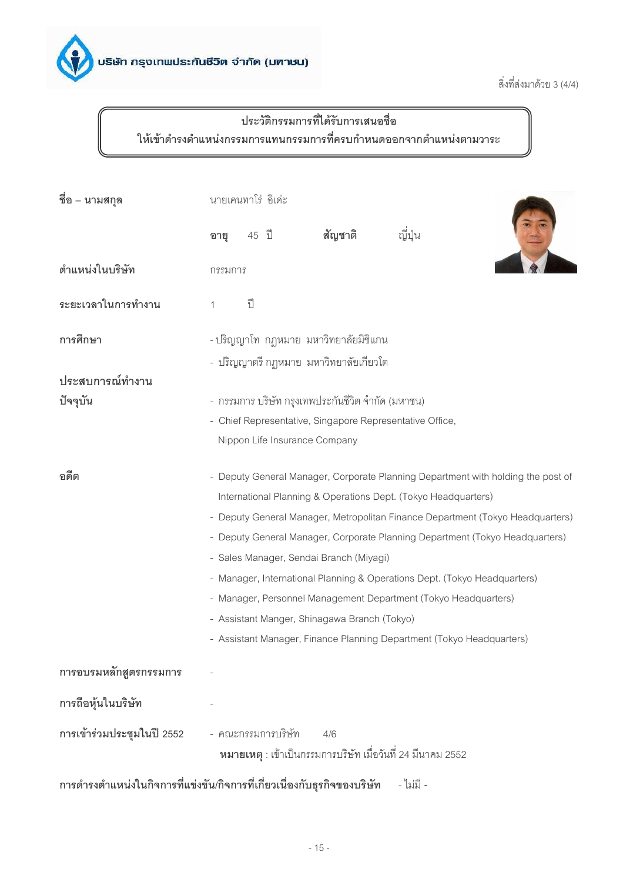บริษัท กรุงเทพประกันชีวิต จำกัด (มหาชน)

สิ่งที่ส่งมาด้วย 3 (4/4)

## ประวัติกรรมการที่ได้รับการเสนอชื่อ ให้เข้าดำรงตำแหน่งกรรมการแทนกรรมการที่ครบกำหนดออกจากตำแหน่งตามวาระ

**ชื่อ – นามสกุล** นายเคนทาโร่ อิเด่ะ

**อายุ** 45 ปี **สัญชาติ** ญี่ปุ่น

**ตำแหน่งในบริษัท** กรรมการ

**ระยะเวลาในการทำงาน** 1 ปี

**การศึกษา**
- ปริญญาโท กฎหมาย มหาวิทยาลัยมิชิแกน
- ปริญญาตรี กฎหมาย มหาวิทยาลัยเกียวโต

**ประสบการณ์ทำงาน**

**ปัจจุบัน**
- กรรมการ บริษัท กรุงเทพประกันชีวิต จำกัด (มหาชน)
- Chief Representative, Singapore Representative Office, Nippon Life Insurance Company

**อดีต**
- Deputy General Manager, Corporate Planning Department with holding the post of International Planning & Operations Dept. (Tokyo Headquarters)
- Deputy General Manager, Metropolitan Finance Department (Tokyo Headquarters)
- Deputy General Manager, Corporate Planning Department (Tokyo Headquarters)
- Sales Manager, Sendai Branch (Miyagi)
- Manager, International Planning & Operations Dept. (Tokyo Headquarters)
- Manager, Personnel Management Department (Tokyo Headquarters)
- Assistant Manger, Shinagawa Branch (Tokyo)
- Assistant Manager, Finance Planning Department (Tokyo Headquarters)

**การอบรมหลักสูตรกรรมการ** -

**การถือหุ้นในบริษัท** -

**การเข้าร่วมประชุมในปี 2552**
- คณะกรรมการบริษัท 4/6

**หมายเหตุ** : เข้าเป็นกรรมการบริษัท เมื่อวันที่ 24 มีนาคม 2552

**การดำรงตำแหน่งในกิจการที่แข่งขัน/กิจการที่เกี่ยวเนื่องกับธุรกิจของบริษัท** - ไม่มี -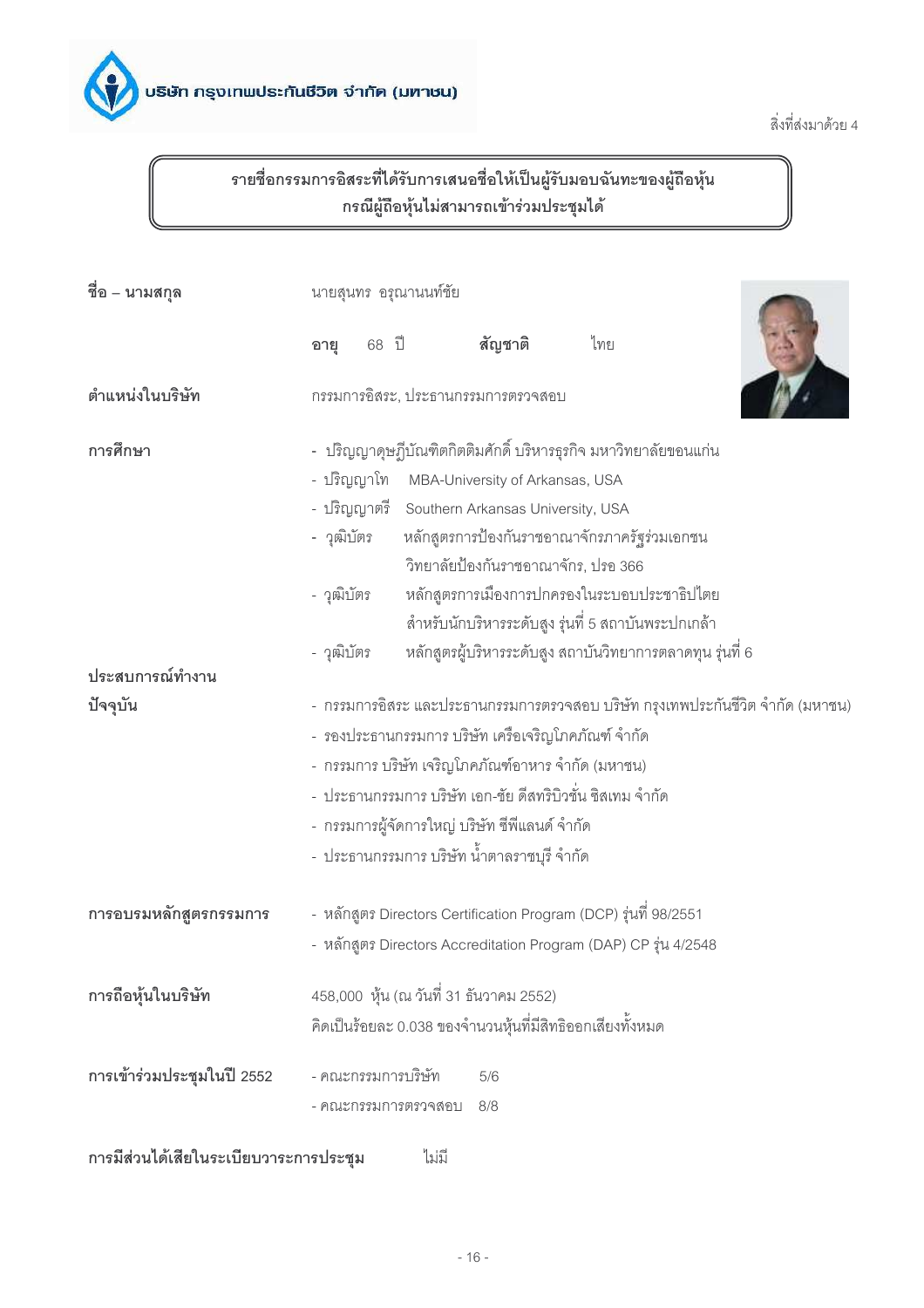บริษัท กรุงเทพประกันชีวิต จำกัด (มหาชน)

สิ่งที่ส่งมาด้วย 4

## รายชื่อกรรมการอิสระที่ได้รับการเสนอชื่อให้เป็นผู้รับมอบฉันทะของผู้ถือหุ้น กรณีผู้ถือหุ้นไม่สามารถเข้าร่วมประชุมได้

**ชื่อ – นามสกุล** นายสุนทร อรุณานนท์ชัย

**อายุ** 68 ปี **สัญชาติ** ไทย

**ตำแหน่งในบริษัท** กรรมการอิสระ, ประธานกรรมการตรวจสอบ

**การศึกษา**

- ปริญญาดุษฎีบัณฑิตกิตติมศักดิ์ บริหารธุรกิจ มหาวิทยาลัยขอนแก่น
- ปริญญาโท MBA-University of Arkansas, USA
- ปริญญาตรี Southern Arkansas University, USA
- วุฒิบัตร หลักสูตรการป้องกันราชอาณาจักรภาครัฐร่วมเอกชน วิทยาลัยป้องกันราชอาณาจักร, ปรอ 366
- วุฒิบัตร หลักสูตรการเมืองการปกครองในระบอบประชาธิปไตย สำหรับนักบริหารระดับสูง รุ่นที่ 5 สถาบันพระปกเกล้า
- วุฒิบัตร หลักสูตรผู้บริหารระดับสูง สถาบันวิทยาการตลาดทุน รุ่นที่ 6

**ประสบการณ์ทำงาน**

**ปัจจุบัน**

- กรรมการอิสระ และประธานกรรมการตรวจสอบ บริษัท กรุงเทพประกันชีวิต จำกัด (มหาชน)
- รองประธานกรรมการ บริษัท เครือเจริญโภคภัณฑ์ จำกัด
- กรรมการ บริษัท เจริญโภคภัณฑ์อาหาร จำกัด (มหาชน)
- ประธานกรรมการ บริษัท เอก-ชัย ดีสทริบิวชั่น ซิสเทม จำกัด
- กรรมการผู้จัดการใหญ่ บริษัท ซีพีแลนด์ จำกัด
- ประธานกรรมการ บริษัท น้ำตาลราชบุรี จำกัด

**การอบรมหลักสูตรกรรมการ**

- หลักสูตร Directors Certification Program (DCP) รุ่นที่ 98/2551
- หลักสูตร Directors Accreditation Program (DAP) CP รุ่น 4/2548

**การถือหุ้นในบริษัท** 458,000 หุ้น (ณ วันที่ 31 ธันวาคม 2552) คิดเป็นร้อยละ 0.038 ของจำนวนหุ้นที่มีสิทธิออกเสียงทั้งหมด

**การเข้าร่วมประชุมในปี 2552**

- คณะกรรมการบริษัท 5/6
- คณะกรรมการตรวจสอบ 8/8

**การมีส่วนได้เสียในระเบียบวาระการประชุม** ไม่มี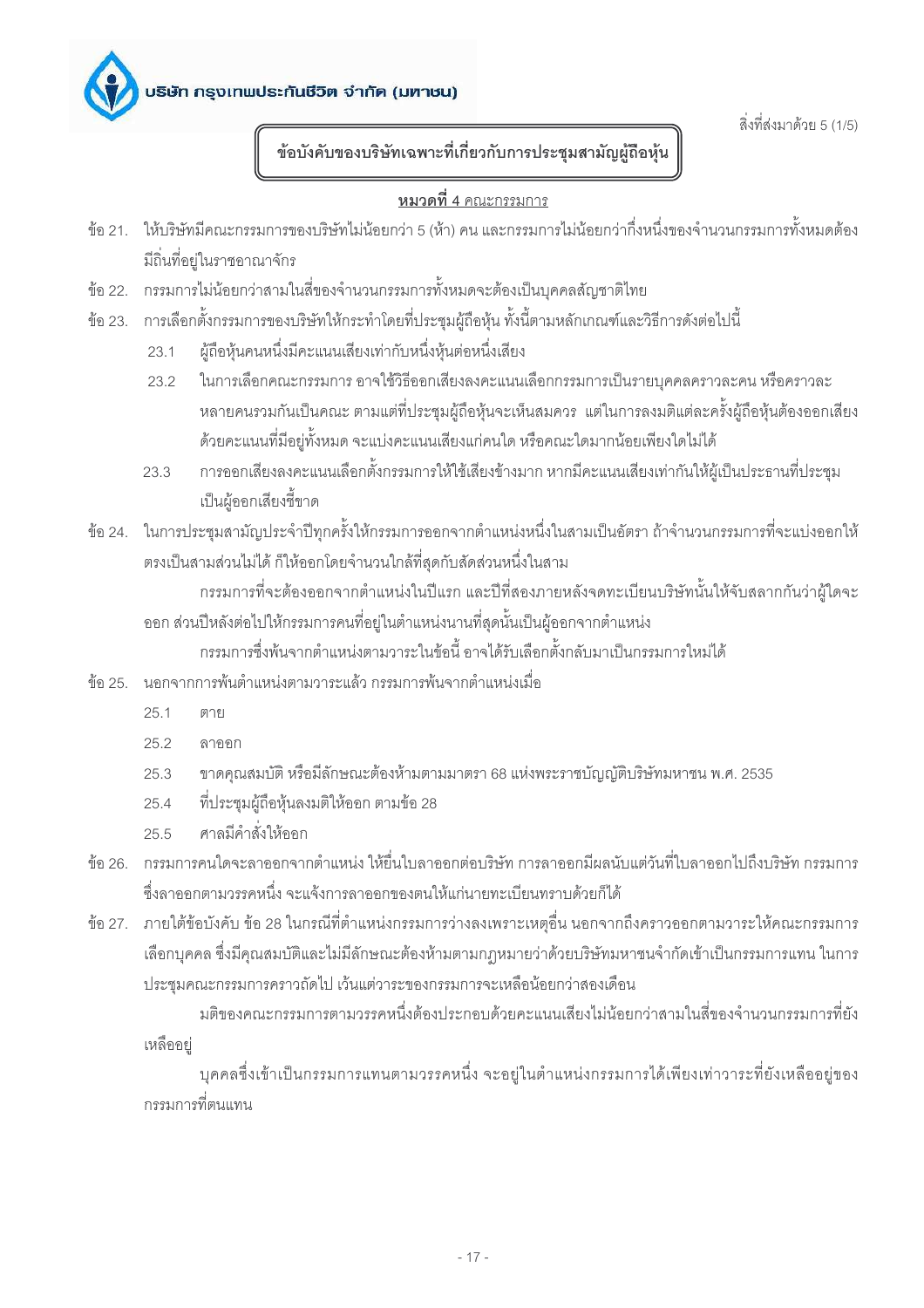บริษัท กรุงเทพประกันชีวิต จำกัด (มหาชน)

สิ่งที่ส่งมาด้วย 5 (1/5)

## ข้อบังคับของบริษัทเฉพาะที่เกี่ยวกับการประชุมสามัญผู้ถือหุ้น

### **หมวดที่ 4 คณะกรรมการ**

ข้อ 21. ให้บริษัทมีคณะกรรมการของบริษัทไม่น้อยกว่า 5 (ห้า) คน และกรรมการไม่น้อยกว่ากึ่งหนึ่งของจำนวนกรรมการทั้งหมดต้องมีถิ่นที่อยู่ในราชอาณาจักร

ข้อ 22. กรรมการไม่น้อยกว่าสามในสี่ของจำนวนกรรมการทั้งหมดจะต้องเป็นบุคคลสัญชาติไทย

ข้อ 23. การเลือกตั้งกรรมการของบริษัทให้กระทำโดยที่ประชุมผู้ถือหุ้น ทั้งนี้ตามหลักเกณฑ์และวิธีการดังต่อไปนี้

23.1 ผู้ถือหุ้นคนหนึ่งมีคะแนนเสียงเท่ากับหนึ่งหุ้นต่อหนึ่งเสียง

23.2 ในการเลือกคณะกรรมการ อาจใช้วิธีออกเสียงลงคะแนนเลือกกรรมการเป็นรายบุคคลคราวละคน หรือคราวละหลายคนรวมกันเป็นคณะ ตามแต่ที่ประชุมผู้ถือหุ้นจะเห็นสมควร แต่ในการลงมติแต่ละครั้งผู้ถือหุ้นต้องออกเสียงด้วยคะแนนที่มีอยู่ทั้งหมด จะแบ่งคะแนนเสียงแก่คนใด หรือคณะใดมากน้อยเพียงใดไม่ได้

23.3 การออกเสียงลงคะแนนเลือกตั้งกรรมการให้ใช้เสียงข้างมาก หากมีคะแนนเสียงเท่ากันให้ผู้เป็นประธานที่ประชุมเป็นผู้ออกเสียงชี้ขาด

ข้อ 24. ในการประชุมสามัญประจำปีทุกครั้งให้กรรมการออกจากตำแหน่งหนึ่งในสามเป็นอัตรา ถ้าจำนวนกรรมการที่จะแบ่งออกให้ตรงเป็นสามส่วนไม่ได้ ก็ให้ออกโดยจำนวนใกล้ที่สุดกับสัดส่วนหนึ่งในสาม

กรรมการที่จะต้องออกจากตำแหน่งในปีแรก และปีที่สองภายหลังจดทะเบียนบริษัทนั้นให้จับสลากกันว่าผู้ใดจะออก ส่วนปีหลังต่อไปให้กรรมการคนที่อยู่ในตำแหน่งนานที่สุดนั้นเป็นผู้ออกจากตำแหน่ง

กรรมการซึ่งพ้นจากตำแหน่งตามวาระในข้อนี้ อาจได้รับเลือกตั้งกลับมาเป็นกรรมการใหม่ได้

ข้อ 25. นอกจากการพ้นตำแหน่งตามวาระแล้ว กรรมการพ้นจากตำแหน่งเมื่อ

25.1 ตาย

25.2 ลาออก

25.3 ขาดคุณสมบัติ หรือมีลักษณะต้องห้ามตามมาตรา 68 แห่งพระราชบัญญัติบริษัทมหาชน พ.ศ. 2535

25.4 ที่ประชุมผู้ถือหุ้นลงมติให้ออก ตามข้อ 28

25.5 ศาลมีคำสั่งให้ออก

ข้อ 26. กรรมการคนใดจะลาออกจากตำแหน่ง ให้ยื่นใบลาออกต่อบริษัท การลาออกมีผลนับแต่วันที่ใบลาออกไปถึงบริษัท กรรมการซึ่งลาออกตามวรรคหนึ่ง จะแจ้งการลาออกของตนให้แก่นายทะเบียนทราบด้วยก็ได้

ข้อ 27. ภายใต้ข้อบังคับ ข้อ 28 ในกรณีที่ตำแหน่งกรรมการว่างลงเพราะเหตุอื่น นอกจากถึงคราวออกตามวาระให้คณะกรรมการเลือกบุคคล ซึ่งมีคุณสมบัติและไม่มีลักษณะต้องห้ามตามกฎหมายว่าด้วยบริษัทมหาชนจำกัดเข้าเป็นกรรมการแทน ในการประชุมคณะกรรมการคราวถัดไป เว้นแต่วาระของกรรมการจะเหลือน้อยกว่าสองเดือน

มติของคณะกรรมการตามวรรคหนึ่งต้องประกอบด้วยคะแนนเสียงไม่น้อยกว่าสามในสี่ของจำนวนกรรมการที่ยังเหลืออยู่

บุคคลซึ่งเข้าเป็นกรรมการแทนตามวรรคหนึ่ง จะอยู่ในตำแหน่งกรรมการได้เพียงเท่าวาระที่ยังเหลืออยู่ของกรรมการที่ตนแทน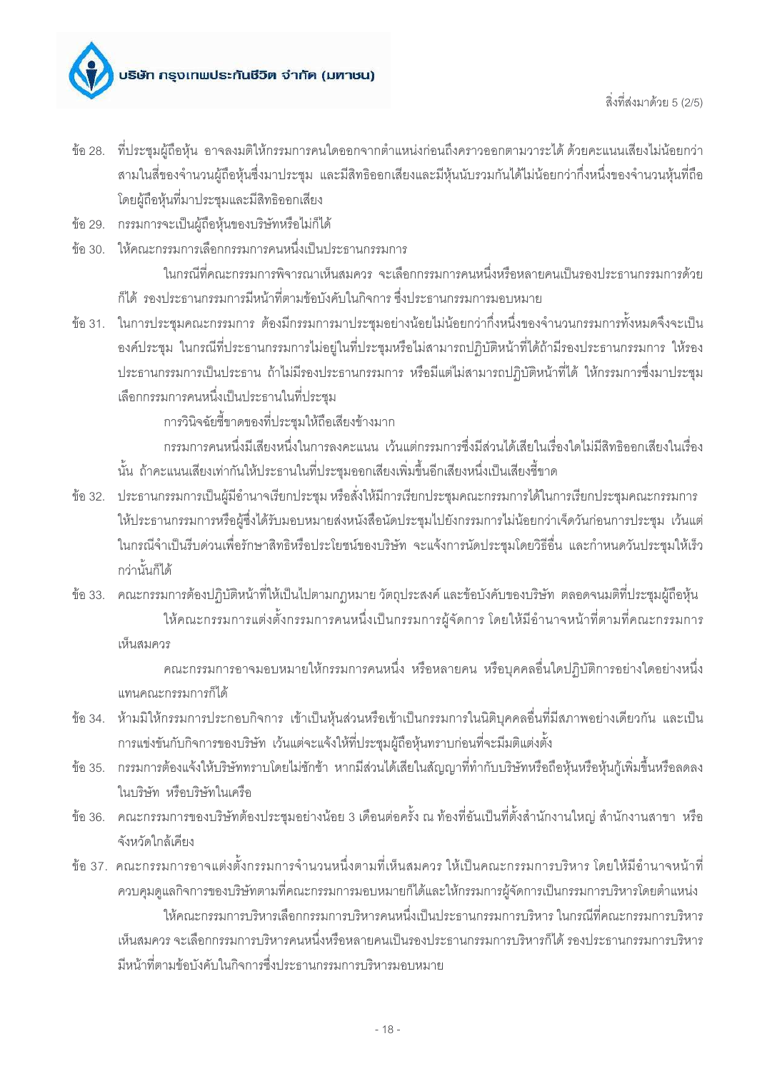ข้อ 28. ที่ประชุมผู้ถือหุ้น อาจลงมติให้กรรมการคนใดออกจากตำแหน่งก่อนถึงคราวออกตามวาระได้ ด้วยคะแนนเสียงไม่น้อยกว่าสามในสี่ของจำนวนผู้ถือหุ้นซึ่งมาประชุม และมีสิทธิออกเสียงและมีหุ้นนับรวมกันได้ไม่น้อยกว่ากึ่งหนึ่งของจำนวนหุ้นที่ถือโดยผู้ถือหุ้นที่มาประชุมและมีสิทธิออกเสียง

ข้อ 29. กรรมการจะเป็นผู้ถือหุ้นของบริษัทหรือไม่ก็ได้

ข้อ 30. ให้คณะกรรมการเลือกกรรมการคนหนึ่งเป็นประธานกรรมการ

ในกรณีที่คณะกรรมการพิจารณาเห็นสมควร จะเลือกกรรมการคนหนึ่งหรือหลายคนเป็นรองประธานกรรมการด้วยก็ได้ รองประธานกรรมการมีหน้าที่ตามข้อบังคับในกิจการ ซึ่งประธานกรรมการมอบหมาย

ข้อ 31. ในการประชุมคณะกรรมการ ต้องมีกรรมการมาประชุมอย่างน้อยไม่น้อยกว่ากึ่งหนึ่งของจำนวนกรรมการทั้งหมดจึงจะเป็นองค์ประชุม ในกรณีที่ประธานกรรมการไม่อยู่ในที่ประชุมหรือไม่สามารถปฏิบัติหน้าที่ได้ถ้ามีรองประธานกรรมการ ให้รองประธานกรรมการเป็นประธาน ถ้าไม่มีรองประธานกรรมการ หรือมีแต่ไม่สามารถปฏิบัติหน้าที่ได้ ให้กรรมการซึ่งมาประชุมเลือกกรรมการคนหนึ่งเป็นประธานในที่ประชุม

การวินิจฉัยชี้ขาดของที่ประชุมให้ถือเสียงข้างมาก

กรรมการคนหนึ่งมีเสียงหนึ่งในการลงคะแนน เว้นแต่กรรมการซึ่งมีส่วนได้เสียในเรื่องใดไม่มีสิทธิออกเสียงในเรื่องนั้น ถ้าคะแนนเสียงเท่ากันให้ประธานในที่ประชุมออกเสียงเพิ่มขึ้นอีกเสียงหนึ่งเป็นเสียงชี้ขาด

ข้อ 32. ประธานกรรมการเป็นผู้มีอำนาจเรียกประชุม หรือสั่งให้มีการเรียกประชุมคณะกรรมการได้ในการเรียกประชุมคณะกรรมการ ให้ประธานกรรมการหรือผู้ซึ่งได้รับมอบหมายส่งหนังสือนัดประชุมไปยังกรรมการไม่น้อยกว่าเจ็ดวันก่อนการประชุม เว้นแต่ในกรณีจำเป็นรีบด่วนเพื่อรักษาสิทธิหรือประโยชน์ของบริษัท จะแจ้งการนัดประชุมโดยวิธีอื่น และกำหนดวันประชุมให้เร็วกว่านั้นก็ได้

ข้อ 33. คณะกรรมการต้องปฏิบัติหน้าที่ให้เป็นไปตามกฎหมาย วัตถุประสงค์ และข้อบังคับของบริษัท ตลอดจนมติที่ประชุมผู้ถือหุ้น

ให้คณะกรรมการแต่งตั้งกรรมการคนหนึ่งเป็นกรรมการผู้จัดการ โดยให้มีอำนาจหน้าที่ตามที่คณะกรรมการเห็นสมควร

คณะกรรมการอาจมอบหมายให้กรรมการคนหนึ่ง หรือหลายคน หรือบุคคลอื่นใดปฏิบัติการอย่างใดอย่างหนึ่งแทนคณะกรรมการก็ได้

ข้อ 34. ห้ามมิให้กรรมการประกอบกิจการ เข้าเป็นหุ้นส่วนหรือเข้าเป็นกรรมการในนิติบุคคลอื่นที่มีสภาพอย่างเดียวกัน และเป็นการแข่งขันกับกิจการของบริษัท เว้นแต่จะแจ้งให้ที่ประชุมผู้ถือหุ้นทราบก่อนที่จะมีมติแต่งตั้ง

ข้อ 35. กรรมการต้องแจ้งให้บริษัททราบโดยไม่ชักช้า หากมีส่วนได้เสียในสัญญาที่ทำกับบริษัทหรือถือหุ้นหรือหุ้นกู้เพิ่มขึ้นหรือลดลงในบริษัท หรือบริษัทในเครือ

ข้อ 36. คณะกรรมการของบริษัทต้องประชุมอย่างน้อย 3 เดือนต่อครั้ง ณ ท้องที่อันเป็นที่ตั้งสำนักงานใหญ่ สำนักงานสาขา หรือจังหวัดใกล้เคียง

ข้อ 37. คณะกรรมการอาจแต่งตั้งกรรมการจำนวนหนึ่งตามที่เห็นสมควร ให้เป็นคณะกรรมการบริหาร โดยให้มีอำนาจหน้าที่ควบคุมดูแลกิจการของบริษัทตามที่คณะกรรมการมอบหมายก็ได้และให้กรรมการผู้จัดการเป็นกรรมการบริหารโดยตำแหน่ง

ให้คณะกรรมการบริหารเลือกกรรมการบริหารคนหนึ่งเป็นประธานกรรมการบริหาร ในกรณีที่คณะกรรมการบริหารเห็นสมควร จะเลือกกรรมการบริหารคนหนึ่งหรือหลายคนเป็นรองประธานกรรมการบริหารก็ได้ รองประธานกรรมการบริหารมีหน้าที่ตามข้อบังคับในกิจการซึ่งประธานกรรมการบริหารมอบหมาย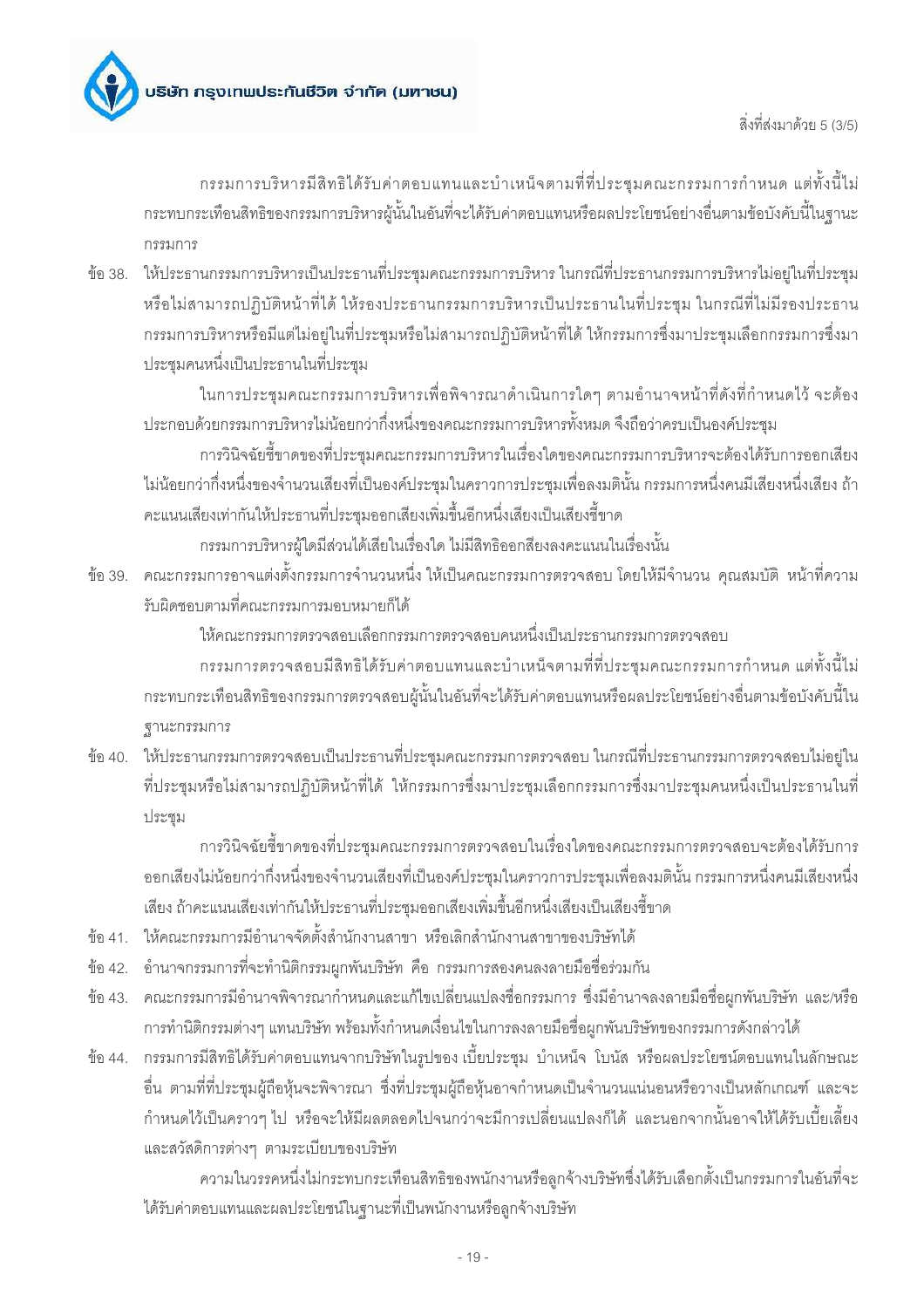กรรมการบริหารมีสิทธิได้รับค่าตอบแทนและบำเหน็จตามที่ที่ประชุมคณะกรรมการกำหนด แต่ทั้งนี้ไม่กระทบกระเทือนสิทธิของกรรมการบริหารผู้นั้นในอันที่จะได้รับค่าตอบแทนหรือผลประโยชน์อย่างอื่นตามข้อบังคับนี้ในฐานะกรรมการ

ข้อ 38. ให้ประธานกรรมการบริหารเป็นประธานที่ประชุมคณะกรรมการบริหาร ในกรณีที่ประธานกรรมการบริหารไม่อยู่ในที่ประชุมหรือไม่สามารถปฏิบัติหน้าที่ได้ ให้รองประธานกรรมการบริหารเป็นประธานในที่ประชุม ในกรณีที่ไม่มีรองประธานกรรมการบริหารหรือมีแต่ไม่อยู่ในที่ประชุมหรือไม่สามารถปฏิบัติหน้าที่ได้ ให้กรรมการซึ่งมาประชุมเลือกกรรมการซึ่งมาประชุมคนหนึ่งเป็นประธานในที่ประชุม

ในการประชุมคณะกรรมการบริหารเพื่อพิจารณาดำเนินการใดๆ ตามอำนาจหน้าที่ดังที่กำหนดไว้ จะต้องประกอบด้วยกรรมการบริหารไม่น้อยกว่ากึ่งหนึ่งของคณะกรรมการบริหารทั้งหมด จึงถือว่าครบเป็นองค์ประชุม

การวินิจฉัยชี้ขาดของที่ประชุมคณะกรรมการบริหารในเรื่องใดของคณะกรรมการบริหารจะต้องได้รับการออกเสียงไม่น้อยกว่ากึ่งหนึ่งของจำนวนเสียงที่เป็นองค์ประชุมในคราวการประชุมเพื่อลงมตินั้น กรรมการหนึ่งคนมีเสียงหนึ่งเสียง ถ้าคะแนนเสียงเท่ากันให้ประธานที่ประชุมออกเสียงเพิ่มขึ้นอีกหนึ่งเสียงเป็นเสียงชี้ขาด

กรรมการบริหารผู้ใดมีส่วนได้เสียในเรื่องใด ไม่มีสิทธิออกเสียงลงคะแนนในเรื่องนั้น

ข้อ 39. คณะกรรมการอาจแต่งตั้งกรรมการจำนวนหนึ่ง ให้เป็นคณะกรรมการตรวจสอบ โดยให้มีจำนวน คุณสมบัติ หน้าที่ความรับผิดชอบตามที่คณะกรรมการมอบหมายก็ได้

ให้คณะกรรมการตรวจสอบเลือกกรรมการตรวจสอบคนหนึ่งเป็นประธานกรรมการตรวจสอบ

กรรมการตรวจสอบมีสิทธิได้รับค่าตอบแทนและบำเหน็จตามที่ที่ประชุมคณะกรรมการกำหนด แต่ทั้งนี้ไม่กระทบกระเทือนสิทธิของกรรมการตรวจสอบผู้นั้นในอันที่จะได้รับค่าตอบแทนหรือผลประโยชน์อย่างอื่นตามข้อบังคับนี้ในฐานะกรรมการ

ข้อ 40. ให้ประธานกรรมการตรวจสอบเป็นประธานที่ประชุมคณะกรรมการตรวจสอบ ในกรณีที่ประธานกรรมการตรวจสอบไม่อยู่ในที่ประชุมหรือไม่สามารถปฏิบัติหน้าที่ได้ ให้กรรมการซึ่งมาประชุมเลือกกรรมการซึ่งมาประชุมคนหนึ่งเป็นประธานในที่ประชุม

การวินิจฉัยชี้ขาดของที่ประชุมคณะกรรมการตรวจสอบในเรื่องใดของคณะกรรมการตรวจสอบจะต้องได้รับการออกเสียงไม่น้อยกว่ากึ่งหนึ่งของจำนวนเสียงที่เป็นองค์ประชุมในคราวการประชุมเพื่อลงมตินั้น กรรมการหนึ่งคนมีเสียงหนึ่งเสียง ถ้าคะแนนเสียงเท่ากันให้ประธานที่ประชุมออกเสียงเพิ่มขึ้นอีกหนึ่งเสียงเป็นเสียงชี้ขาด

ข้อ 41. ให้คณะกรรมการมีอำนาจจัดตั้งสำนักงานสาขา หรือเลิกสำนักงานสาขาของบริษัทได้

ข้อ 42. อำนาจกรรมการที่จะทำนิติกรรมผูกพันบริษัท คือ กรรมการสองคนลงลายมือชื่อร่วมกัน

ข้อ 43. คณะกรรมการมีอำนาจพิจารณากำหนดและแก้ไขเปลี่ยนแปลงชื่อกรรมการ ซึ่งมีอำนาจลงลายมือชื่อผูกพันบริษัท และ/หรือการทำนิติกรรมต่างๆ แทนบริษัท พร้อมทั้งกำหนดเงื่อนไขในการลงลายมือชื่อผูกพันบริษัทของกรรมการดังกล่าวได้

ข้อ 44. กรรมการมีสิทธิได้รับค่าตอบแทนจากบริษัทในรูปของ เบี้ยประชุม บำเหน็จ โบนัส หรือผลประโยชน์ตอบแทนในลักษณะอื่น ตามที่ที่ประชุมผู้ถือหุ้นจะพิจารณา ซึ่งที่ประชุมผู้ถือหุ้นอาจกำหนดเป็นจำนวนแน่นอนหรือวางเป็นหลักเกณฑ์ และจะกำหนดไว้เป็นคราวๆ ไป หรือจะให้มีผลตลอดไปจนกว่าจะมีการเปลี่ยนแปลงก็ได้ และนอกจากนั้นอาจให้ได้รับเบี้ยเลี้ยงและสวัสดิการต่างๆ ตามระเบียบของบริษัท

ความในวรรคหนึ่งไม่กระทบกระเทือนสิทธิของพนักงานหรือลูกจ้างบริษัทซึ่งได้รับเลือกตั้งเป็นกรรมการในอันที่จะได้รับค่าตอบแทนและผลประโยชน์ในฐานะที่เป็นพนักงานหรือลูกจ้างบริษัท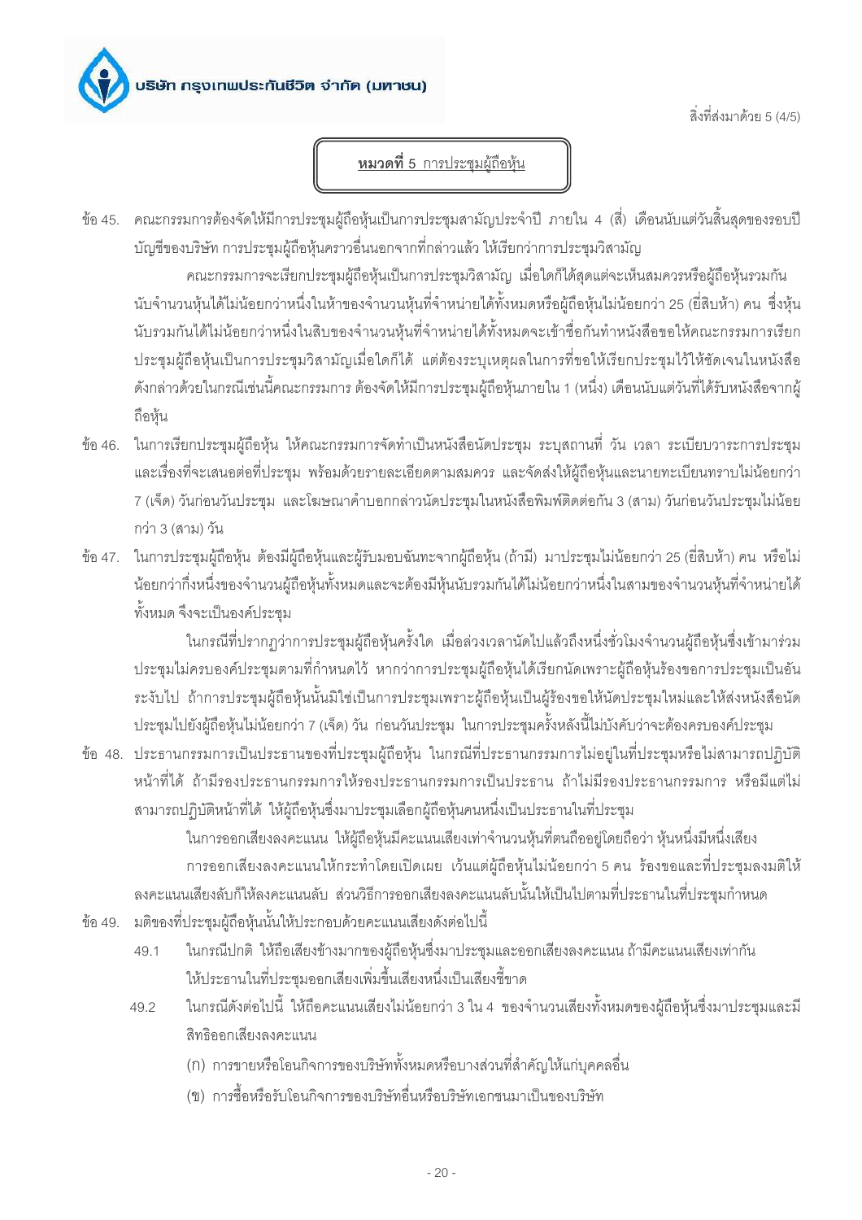## **หมวดที่ 5** การประชุมผู้ถือหุ้น

ข้อ 45. คณะกรรมการต้องจัดให้มีการประชุมผู้ถือหุ้นเป็นการประชุมสามัญประจำปี ภายใน 4 (สี่) เดือนนับแต่วันสิ้นสุดของรอบปีบัญชีของบริษัท การประชุมผู้ถือหุ้นคราวอื่นนอกจากที่กล่าวแล้ว ให้เรียกว่าการประชุมวิสามัญ

คณะกรรมการจะเรียกประชุมผู้ถือหุ้นเป็นการประชุมวิสามัญ เมื่อใดก็ได้สุดแต่จะเห็นสมควรหรือผู้ถือหุ้นรวมกันนับจำนวนหุ้นได้ไม่น้อยกว่าหนึ่งในห้าของจำนวนหุ้นที่จำหน่ายได้ทั้งหมดหรือผู้ถือหุ้นไม่น้อยกว่า 25 (ยี่สิบห้า) คน ซึ่งหุ้นนับรวมกันได้ไม่น้อยกว่าหนึ่งในสิบของจำนวนหุ้นที่จำหน่ายได้ทั้งหมดจะเข้าชื่อกันทำหนังสือขอให้คณะกรรมการเรียกประชุมผู้ถือหุ้นเป็นการประชุมวิสามัญเมื่อใดก็ได้ แต่ต้องระบุเหตุผลในการที่ขอให้เรียกประชุมไว้ให้ชัดเจนในหนังสือดังกล่าวด้วยในกรณีเช่นนี้คณะกรรมการ ต้องจัดให้มีการประชุมผู้ถือหุ้นภายใน 1 (หนึ่ง) เดือนนับแต่วันที่ได้รับหนังสือจากผู้ถือหุ้น

ข้อ 46. ในการเรียกประชุมผู้ถือหุ้น ให้คณะกรรมการจัดทำเป็นหนังสือนัดประชุม ระบุสถานที่ วัน เวลา ระเบียบวาระการประชุมและเรื่องที่จะเสนอต่อที่ประชุม พร้อมด้วยรายละเอียดตามสมควร และจัดส่งให้ผู้ถือหุ้นและนายทะเบียนทราบไม่น้อยกว่า 7 (เจ็ด) วันก่อนวันประชุม และโฆษณาคำบอกกล่าวนัดประชุมในหนังสือพิมพ์ติดต่อกัน 3 (สาม) วันก่อนวันประชุมไม่น้อยกว่า 3 (สาม) วัน

ข้อ 47. ในการประชุมผู้ถือหุ้น ต้องมีผู้ถือหุ้นและผู้รับมอบฉันทะจากผู้ถือหุ้น (ถ้ามี) มาประชุมไม่น้อยกว่า 25 (ยี่สิบห้า) คน หรือไม่น้อยกว่ากึ่งหนึ่งของจำนวนผู้ถือหุ้นทั้งหมดและจะต้องมีหุ้นนับรวมกันได้ไม่น้อยกว่าหนึ่งในสามของจำนวนหุ้นที่จำหน่ายได้ทั้งหมด จึงจะเป็นองค์ประชุม

ในกรณีที่ปรากฏว่าการประชุมผู้ถือหุ้นครั้งใด เมื่อล่วงเวลานัดไปแล้วถึงหนึ่งชั่วโมงจำนวนผู้ถือหุ้นซึ่งเข้ามาร่วมประชุมไม่ครบองค์ประชุมตามที่กำหนดไว้ หากว่าการประชุมผู้ถือหุ้นได้เรียกนัดเพราะผู้ถือหุ้นร้องขอการประชุมเป็นอันระงับไป ถ้าการประชุมผู้ถือหุ้นนั้นมิใช่เป็นการประชุมเพราะผู้ถือหุ้นเป็นผู้ร้องขอให้นัดประชุมใหม่และให้ส่งหนังสือนัดประชุมไปยังผู้ถือหุ้นไม่น้อยกว่า 7 (เจ็ด) วัน ก่อนวันประชุม ในการประชุมครั้งหลังนี้ไม่บังคับว่าจะต้องครบองค์ประชุม

ข้อ 48. ประธานกรรมการเป็นประธานของที่ประชุมผู้ถือหุ้น ในกรณีที่ประธานกรรมการไม่อยู่ในที่ประชุมหรือไม่สามารถปฏิบัติหน้าที่ได้ ถ้ามีรองประธานกรรมการให้รองประธานกรรมการเป็นประธาน ถ้าไม่มีรองประธานกรรมการ หรือมีแต่ไม่สามารถปฏิบัติหน้าที่ได้ ให้ผู้ถือหุ้นซึ่งมาประชุมเลือกผู้ถือหุ้นคนหนึ่งเป็นประธานในที่ประชุม

ในการออกเสียงลงคะแนน ให้ผู้ถือหุ้นมีคะแนนเสียงเท่าจำนวนหุ้นที่ตนถือออยู่โดยถือว่า หุ้นหนึ่งมีหนึ่งเสียง

การออกเสียงลงคะแนนให้กระทำโดยเปิดเผย เว้นแต่ผู้ถือหุ้นไม่น้อยกว่า 5 คน ร้องขอและที่ประชุมลงมติให้ลงคะแนนเสียงลับก็ให้ลงคะแนนลับ ส่วนวิธีการออกเสียงลงคะแนนลับนั้นให้เป็นไปตามที่ประธานในที่ประชุมกำหนด

ข้อ 49. มติของที่ประชุมผู้ถือหุ้นนั้นให้ประกอบด้วยคะแนนเสียงดังต่อไปนี้

49.1 ในกรณีปกติ ให้ถือเสียงข้างมากของผู้ถือหุ้นซึ่งมาประชุมและออกเสียงลงคะแนน ถ้ามีคะแนนเสียงเท่ากันให้ประธานในที่ประชุมออกเสียงเพิ่มขึ้นเสียงหนึ่งเป็นเสียงชี้ขาด

49.2 ในกรณีดังต่อไปนี้ ให้ถือคะแนนเสียงไม่น้อยกว่า 3 ใน 4 ของจำนวนเสียงทั้งหมดของผู้ถือหุ้นซึ่งมาประชุมและมีสิทธิออกเสียงลงคะแนน

(ก) การขายหรือโอนกิจการของบริษัททั้งหมดหรือบางส่วนที่สำคัญให้แก่บุคคลอื่น

(ข) การซื้อหรือรับโอนกิจการของบริษัทอื่นหรือบริษัทเอกชนมาเป็นของบริษัท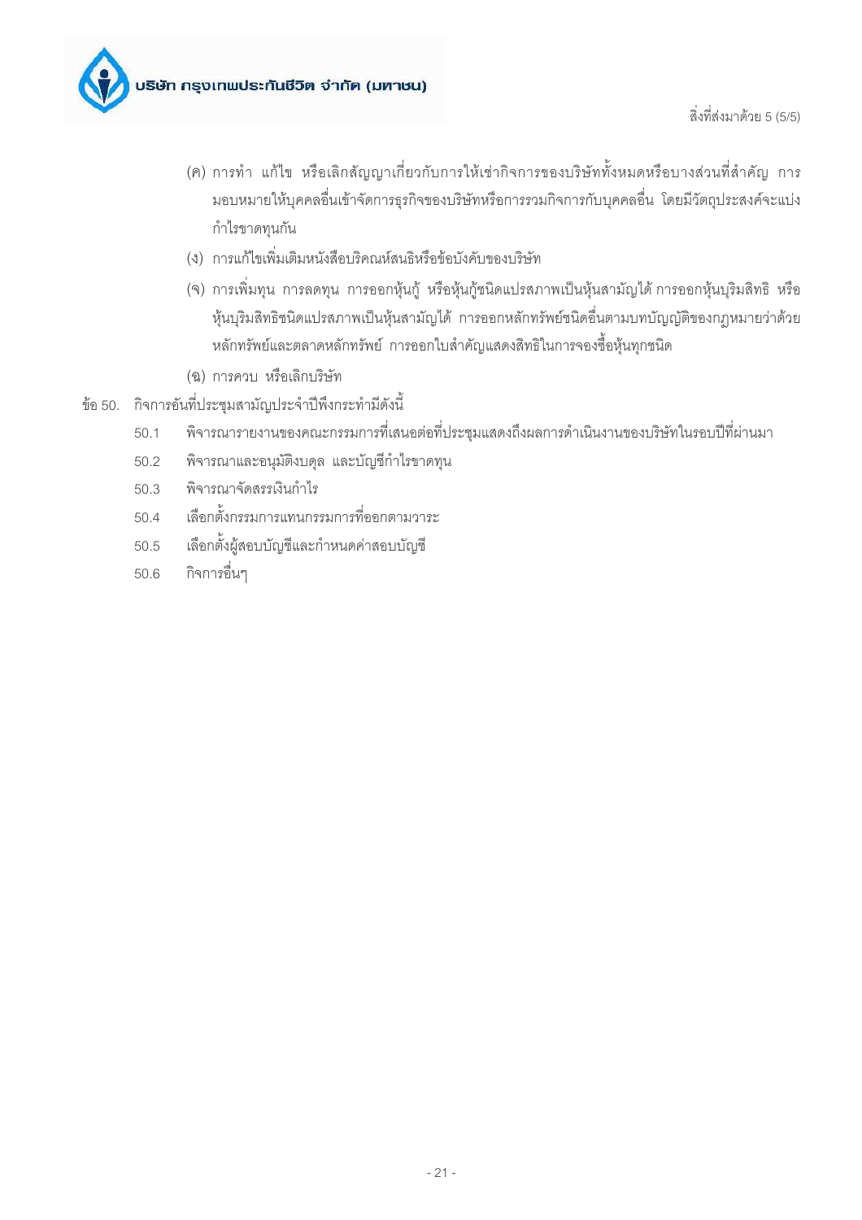(ค) การทำ แก้ไข หรือเลิกสัญญาเกี่ยวกับการให้เช่ากิจการของบริษัททั้งหมดหรือบางส่วนที่สำคัญ การมอบหมายให้บุคคลอื่นเข้าจัดการธุรกิจของบริษัทหรือการรวมกิจการกับบุคคลอื่น โดยมีวัตถุประสงค์จะแบ่งกำไรขาดทุนกัน

(ง) การแก้ไขเพิ่มเติมหนังสือบริคณห์สนธิหรือข้อบังคับของบริษัท

(จ) การเพิ่มทุน การลดทุน การออกหุ้นกู้ หรือหุ้นกู้ชนิดแปรสภาพเป็นหุ้นสามัญได้ การออกหุ้นบุริมสิทธิ หรือหุ้นบุริมสิทธิชนิดแปรสภาพเป็นหุ้นสามัญได้ การออกหลักทรัพย์ชนิดอื่นตามบทบัญญัติของกฎหมายว่าด้วยหลักทรัพย์และตลาดหลักทรัพย์ การออกใบสำคัญแสดงสิทธิในการจองซื้อหุ้นทุกชนิด

(ฉ) การควบ หรือเลิกบริษัท

ข้อ 50. กิจการอันที่ประชุมสามัญประจำปีพึงกระทำมีดังนี้

50.1 พิจารณารายงานของคณะกรรมการที่เสนอต่อที่ประชุมแสดงถึงผลการดำเนินงานของบริษัทในรอบปีที่ผ่านมา

50.2 พิจารณาและอนุมัติงบดุล และบัญชีกำไรขาดทุน

50.3 พิจารณาจัดสรรเงินกำไร

50.4 เลือกตั้งกรรมการแทนกรรมการที่ออกตามวาระ

50.5 เลือกตั้งผู้สอบบัญชีและกำหนดค่าสอบบัญชี

50.6 กิจการอื่นๆ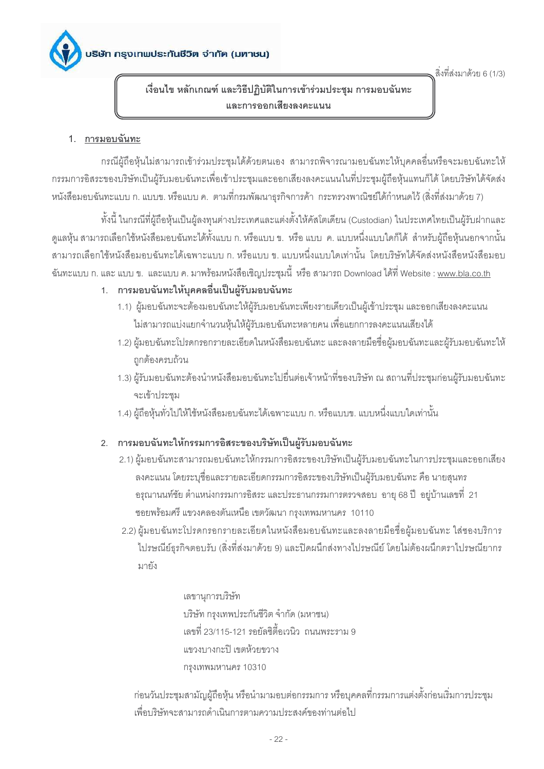สิ่งที่ส่งมาด้วย 6 (1/3)

## เงื่อนไข หลักเกณฑ์ และวิธีปฏิบัติในการเข้าร่วมประชุม การมอบฉันทะ และการออกเสียงลงคะแนน

### 1. การมอบฉันทะ

กรณีผู้ถือหุ้นไม่สามารถเข้าร่วมประชุมได้ด้วยตนเอง สามารถพิจารณามอบฉันทะให้บุคคลอื่นหรือจะมอบฉันทะให้กรรมการอิสระของบริษัทเป็นผู้รับมอบฉันทะเพื่อเข้าประชุมและออกเสียงลงคะแนนในที่ประชุมผู้ถือหุ้นแทนก็ได้ โดยบริษัทได้จัดส่งหนังสือมอบฉันทะแบบ ก. แบบข. หรือแบบ ค. ตามที่กรมพัฒนาธุรกิจการค้า กระทรวงพาณิชย์ได้กำหนดไว้ (สิ่งที่ส่งมาด้วย 7)

ทั้งนี้ ในกรณีที่ผู้ถือหุ้นเป็นผู้ลงทุนต่างประเทศและแต่งตั้งให้คัสโตเดียน (Custodian) ในประเทศไทยเป็นผู้รับฝากและดูแลหุ้น สามารถเลือกใช้หนังสือมอบฉันทะได้ทั้งแบบ ก. หรือแบบ ข. หรือ แบบ ค. แบบหนึ่งแบบใดก็ได้ สำหรับผู้ถือหุ้นนอกจากนั้นสามารถเลือกใช้หนังสือมอบฉันทะได้เฉพาะแบบ ก. หรือแบบ ข. แบบหนึ่งแบบใดเท่านั้น โดยบริษัทได้จัดส่งหนังสือหนังสือมอบฉันทะแบบ ก. และ แบบ ข. และแบบ ค. มาพร้อมหนังสือเชิญประชุมนี้ หรือ สามารถ Download ได้ที่ Website : www.bla.co.th

1. **การมอบฉันทะให้บุคคลอื่นเป็นผู้รับมอบฉันทะ**
   - 1.1) ผู้มอบฉันทะจะต้องมอบฉันทะให้ผู้รับมอบฉันทะเพียงรายเดียวเป็นผู้เข้าประชุม และออกเสียงลงคะแนน ไม่สามารถแบ่งแยกจำนวนหุ้นให้ผู้รับมอบฉันทะหลายคน เพื่อแยกการลงคะแนนเสียงได้
   - 1.2) ผู้มอบฉันทะโปรดกรอกรายละเอียดในหนังสือมอบฉันทะ และลงลายมือชื่อผู้มอบฉันทะและผู้รับมอบฉันทะให้ถูกต้องครบถ้วน
   - 1.3) ผู้รับมอบฉันทะต้องนำหนังสือมอบฉันทะไปยื่นต่อเจ้าหน้าที่ของบริษัท ณ สถานที่ประชุมก่อนผู้รับมอบฉันทะจะเข้าประชุม
   - 1.4) ผู้ถือหุ้นทั่วไปให้ใช้หนังสือมอบฉันทะได้เฉพาะแบบ ก. หรือแบบข. แบบหนึ่งแบบใดเท่านั้น

2. **การมอบฉันทะให้กรรมการอิสระของบริษัทเป็นผู้รับมอบฉันทะ**
   - 2.1) ผู้มอบฉันทะสามารถมอบฉันทะให้กรรมการอิสระของบริษัทเป็นผู้รับมอบฉันทะในการประชุมและออกเสียงลงคะแนน โดยระบุชื่อและรายละเอียดกรรมการอิสระของบริษัทเป็นผู้รับมอบฉันทะ คือ นายสุนทร อรุณานนท์ชัย ตำแหน่งกรรมการอิสระ และประธานกรรมการตรวจสอบ อายุ 68 ปี อยู่บ้านเลขที่ 21 ซอยพร้อมศรี แขวงคลองตันเหนือ เขตวัฒนา กรุงเทพมหานคร 10110
   - 2.2) ผู้มอบฉันทะโปรดกรอกรายละเอียดในหนังสือมอบฉันทะและลงลายมือชื่อผู้มอบฉันทะ ใส่ซองบริการไปรษณีย์ธุรกิจตอบรับ (สิ่งที่ส่งมาด้วย 9) และปิดผนึกส่งทางไปรษณีย์ โดยไม่ต้องผนึกตราไปรษณียากร มายัง

     เลขานุการบริษัท  
     บริษัท กรุงเทพประกันชีวิต จำกัด (มหาชน)  
     เลขที่ 23/115-121 รอยัลซิตี้อเวนิว ถนนพระราม 9  
     แขวงบางกะปิ เขตห้วยขวาง  
     กรุงเทพมหานคร 10310

     ก่อนวันประชุมสามัญผู้ถือหุ้น หรือนำมามอบต่อกรรมการ หรือบุคคลที่กรรมการแต่งตั้งก่อนเริ่มการประชุม เพื่อบริษัทจะสามารถดำเนินการตามความประสงค์ของท่านต่อไป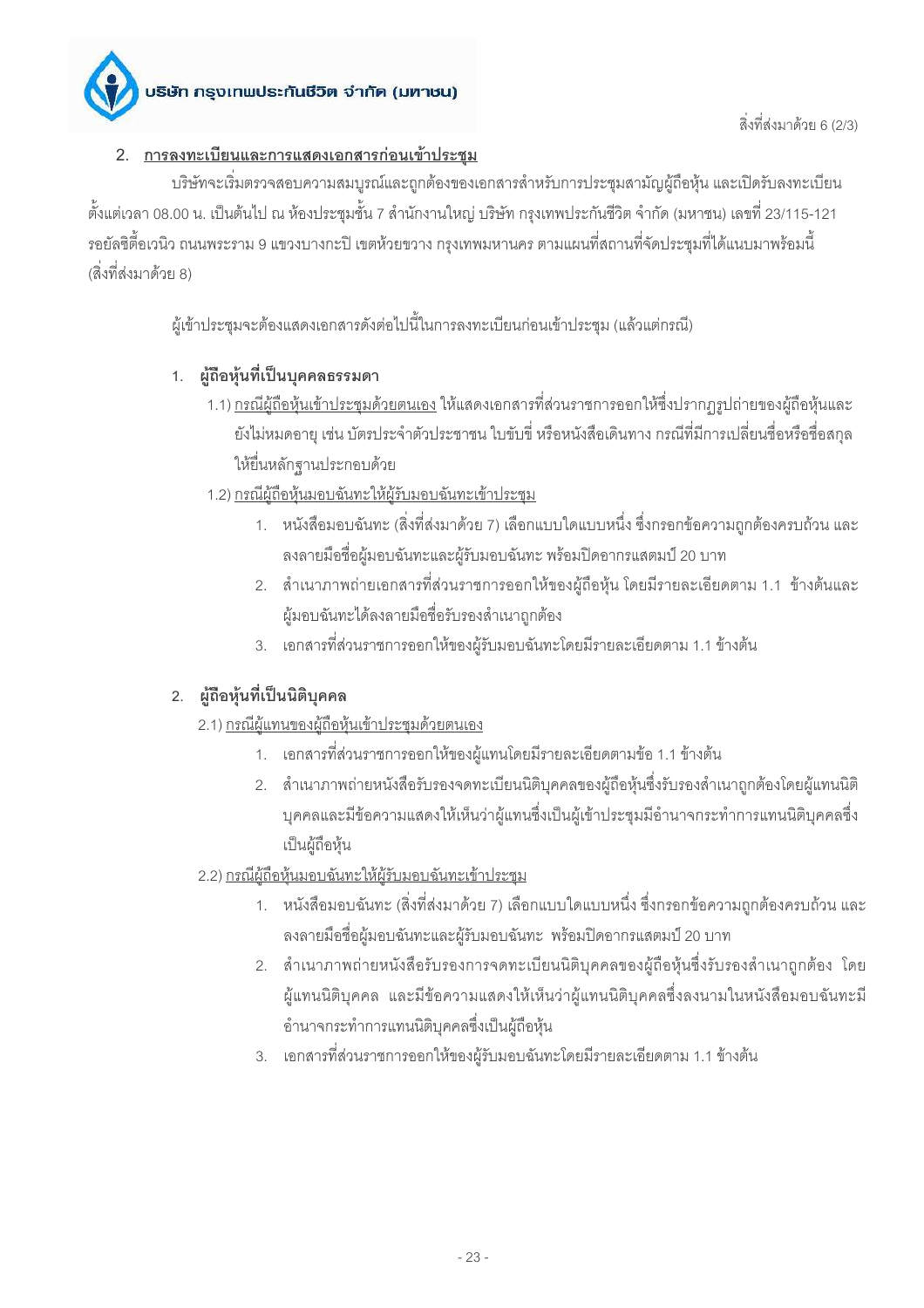สิ่งที่ส่งมาด้วย 6 (2/3)

## 2. การลงทะเบียนและการแสดงเอกสารก่อนเข้าประชุม

บริษัทจะเริ่มตรวจสอบความสมบูรณ์และถูกต้องของเอกสารสำหรับการประชุมสามัญผู้ถือหุ้น และเปิดรับลงทะเบียน ตั้งแต่เวลา 08.00 น. เป็นต้นไป ณ ห้องประชุมชั้น 7 สำนักงานใหญ่ บริษัท กรุงเทพประกันชีวิต จำกัด (มหาชน) เลขที่ 23/115-121 รอยัลซิตี้อเวนิว ถนนพระราม 9 แขวงบางกะปิ เขตห้วยขวาง กรุงเทพมหานคร ตามแผนที่สถานที่จัดประชุมที่ได้แนบมาพร้อมนี้ (สิ่งที่ส่งมาด้วย 8)

ผู้เข้าประชุมจะต้องแสดงเอกสารดังต่อไปนี้ในการลงทะเบียนก่อนเข้าประชุม (แล้วแต่กรณี)

### 1. ผู้ถือหุ้นที่เป็นบุคคลธรรมดา

1.1) กรณีผู้ถือหุ้นเข้าประชุมด้วยตนเอง ให้แสดงเอกสารที่ส่วนราชการออกให้ซึ่งปรากฏรูปถ่ายของผู้ถือหุ้นและยังไม่หมดอายุ เช่น บัตรประจำตัวประชาชน ใบขับขี่ หรือหนังสือเดินทาง กรณีที่มีการเปลี่ยนชื่อหรือชื่อสกุลให้ยื่นหลักฐานประกอบด้วย

1.2) กรณีผู้ถือหุ้นมอบฉันทะให้ผู้รับมอบฉันทะเข้าประชุม

1. หนังสือมอบฉันทะ (สิ่งที่ส่งมาด้วย 7) เลือกแบบใดแบบหนึ่ง ซึ่งกรอกข้อความถูกต้องครบถ้วน และลงลายมือชื่อผู้มอบฉันทะและผู้รับมอบฉันทะ พร้อมปิดอากรแสตมป์ 20 บาท
2. สำเนาภาพถ่ายเอกสารที่ส่วนราชการออกให้ของผู้ถือหุ้น โดยมีรายละเอียดตาม 1.1 ข้างต้นและผู้มอบฉันทะได้ลงลายมือชื่อรับรองสำเนาถูกต้อง
3. เอกสารที่ส่วนราชการออกให้ของผู้รับมอบฉันทะโดยมีรายละเอียดตาม 1.1 ข้างต้น

### 2. ผู้ถือหุ้นที่เป็นนิติบุคคล

2.1) กรณีผู้แทนของผู้ถือหุ้นเข้าประชุมด้วยตนเอง

1. เอกสารที่ส่วนราชการออกให้ของผู้แทนโดยมีรายละเอียดตามข้อ 1.1 ข้างต้น
2. สำเนาภาพถ่ายหนังสือรับรองจดทะเบียนนิติบุคคลของผู้ถือหุ้นซึ่งรับรองสำเนาถูกต้องโดยผู้แทนนิติบุคคลและมีข้อความแสดงให้เห็นว่าผู้แทนซึ่งเป็นผู้เข้าประชุมมีอำนาจกระทำการแทนนิติบุคคลซึ่งเป็นผู้ถือหุ้น

2.2) กรณีผู้ถือหุ้นมอบฉันทะให้ผู้รับมอบฉันทะเข้าประชุม

1. หนังสือมอบฉันทะ (สิ่งที่ส่งมาด้วย 7) เลือกแบบใดแบบหนึ่ง ซึ่งกรอกข้อความถูกต้องครบถ้วน และลงลายมือชื่อผู้มอบฉันทะและผู้รับมอบฉันทะ พร้อมปิดอากรแสตมป์ 20 บาท
2. สำเนาภาพถ่ายหนังสือรับรองการจดทะเบียนนิติบุคคลของผู้ถือหุ้นซึ่งรับรองสำเนาถูกต้อง โดยผู้แทนนิติบุคคล และมีข้อความแสดงให้เห็นว่าผู้แทนนิติบุคคลซึ่งลงนามในหนังสือมอบฉันทะมีอำนาจกระทำการแทนนิติบุคคลซึ่งเป็นผู้ถือหุ้น
3. เอกสารที่ส่วนราชการออกให้ของผู้รับมอบฉันทะโดยมีรายละเอียดตาม 1.1 ข้างต้น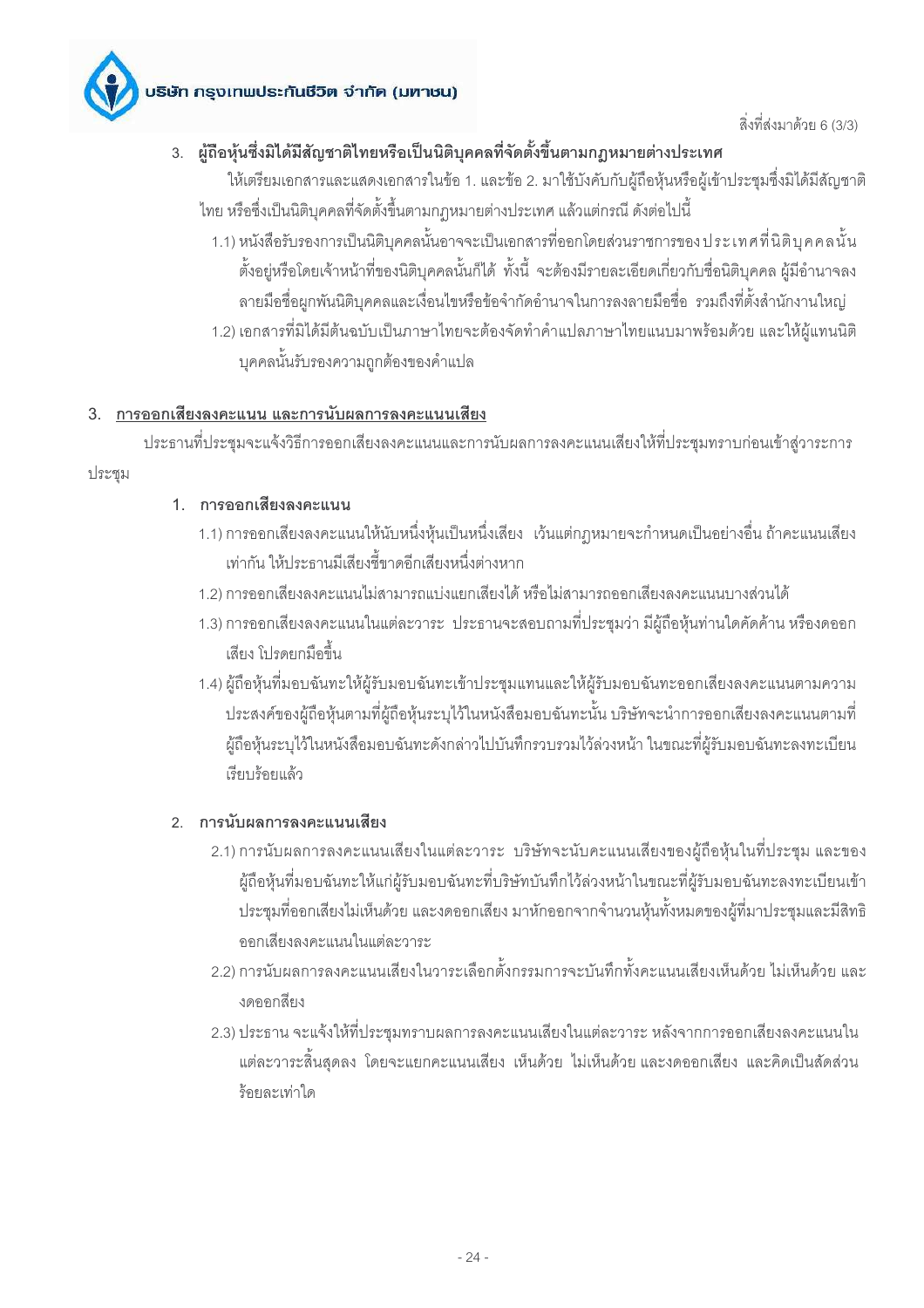3. **ผู้ถือหุ้นซึ่งมิได้มีสัญชาติไทยหรือเป็นนิติบุคคลที่จัดตั้งขึ้นตามกฎหมายต่างประเทศ**

ให้เตรียมเอกสารและแสดงเอกสารในข้อ 1. และข้อ 2. มาใช้บังคับกับผู้ถือหุ้นหรือผู้เข้าประชุมซึ่งมิได้มีสัญชาติไทย หรือซึ่งเป็นนิติบุคคลที่จัดตั้งขึ้นตามกฎหมายต่างประเทศ แล้วแต่กรณี ดังต่อไปนี้

1.1) หนังสือรับรองการเป็นนิติบุคคลนั้นอาจจะเป็นเอกสารที่ออกโดยส่วนราชการของประเทศที่นิติบุคคลนั้นตั้งอยู่หรือโดยเจ้าหน้าที่ของนิติบุคคลนั้นก็ได้ ทั้งนี้ จะต้องมีรายละเอียดเกี่ยวกับชื่อนิติบุคคล ผู้มีอำนาจลงลายมือชื่อผูกพันนิติบุคคลและเงื่อนไขหรือข้อจำกัดอำนาจในการลงลายมือชื่อ รวมถึงที่ตั้งสำนักงานใหญ่

1.2) เอกสารที่มิได้มีต้นฉบับเป็นภาษาไทยจะต้องจัดทำคำแปลภาษาไทยแนบมาพร้อมด้วย และให้ผู้แทนนิติบุคคลนั้นรับรองความถูกต้องของคำแปล

## 3. <u>การออกเสียงลงคะแนน และการนับผลการลงคะแนนเสียง</u>

ประธานที่ประชุมจะแจ้งวิธีการออกเสียงลงคะแนนและการนับผลการลงคะแนนเสียงให้ที่ประชุมทราบก่อนเข้าสู่วาระการประชุม

### 1. การออกเสียงลงคะแนน

1.1) การออกเสียงลงคะแนนให้นับหนึ่งหุ้นเป็นหนึ่งเสียง เว้นแต่กฎหมายจะกำหนดเป็นอย่างอื่น ถ้าคะแนนเสียงเท่ากัน ให้ประธานมีเสียงชี้ขาดอีกเสียงหนึ่งต่างหาก

1.2) การออกเสียงลงคะแนนไม่สามารถแบ่งแยกเสียงได้ หรือไม่สามารถออกเสียงลงคะแนนบางส่วนได้

1.3) การออกเสียงลงคะแนนในแต่ละวาระ ประธานจะสอบถามที่ประชุมว่า มีผู้ถือหุ้นท่านใดคัดค้าน หรืองดออกเสียง โปรดยกมือขึ้น

1.4) ผู้ถือหุ้นที่มอบฉันทะให้ผู้รับมอบฉันทะเข้าประชุมแทนและให้ผู้รับมอบฉันทะออกเสียงลงคะแนนตามความประสงค์ของผู้ถือหุ้นตามที่ผู้ถือหุ้นระบุไว้ในหนังสือมอบฉันทะนั้น บริษัทจะนำการออกเสียงลงคะแนนตามที่ผู้ถือหุ้นระบุไว้ในหนังสือมอบฉันทะดังกล่าวไปบันทึกรวบรวมไว้ล่วงหน้า ในขณะที่ผู้รับมอบฉันทะลงทะเบียนเรียบร้อยแล้ว

### 2. การนับผลการลงคะแนนเสียง

2.1) การนับผลการลงคะแนนเสียงในแต่ละวาระ บริษัทจะนับคะแนนเสียงของผู้ถือหุ้นในที่ประชุม และของผู้ถือหุ้นที่มอบฉันทะให้แก่ผู้รับมอบฉันทะที่บริษัทบันทึกไว้ล่วงหน้าในขณะที่ผู้รับมอบฉันทะลงทะเบียนเข้าประชุมที่ออกเสียงไม่เห็นด้วย และงดออกเสียง มาหักออกจากจำนวนหุ้นทั้งหมดของผู้ที่มาประชุมและมีสิทธิออกเสียงลงคะแนนในแต่ละวาระ

2.2) การนับผลการลงคะแนนเสียงในวาระเลือกตั้งกรรมการจะบันทึกทั้งคะแนนเสียงเห็นด้วย ไม่เห็นด้วย และงดออกสียง

2.3) ประธาน จะแจ้งให้ที่ประชุมทราบผลการลงคะแนนเสียงในแต่ละวาระ หลังจากการออกเสียงลงคะแนนในแต่ละวาระสิ้นสุดลง โดยจะแยกคะแนนเสียง เห็นด้วย ไม่เห็นด้วย และงดออกเสียง และคิดเป็นสัดส่วนร้อยละเท่าใด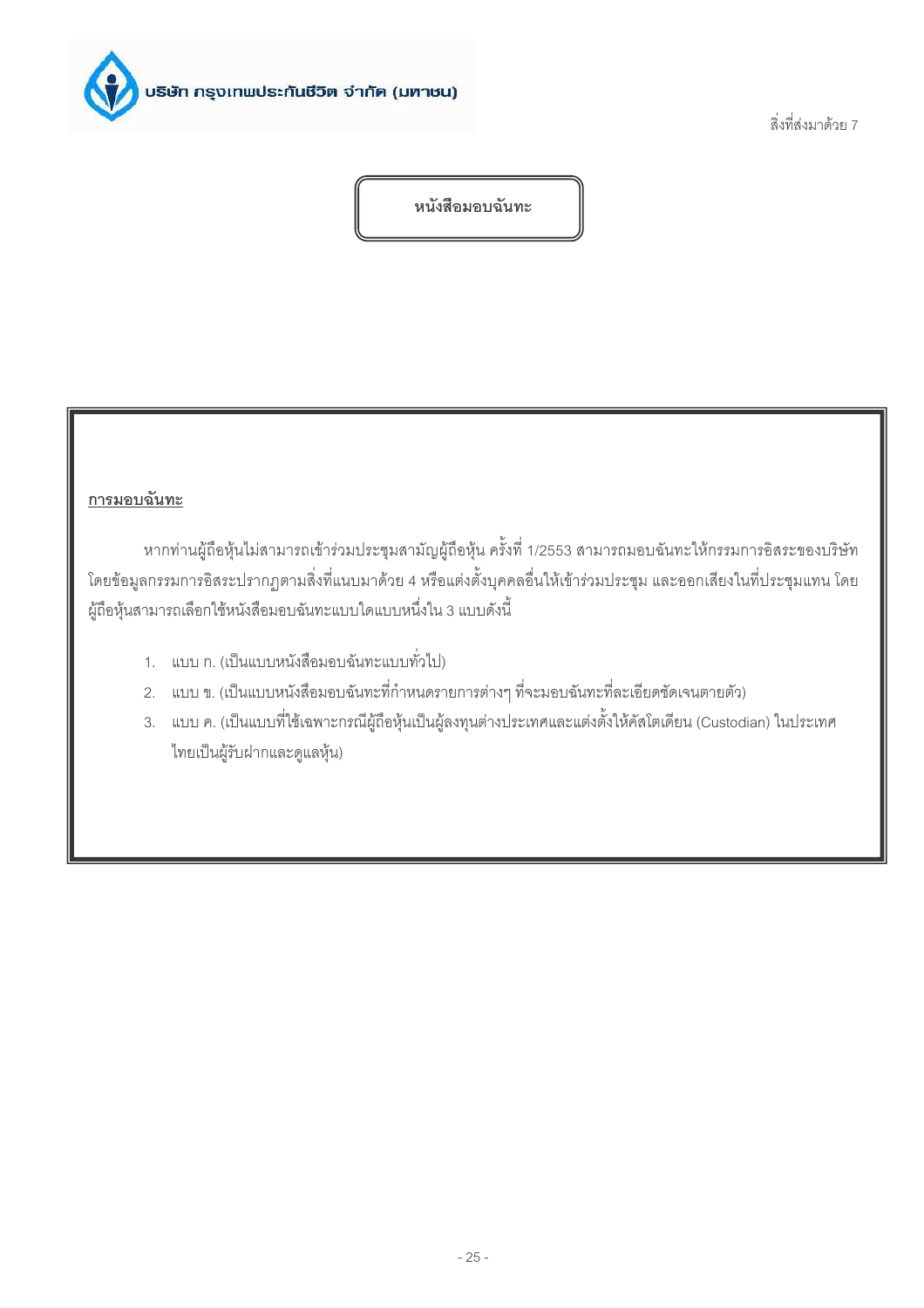บริษัท กรุงเทพประกันชีวิต จำกัด (มหาชน)

สิ่งที่ส่งมาด้วย 7

# หนังสือมอบฉันทะ

**การมอบฉันทะ**

หากท่านผู้ถือหุ้นไม่สามารถเข้าร่วมประชุมสามัญผู้ถือหุ้น ครั้งที่ 1/2553 สามารถมอบฉันทะให้กรรมการอิสระของบริษัท โดยข้อมูลกรรมการอิสระปรากฏตามสิ่งที่แนบมาด้วย 4 หรือแต่งตั้งบุคคลอื่นให้เข้าร่วมประชุม และออกเสียงในที่ประชุมแทน โดยผู้ถือหุ้นสามารถเลือกใช้หนังสือมอบฉันทะแบบใดแบบหนึ่งใน 3 แบบดังนี้

1. แบบ ก. (เป็นแบบหนังสือมอบฉันทะแบบทั่วไป)
2. แบบ ข. (เป็นแบบหนังสือมอบฉันทะที่กำหนดรายการต่างๆ ที่จะมอบฉันทะที่ละเอียดชัดเจนตายตัว)
3. แบบ ค. (เป็นแบบที่ใช้เฉพาะกรณีผู้ถือหุ้นเป็นผู้ลงทุนต่างประเทศและแต่งตั้งให้คัสโตเดียน (Custodian) ในประเทศไทยเป็นผู้รับฝากและดูแลหุ้น)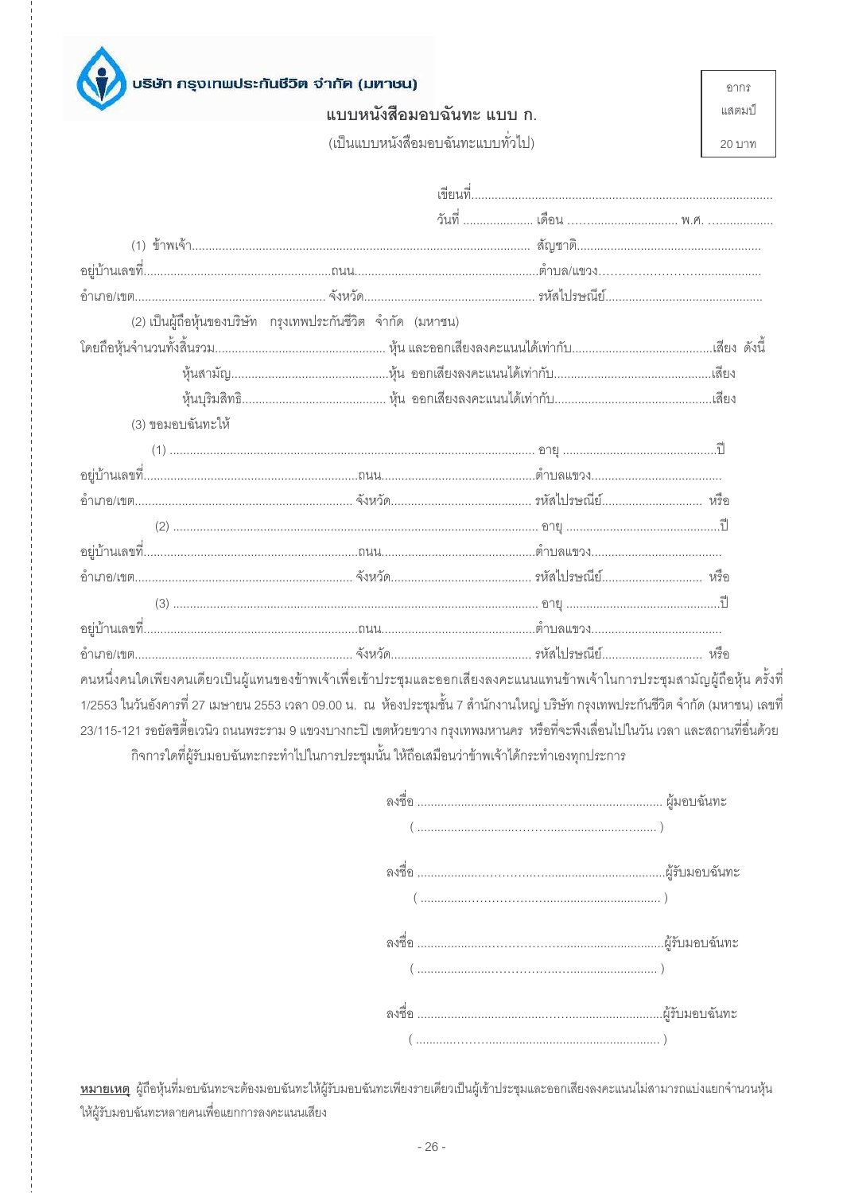บริษัท กรุงเทพประกันชีวิต จำกัด (มหาชน)

อากร แสตมป์ 20 บาท

## แบบหนังสือมอบฉันทะ แบบ ก.

(เป็นแบบหนังสือมอบฉันทะแบบทั่วไป)

เขียนที่.........................................................................................

วันที่ ..................... เดือน .................................. พ.ศ. ..................

(1) ข้าพเจ้า............................................................................................... สัญชาติ......................................................

อยู่บ้านเลขที่.........................................................ถนน.......................................................ตำบล/แขวง..........................................

อำเภอ/เขต......................................................... จังหวัด.................................................. รหัสไปรษณีย์...............................................

(2) เป็นผู้ถือหุ้นของบริษัท กรุงเทพประกันชีวิต จำกัด (มหาชน)

โดยถือหุ้นจำนวนทั้งสิ้นรวม.................................................. หุ้น และออกเสียงลงคะแนนได้เท่ากับ..........................................เสียง ดังนี้

หุ้นสามัญ...............................................หุ้น ออกเสียงลงคะแนนได้เท่ากับ...............................................เสียง

หุ้นบุริมสิทธิ.......................................... หุ้น ออกเสียงลงคะแนนได้เท่ากับ...............................................เสียง

(3) ขอมอบฉันทะให้

(1) ............................................................................................................ อายุ ..............................................ปี

อยู่บ้านเลขที่................................................................ถนน...............................................ตำบลแขวง.......................................

อำเภอ/เขต................................................................. จังหวัด.......................................... รหัสไปรษณีย์.............................. หรือ

(2) ............................................................................................................ อายุ ..............................................ปี

อยู่บ้านเลขที่................................................................ถนน...............................................ตำบลแขวง.......................................

อำเภอ/เขต................................................................. จังหวัด.......................................... รหัสไปรษณีย์.............................. หรือ

(3) ............................................................................................................ อายุ ..............................................ปี

อยู่บ้านเลขที่................................................................ถนน...............................................ตำบลแขวง.......................................

อำเภอ/เขต................................................................. จังหวัด.......................................... รหัสไปรษณีย์.............................. หรือ

คนหนึ่งคนใดเพียงคนเดียวเป็นผู้แทนของข้าพเจ้าเพื่อเข้าประชุมและออกเสียงลงคะแนนแทนข้าพเจ้าในการประชุมสามัญผู้ถือหุ้น ครั้งที่ 1/2553 ในวันอังคารที่ 27 เมษายน 2553 เวลา 09.00 น. ณ ห้องประชุมชั้น 7 สำนักงานใหญ่ บริษัท กรุงเทพประกันชีวิต จำกัด (มหาชน) เลขที่ 23/115-121 รอยัลซิตี้อเวนิว ถนนพระราม 9 แขวงบางกะปิ เขตห้วยขวาง กรุงเทพมหานคร หรือที่จะพึงเลื่อนไปในวัน เวลา และสถานที่อื่นด้วย

กิจการใดที่ผู้รับมอบฉันทะกระทำไปในการประชุมนั้น ให้ถือเสมือนว่าข้าพเจ้าได้กระทำเองทุกประการ

ลงชื่อ ........................................................................... ผู้มอบฉันทะ

( ........................................................................ )

ลงชื่อ ...........................................................................ผู้รับมอบฉันทะ

( ........................................................................ )

ลงชื่อ ...........................................................................ผู้รับมอบฉันทะ

( ........................................................................ )

ลงชื่อ ...........................................................................ผู้รับมอบฉันทะ

( ........................................................................ )

**<u>หมายเหตุ</u>** ผู้ถือหุ้นที่มอบฉันทะจะต้องมอบฉันทะให้ผู้รับมอบฉันทะเพียงรายเดียวเป็นผู้เข้าประชุมและออกเสียงลงคะแนนไม่สามารถแบ่งแยกจำนวนหุ้นให้ผู้รับมอบฉันทะหลายคนเพื่อแยกการลงคะแนนเสียง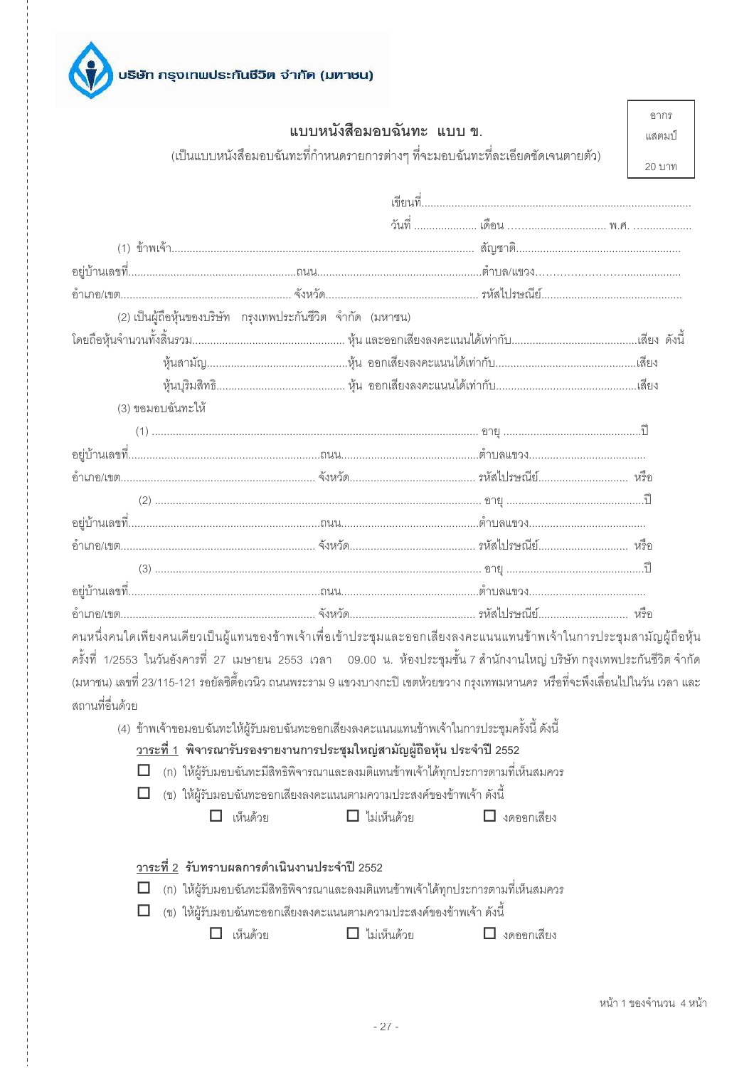บริษัท กรุงเทพประกันชีวิต จำกัด (มหาชน)

อากร แสตมป์ 20 บาท

# แบบหนังสือมอบฉันทะ แบบ ข.

(เป็นแบบหนังสือมอบฉันทะที่กำหนดรายการต่างๆ ที่จะมอบฉันทะที่ละเอียดชัดเจนตายตัว)

เขียนที่...........................................................................................

วันที่ ..................... เดือน ............................... พ.ศ. ..................

(1) ข้าพเจ้า.................................................................................................. สัญชาติ.......................................................

อยู่บ้านเลขที่.........................................................ถนน.......................................................ตำบล/แขวง...............................................

อำเภอ/เขต......................................................... จังหวัด................................................... รหัสไปรษณีย์..............................................

(2) เป็นผู้ถือหุ้นของบริษัท กรุงเทพประกันชีวิต จำกัด (มหาชน)

โดยถือหุ้นจำนวนทั้งสิ้นรวม.................................................. หุ้น และออกเสียงลงคะแนนได้เท่ากับ..........................................เสียง ดังนี้

หุ้นสามัญ..............................................หุ้น ออกเสียงลงคะแนนได้เท่ากับ...............................................เสียง

หุ้นบุริมสิทธิ.......................................... หุ้น ออกเสียงลงคะแนนได้เท่ากับ...............................................เสียง

(3) ขอมอบฉันทะให้

(1) ............................................................................................................ อายุ ..............................................ปี

อยู่บ้านเลขที่.................................................................ถนน..............................................ตำบลแขวง.......................................

อำเภอ/เขต................................................................ จังหวัด.......................................... รหัสไปรษณีย์............................. หรือ

(2) ............................................................................................................ อายุ ..............................................ปี

อยู่บ้านเลขที่.................................................................ถนน..............................................ตำบลแขวง.......................................

อำเภอ/เขต................................................................ จังหวัด.......................................... รหัสไปรษณีย์............................. หรือ

(3) ............................................................................................................ อายุ ..............................................ปี

อยู่บ้านเลขที่.................................................................ถนน..............................................ตำบลแขวง.......................................

อำเภอ/เขต................................................................ จังหวัด.......................................... รหัสไปรษณีย์............................. หรือ

คนหนึ่งคนใดเพียงคนเดียวเป็นผู้แทนของข้าพเจ้าเพื่อเข้าประชุมและออกเสียงลงคะแนนแทนข้าพเจ้าในการประชุมสามัญผู้ถือหุ้น ครั้งที่ 1/2553 ในวันอังคารที่ 27 เมษายน 2553 เวลา 09.00 น. ห้องประชุมชั้น 7 สำนักงานใหญ่ บริษัท กรุงเทพประกันชีวิต จำกัด (มหาชน) เลขที่ 23/115-121 รอยัลซิตี้อเวนิว ถนนพระราม 9 แขวงบางกะปิ เขตห้วยขวาง กรุงเทพมหานคร หรือที่จะพึงเลื่อนไปในวัน เวลา และสถานที่อื่นด้วย

(4) ข้าพเจ้าขอมอบฉันทะให้ผู้รับมอบฉันทะออกเสียงลงคะแนนแทนข้าพเจ้าในการประชุมครั้งนี้ ดังนี้

**<u>วาระที่ 1</u> พิจารณารับรองรายงานการประชุมใหญ่สามัญผู้ถือหุ้น ประจำปี 2552**

☐ (ก) ให้ผู้รับมอบฉันทะมีสิทธิพิจารณาและลงมติแทนข้าพเจ้าได้ทุกประการตามที่เห็นสมควร

☐ (ข) ให้ผู้รับมอบฉันทะออกเสียงลงคะแนนตามความประสงค์ของข้าพเจ้า ดังนี้

☐ เห็นด้วย ☐ ไม่เห็นด้วย ☐ งดออกเสียง

**<u>วาระที่ 2</u> รับทราบผลการดำเนินงานประจำปี 2552**

☐ (ก) ให้ผู้รับมอบฉันทะมีสิทธิพิจารณาและลงมติแทนข้าพเจ้าได้ทุกประการตามที่เห็นสมควร

☐ (ข) ให้ผู้รับมอบฉันทะออกเสียงลงคะแนนตามความประสงค์ของข้าพเจ้า ดังนี้

☐ เห็นด้วย ☐ ไม่เห็นด้วย ☐ งดออกเสียง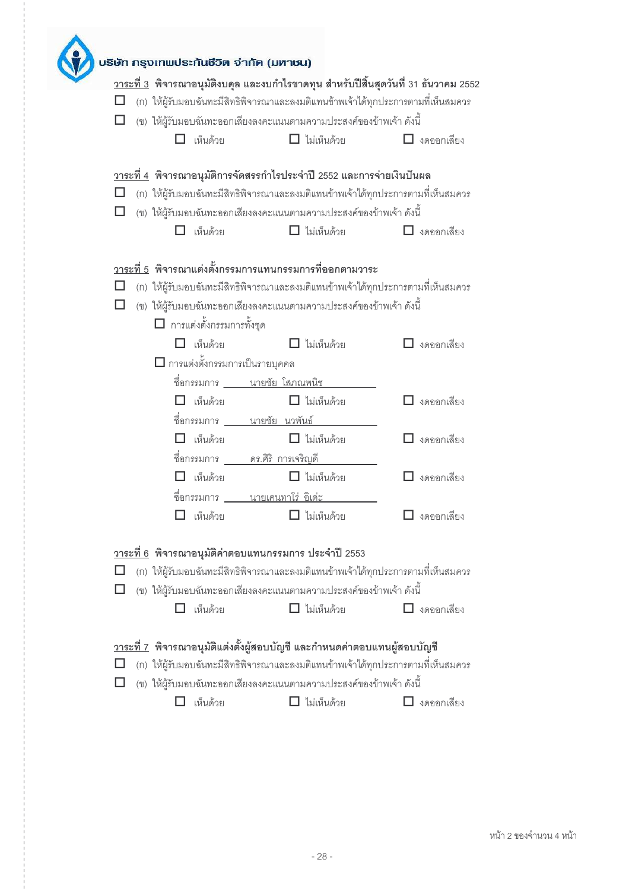บริษัท กรุงเทพประกันชีวิต จำกัด (มหาชน)

**<u>วาระที่ 3</u> พิจารณาอนุมัติงบดุล และงบกำไรขาดทุน สำหรับปีสิ้นสุดวันที่ 31 ธันวาคม 2552**

☐ (ก) ให้ผู้รับมอบฉันทะมีสิทธิพิจารณาและลงมติแทนข้าพเจ้าได้ทุกประการตามที่เห็นสมควร

☐ (ข) ให้ผู้รับมอบฉันทะออกเสียงลงคะแนนตามความประสงค์ของข้าพเจ้า ดังนี้

☐ เห็นด้วย ☐ ไม่เห็นด้วย ☐ งดออกเสียง

**<u>วาระที่ 4</u> พิจารณาอนุมัติการจัดสรรกำไรประจำปี 2552 และการจ่ายเงินปันผล**

☐ (ก) ให้ผู้รับมอบฉันทะมีสิทธิพิจารณาและลงมติแทนข้าพเจ้าได้ทุกประการตามที่เห็นสมควร

☐ (ข) ให้ผู้รับมอบฉันทะออกเสียงลงคะแนนตามความประสงค์ของข้าพเจ้า ดังนี้

☐ เห็นด้วย ☐ ไม่เห็นด้วย ☐ งดออกเสียง

**<u>วาระที่ 5</u> พิจารณาแต่งตั้งกรรมการแทนกรรมการที่ออกตามวาระ**

☐ (ก) ให้ผู้รับมอบฉันทะมีสิทธิพิจารณาและลงมติแทนข้าพเจ้าได้ทุกประการตามที่เห็นสมควร

☐ (ข) ให้ผู้รับมอบฉันทะออกเสียงลงคะแนนตามความประสงค์ของข้าพเจ้า ดังนี้

☐ การแต่งตั้งกรรมการทั้งชุด

☐ เห็นด้วย ☐ ไม่เห็นด้วย ☐ งดออกเสียง

☐ การแต่งตั้งกรรมการเป็นรายบุคคล

ชื่อกรรมการ <u>นายชัย โสภณพนิช</u>

☐ เห็นด้วย ☐ ไม่เห็นด้วย ☐ งดออกเสียง

ชื่อกรรมการ <u>นายชัย นวพันธ์</u>

☐ เห็นด้วย ☐ ไม่เห็นด้วย ☐ งดออกเสียง

ชื่อกรรมการ <u>ดร.ศิริ การเจริญดี</u>

☐ เห็นด้วย ☐ ไม่เห็นด้วย ☐ งดออกเสียง

ชื่อกรรมการ <u>นายเคนทาโร่ อิเด๊ะ</u>

☐ เห็นด้วย ☐ ไม่เห็นด้วย ☐ งดออกเสียง

**<u>วาระที่ 6</u> พิจารณาอนุมัติค่าตอบแทนกรรมการ ประจำปี 2553**

☐ (ก) ให้ผู้รับมอบฉันทะมีสิทธิพิจารณาและลงมติแทนข้าพเจ้าได้ทุกประการตามที่เห็นสมควร

☐ (ข) ให้ผู้รับมอบฉันทะออกเสียงลงคะแนนตามความประสงค์ของข้าพเจ้า ดังนี้

☐ เห็นด้วย ☐ ไม่เห็นด้วย ☐ งดออกเสียง

**<u>วาระที่ 7</u> พิจารณาอนุมัติแต่งตั้งผู้สอบบัญชี และกำหนดค่าตอบแทนผู้สอบบัญชี**

☐ (ก) ให้ผู้รับมอบฉันทะมีสิทธิพิจารณาและลงมติแทนข้าพเจ้าได้ทุกประการตามที่เห็นสมควร

☐ (ข) ให้ผู้รับมอบฉันทะออกเสียงลงคะแนนตามความประสงค์ของข้าพเจ้า ดังนี้

☐ เห็นด้วย ☐ ไม่เห็นด้วย ☐ งดออกเสียง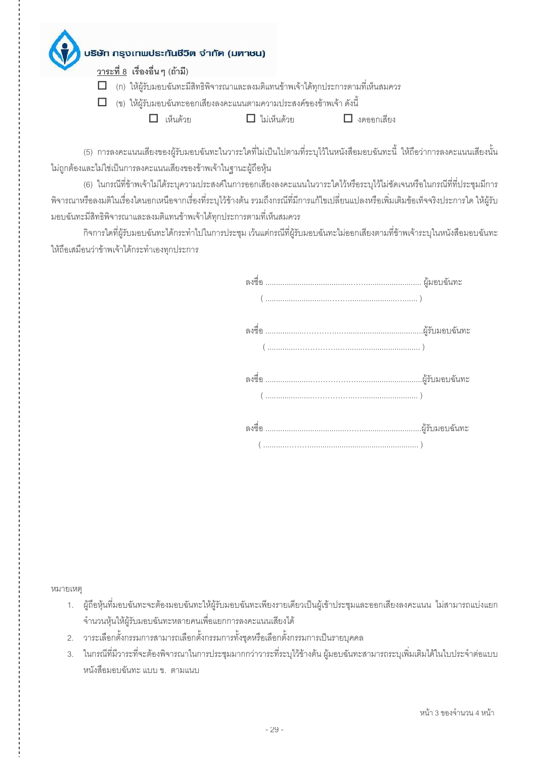**บริษัท กรุงเทพประกันชีวิต จำกัด (มหาชน)**

**วาระที่ 8 เรื่องอื่นๆ (ถ้ามี)**

☐ (ก) ให้ผู้รับมอบฉันทะมีสิทธิพิจารณาและลงมติแทนข้าพเจ้าได้ทุกประการตามที่เห็นสมควร

☐ (ข) ให้ผู้รับมอบฉันทะออกเสียงลงคะแนนตามความประสงค์ของข้าพเจ้า ดังนี้

☐ เห็นด้วย ☐ ไม่เห็นด้วย ☐ งดออกเสียง

(5) การลงคะแนนเสียงของผู้รับมอบฉันทะในวาระใดที่ไม่เป็นไปตามที่ระบุไว้ในหนังสือมอบฉันทะนี้ ให้ถือว่าการลงคะแนนเสียงนั้นไม่ถูกต้องและไม่ใช่เป็นการลงคะแนนเสียงของข้าพเจ้าในฐานะผู้ถือหุ้น

(6) ในกรณีที่ข้าพเจ้าไม่ได้ระบุความประสงค์ในการออกเสียงลงคะแนนในวาระใดไว้หรือระบุไว้ไม่ชัดเจนหรือในกรณีที่ที่ประชุมมีการพิจารณาหรือลงมติในเรื่องใดนอกเหนือจากเรื่องที่ระบุไว้ข้างต้น รวมถึงกรณีที่มีการแก้ไขเปลี่ยนแปลงหรือเพิ่มเติมข้อเท็จจริงประการใด ให้ผู้รับมอบฉันทะมีสิทธิพิจารณาและลงมติแทนข้าพเจ้าได้ทุกประการตามที่เห็นสมควร

กิจการใดที่ผู้รับมอบฉันทะได้กระทำไปในการประชุม เว้นแต่กรณีที่ผู้รับมอบฉันทะไม่ออกเสียงตามที่ข้าพเจ้าระบุในหนังสือมอบฉันทะ ให้ถือเสมือนว่าข้าพเจ้าได้กระทำเองทุกประการ

ลงชื่อ ........................................................................ ผู้มอบฉันทะ
( ........................................................................ )

ลงชื่อ ........................................................................ ผู้รับมอบฉันทะ
( ........................................................................ )

ลงชื่อ ........................................................................ ผู้รับมอบฉันทะ
( ........................................................................ )

ลงชื่อ ........................................................................ ผู้รับมอบฉันทะ
( ........................................................................ )

หมายเหตุ

1. ผู้ถือหุ้นที่มอบฉันทะจะต้องมอบฉันทะให้ผู้รับมอบฉันทะเพียงรายเดียวเป็นผู้เข้าประชุมและออกเสียงลงคะแนน ไม่สามารถแบ่งแยกจำนวนหุ้นให้ผู้รับมอบฉันทะหลายคนเพื่อแยกการลงคะแนนเสียงได้
2. วาระเลือกตั้งกรรมการสามารถเลือกตั้งกรรมการทั้งชุดหรือเลือกตั้งกรรมการเป็นรายบุคคล
3. ในกรณีที่มีวาระที่จะต้องพิจารณาในการประชุมมากกว่าวาระที่ระบุไว้ข้างต้น ผู้มอบฉันทะสามารถระบุเพิ่มเติมได้ในใบประจำต่อแบบหนังสือมอบฉันทะ แบบ ข. ตามแนบ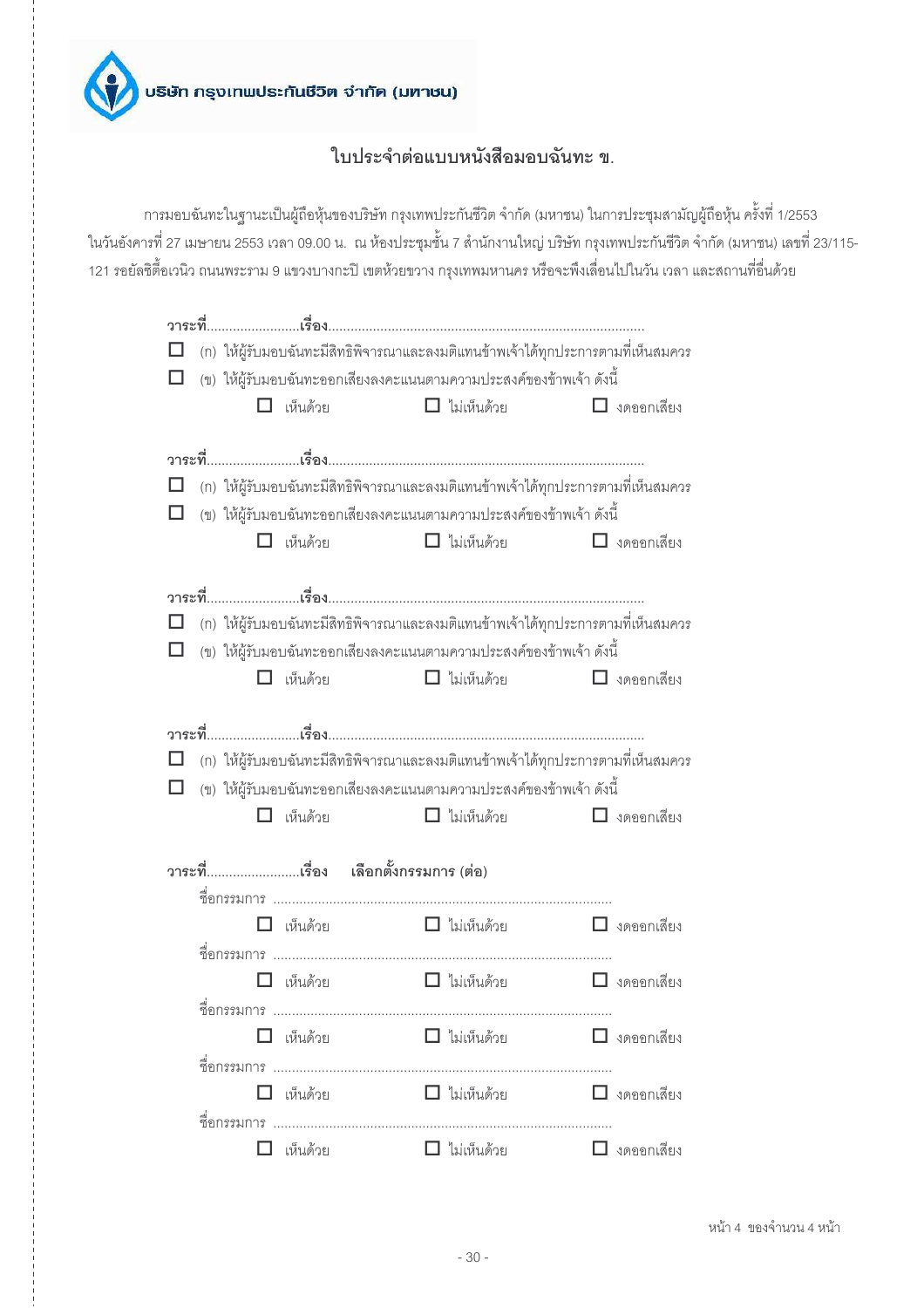บริษัท กรุงเทพประกันชีวิต จำกัด (มหาชน)

## ใบประจำต่อแบบหนังสือมอบฉันทะ ข.

การมอบฉันทะในฐานะเป็นผู้ถือหุ้นของบริษัท กรุงเทพประกันชีวิต จำกัด (มหาชน) ในการประชุมสามัญผู้ถือหุ้น ครั้งที่ 1/2553 ในวันอังคารที่ 27 เมษายน 2553 เวลา 09.00 น. ณ ห้องประชุมชั้น 7 สำนักงานใหญ่ บริษัท กรุงเทพประกันชีวิต จำกัด (มหาชน) เลขที่ 23/115-121 รอยัลซิตี้อเวนิว ถนนพระราม 9 แขวงบางกะปิ เขตห้วยขวาง กรุงเทพมหานคร หรือจะพึงเลื่อนไปในวัน เวลา และสถานที่อื่นด้วย

**วาระที่**.........................**เรื่อง**....................................................................................

☐ (ก) ให้ผู้รับมอบฉันทะมีสิทธิพิจารณาและลงมติแทนข้าพเจ้าได้ทุกประการตามที่เห็นสมควร

☐ (ข) ให้ผู้รับมอบฉันทะออกเสียงลงคะแนนตามความประสงค์ของข้าพเจ้า ดังนี้

☐ เห็นด้วย ☐ ไม่เห็นด้วย ☐ งดออกเสียง

**วาระที่**.........................**เรื่อง**....................................................................................

☐ (ก) ให้ผู้รับมอบฉันทะมีสิทธิพิจารณาและลงมติแทนข้าพเจ้าได้ทุกประการตามที่เห็นสมควร

☐ (ข) ให้ผู้รับมอบฉันทะออกเสียงลงคะแนนตามความประสงค์ของข้าพเจ้า ดังนี้

☐ เห็นด้วย ☐ ไม่เห็นด้วย ☐ งดออกเสียง

**วาระที่**.........................**เรื่อง**....................................................................................

☐ (ก) ให้ผู้รับมอบฉันทะมีสิทธิพิจารณาและลงมติแทนข้าพเจ้าได้ทุกประการตามที่เห็นสมควร

☐ (ข) ให้ผู้รับมอบฉันทะออกเสียงลงคะแนนตามความประสงค์ของข้าพเจ้า ดังนี้

☐ เห็นด้วย ☐ ไม่เห็นด้วย ☐ งดออกเสียง

**วาระที่**.........................**เรื่อง**....................................................................................

☐ (ก) ให้ผู้รับมอบฉันทะมีสิทธิพิจารณาและลงมติแทนข้าพเจ้าได้ทุกประการตามที่เห็นสมควร

☐ (ข) ให้ผู้รับมอบฉันทะออกเสียงลงคะแนนตามความประสงค์ของข้าพเจ้า ดังนี้

☐ เห็นด้วย ☐ ไม่เห็นด้วย ☐ งดออกเสียง

**วาระที่**.........................**เรื่อง เลือกตั้งกรรมการ (ต่อ)**

ชื่อกรรมการ ..........................................................................................

☐ เห็นด้วย ☐ ไม่เห็นด้วย ☐ งดออกเสียง

ชื่อกรรมการ ..........................................................................................

☐ เห็นด้วย ☐ ไม่เห็นด้วย ☐ งดออกเสียง

ชื่อกรรมการ ..........................................................................................

☐ เห็นด้วย ☐ ไม่เห็นด้วย ☐ งดออกเสียง

ชื่อกรรมการ ..........................................................................................

☐ เห็นด้วย ☐ ไม่เห็นด้วย ☐ งดออกเสียง

ชื่อกรรมการ ..........................................................................................

☐ เห็นด้วย ☐ ไม่เห็นด้วย ☐ งดออกเสียง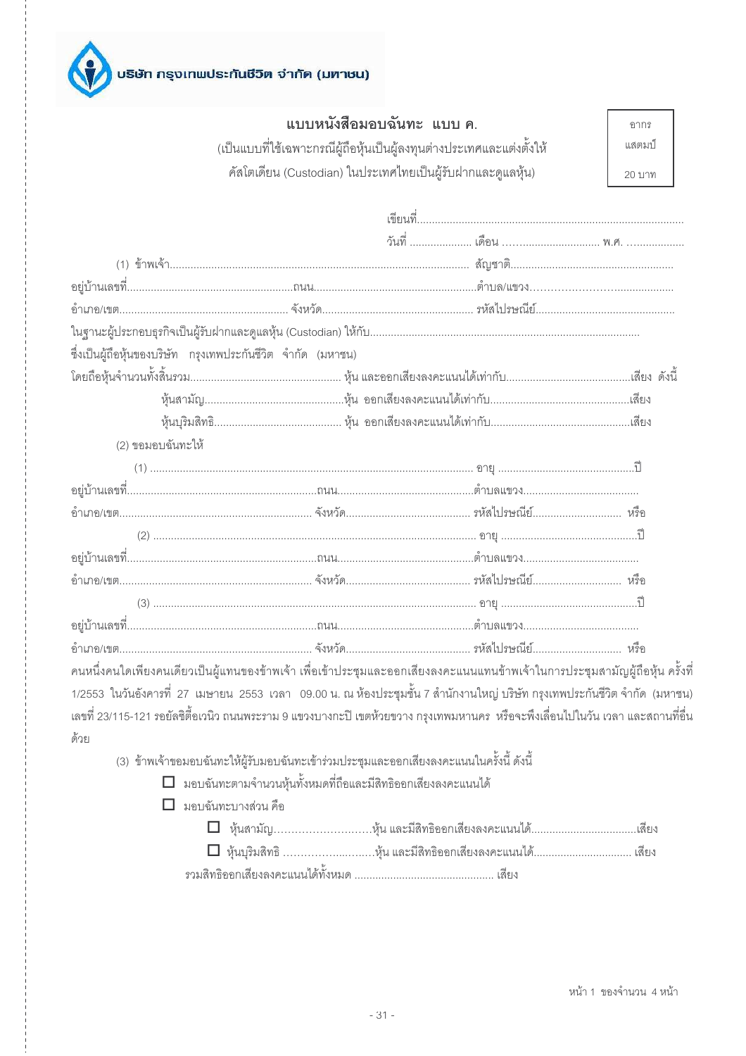บริษัท กรุงเทพประกันชีวิต จำกัด (มหาชน)

**แบบหนังสือมอบฉันทะ แบบ ค.**

(เป็นแบบที่ใช้เฉพาะกรณีผู้ถือหุ้นเป็นผู้ลงทุนต่างประเทศและแต่งตั้งให้คัสโตเดียน (Custodian) ในประเทศไทยเป็นผู้รับฝากและดูแลหุ้น)

อากรแสตมป์ 20 บาท

เขียนที่.......................................................................................

วันที่ ..................... เดือน ............................... พ.ศ. ..................

(1) ข้าพเจ้า.............................................................................................................. สัญชาติ......................................................
อยู่บ้านเลขที่........................................................ถนน......................................................ตำบล/แขวง..................................
อำเภอ/เขต......................................................... จังหวัด.................................................. รหัสไปรษณีย์..............................................
ในฐานะผู้ประกอบธุรกิจเป็นผู้รับฝากและดูแลหุ้น (Custodian) ให้กับ.........................................................................................
ซึ่งเป็นผู้ถือหุ้นของบริษัท กรุงเทพประกันชีวิต จำกัด (มหาชน)
โดยถือหุ้นจำนวนทั้งสิ้นรวม.................................................. หุ้น และออกเสียงลงคะแนนได้เท่ากับ.........................................เสียง ดังนี้

หุ้นสามัญ..............................................หุ้น ออกเสียงลงคะแนนได้เท่ากับ..............................................เสียง

หุ้นบุริมสิทธิ.......................................... หุ้น ออกเสียงลงคะแนนได้เท่ากับ..............................................เสียง

(2) ขอมอบฉันทะให้

(1) ............................................................................................................ อายุ .............................................ปี
อยู่บ้านเลขที่................................................................ถนน.............................................ตำบลแขวง......................................
อำเภอ/เขต................................................................ จังหวัด......................................... รหัสไปรษณีย์............................. หรือ

(2) ............................................................................................................ อายุ .............................................ปี
อยู่บ้านเลขที่................................................................ถนน.............................................ตำบลแขวง......................................
อำเภอ/เขต................................................................ จังหวัด......................................... รหัสไปรษณีย์............................. หรือ

(3) ............................................................................................................ อายุ .............................................ปี
อยู่บ้านเลขที่................................................................ถนน.............................................ตำบลแขวง......................................
อำเภอ/เขต................................................................ จังหวัด......................................... รหัสไปรษณีย์............................. หรือ

คนหนึ่งคนใดเพียงคนเดียวเป็นผู้แทนของข้าพเจ้า เพื่อเข้าประชุมและออกเสียงลงคะแนนแทนข้าพเจ้าในการประชุมสามัญผู้ถือหุ้น ครั้งที่ 1/2553 ในวันอังคารที่ 27 เมษายน 2553 เวลา 09.00 น. ณ ห้องประชุมชั้น 7 สำนักงานใหญ่ บริษัท กรุงเทพประกันชีวิต จำกัด (มหาชน) เลขที่ 23/115-121 รอยัลซิตี้อเวนิว ถนนพระราม 9 แขวงบางกะปิ เขตห้วยขวาง กรุงเทพมหานคร หรือจะพึงเลื่อนไปในวัน เวลา และสถานที่อื่นด้วย

(3) ข้าพเจ้าขอมอบฉันทะให้ผู้รับมอบฉันทะเข้าร่วมประชุมและออกเสียงลงคะแนนในครั้งนี้ ดังนี้

☐ มอบฉันทะตามจำนวนหุ้นทั้งหมดที่ถือและมีสิทธิออกเสียงลงคะแนนได้

☐ มอบฉันทะบางส่วน คือ

☐ หุ้นสามัญ............................หุ้น และมีสิทธิออกเสียงลงคะแนนได้...................................เสียง

☐ หุ้นบุริมสิทธิ ............................หุ้น และมีสิทธิออกเสียงลงคะแนนได้................................. เสียง

รวมสิทธิออกเสียงลงคะแนนได้ทั้งหมด ............................................... เสียง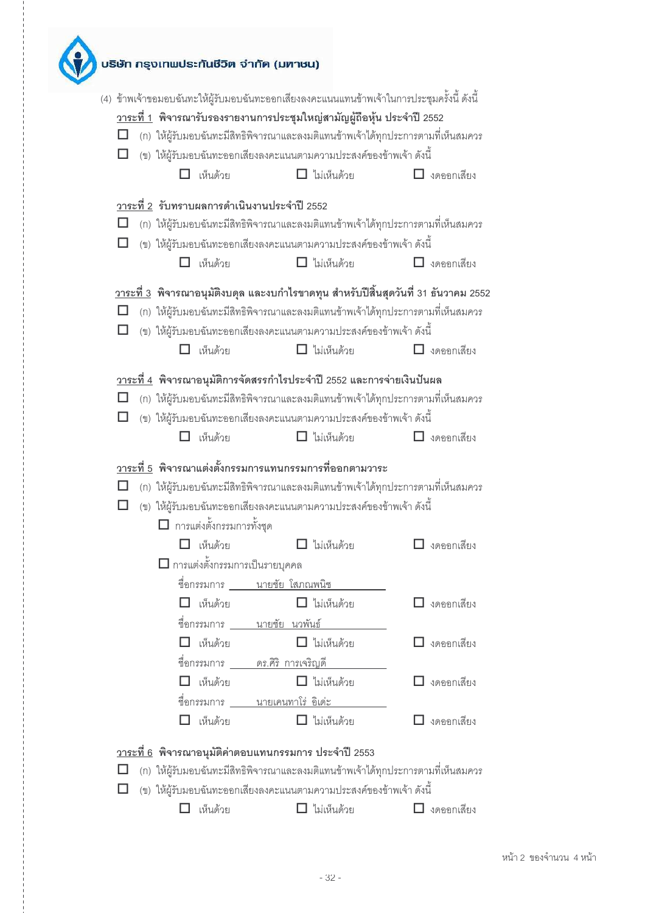**บริษัท กรุงเทพประกันชีวิต จำกัด (มหาชน)**

(4) ข้าพเจ้าขอมอบฉันทะให้ผู้รับมอบฉันทะออกเสียงลงคะแนนแทนข้าพเจ้าในการประชุมครั้งนี้ ดังนี้

**วาระที่ 1 พิจารณารับรองรายงานการประชุมใหญ่สามัญผู้ถือหุ้น ประจำปี 2552**

☐ (ก) ให้ผู้รับมอบฉันทะมีสิทธิพิจารณาและลงมติแทนข้าพเจ้าได้ทุกประการตามที่เห็นสมควร

☐ (ข) ให้ผู้รับมอบฉันทะออกเสียงลงคะแนนตามความประสงค์ของข้าพเจ้า ดังนี้

☐ เห็นด้วย ☐ ไม่เห็นด้วย ☐ งดออกเสียง

**วาระที่ 2 รับทราบผลการดำเนินงานประจำปี 2552**

☐ (ก) ให้ผู้รับมอบฉันทะมีสิทธิพิจารณาและลงมติแทนข้าพเจ้าได้ทุกประการตามที่เห็นสมควร

☐ (ข) ให้ผู้รับมอบฉันทะออกเสียงลงคะแนนตามความประสงค์ของข้าพเจ้า ดังนี้

☐ เห็นด้วย ☐ ไม่เห็นด้วย ☐ งดออกเสียง

**วาระที่ 3 พิจารณาอนุมัติงบดุล และงบกำไรขาดทุน สำหรับปีสิ้นสุดวันที่ 31 ธันวาคม 2552**

☐ (ก) ให้ผู้รับมอบฉันทะมีสิทธิพิจารณาและลงมติแทนข้าพเจ้าได้ทุกประการตามที่เห็นสมควร

☐ (ข) ให้ผู้รับมอบฉันทะออกเสียงลงคะแนนตามความประสงค์ของข้าพเจ้า ดังนี้

☐ เห็นด้วย ☐ ไม่เห็นด้วย ☐ งดออกเสียง

**วาระที่ 4 พิจารณาอนุมัติการจัดสรรกำไรประจำปี 2552 และการจ่ายเงินปันผล**

☐ (ก) ให้ผู้รับมอบฉันทะมีสิทธิพิจารณาและลงมติแทนข้าพเจ้าได้ทุกประการตามที่เห็นสมควร

☐ (ข) ให้ผู้รับมอบฉันทะออกเสียงลงคะแนนตามความประสงค์ของข้าพเจ้า ดังนี้

☐ เห็นด้วย ☐ ไม่เห็นด้วย ☐ งดออกเสียง

**วาระที่ 5 พิจารณาแต่งตั้งกรรมการแทนกรรมการที่ออกตามวาระ**

☐ (ก) ให้ผู้รับมอบฉันทะมีสิทธิพิจารณาและลงมติแทนข้าพเจ้าได้ทุกประการตามที่เห็นสมควร

☐ (ข) ให้ผู้รับมอบฉันทะออกเสียงลงคะแนนตามความประสงค์ของข้าพเจ้า ดังนี้

☐ การแต่งตั้งกรรมการทั้งชุด

☐ เห็นด้วย ☐ ไม่เห็นด้วย ☐ งดออกเสียง

☐ การแต่งตั้งกรรมการเป็นรายบุคคล

ชื่อกรรมการ นายชัย โสภณพนิช

☐ เห็นด้วย ☐ ไม่เห็นด้วย ☐ งดออกเสียง

ชื่อกรรมการ นายชัย นวพันธ์

☐ เห็นด้วย ☐ ไม่เห็นด้วย ☐ งดออกเสียง

ชื่อกรรมการ ดร.ศิริ การเจริญดี

☐ เห็นด้วย ☐ ไม่เห็นด้วย ☐ งดออกเสียง

ชื่อกรรมการ นายเคนทาโร่ อิเด๊ะ

☐ เห็นด้วย ☐ ไม่เห็นด้วย ☐ งดออกเสียง

**วาระที่ 6 พิจารณาอนุมัติค่าตอบแทนกรรมการ ประจำปี 2553**

☐ (ก) ให้ผู้รับมอบฉันทะมีสิทธิพิจารณาและลงมติแทนข้าพเจ้าได้ทุกประการตามที่เห็นสมควร

☐ (ข) ให้ผู้รับมอบฉันทะออกเสียงลงคะแนนตามความประสงค์ของข้าพเจ้า ดังนี้

☐ เห็นด้วย ☐ ไม่เห็นด้วย ☐ งดออกเสียง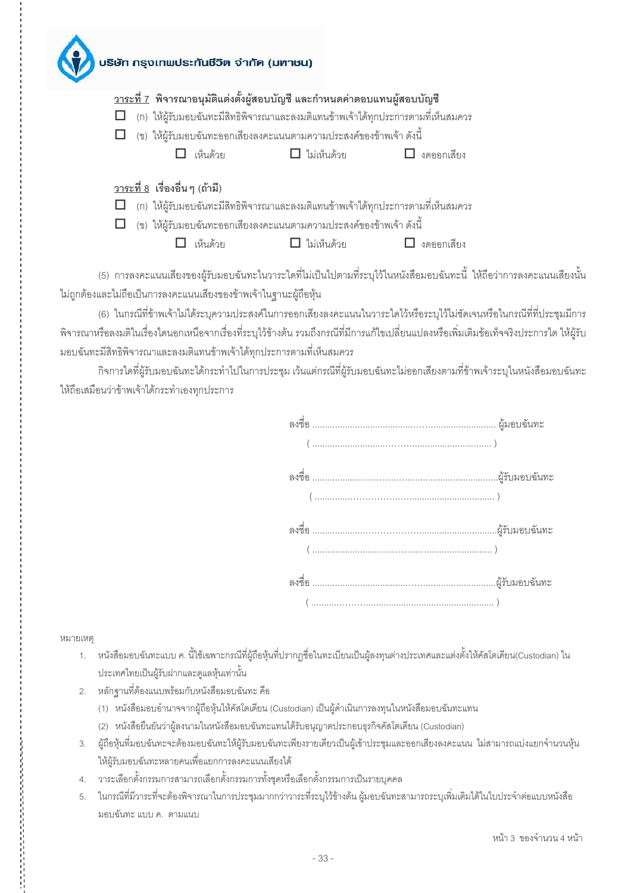บริษัท กรุงเทพประกันชีวิต จำกัด (มหาชน)

**วาระที่ 7 พิจารณาอนุมัติแต่งตั้งผู้สอบบัญชี และกำหนดค่าตอบแทนผู้สอบบัญชี**

☐ (ก) ให้ผู้รับมอบฉันทะมีสิทธิพิจารณาและลงมติแทนข้าพเจ้าได้ทุกประการตามที่เห็นสมควร

☐ (ข) ให้ผู้รับมอบฉันทะออกเสียงลงคะแนนตามความประสงค์ของข้าพเจ้า ดังนี้

☐ เห็นด้วย ☐ ไม่เห็นด้วย ☐ งดออกเสียง

**วาระที่ 8 เรื่องอื่น ๆ (ถ้ามี)**

☐ (ก) ให้ผู้รับมอบฉันทะมีสิทธิพิจารณาและลงมติแทนข้าพเจ้าได้ทุกประการตามที่เห็นสมควร

☐ (ข) ให้ผู้รับมอบฉันทะออกเสียงลงคะแนนตามความประสงค์ของข้าพเจ้า ดังนี้

☐ เห็นด้วย ☐ ไม่เห็นด้วย ☐ งดออกเสียง

(5) การลงคะแนนเสียงของผู้รับมอบฉันทะในวาระใดที่ไม่เป็นไปตามที่ระบุไว้ในหนังสือมอบฉันทะนี้ ให้ถือว่าการลงคะแนนเสียงนั้นไม่ถูกต้องและไม่ถือเป็นการลงคะแนนเสียงของข้าพเจ้าในฐานะผู้ถือหุ้น

(6) ในกรณีที่ข้าพเจ้าไม่ได้ระบุความประสงค์ในการออกเสียงลงคะแนนในวาระใดไว้หรือระบุไว้ไม่ชัดเจนหรือในกรณีที่ที่ประชุมมีการพิจารณาหรือลงมติในเรื่องใดนอกเหนือจากเรื่องที่ระบุไว้ข้างต้น รวมถึงกรณีที่มีการแก้ไขเปลี่ยนแปลงหรือเพิ่มเติมข้อเท็จจริงประการใด ให้ผู้รับมอบฉันทะมีสิทธิพิจารณาและลงมติแทนข้าพเจ้าได้ทุกประการตามที่เห็นสมควร

กิจการใดที่ผู้รับมอบฉันทะได้กระทำไปในการประชุม เว้นแต่กรณีที่ผู้รับมอบฉันทะไม่ออกเสียงตามที่ข้าพเจ้าระบุในหนังสือมอบฉันทะ ให้ถือเสมือนว่าข้าพเจ้าได้กระทำเองทุกประการ

ลงชื่อ .................................................................. ผู้มอบฉันทะ
( .................................................................. )

ลงชื่อ ..................................................................ผู้รับมอบฉันทะ
( .................................................................. )

ลงชื่อ ..................................................................ผู้รับมอบฉันทะ
( .................................................................. )

ลงชื่อ ..................................................................ผู้รับมอบฉันทะ
( .................................................................. )

หมายเหตุ

1. หนังสือมอบฉันทะแบบ ค. นี้ใช้เฉพาะกรณีที่ผู้ถือหุ้นที่ปรากฏชื่อในทะเบียนเป็นผู้ลงทุนต่างประเทศและแต่งตั้งให้คัสโตเดียน(Custodian) ในประเทศไทยเป็นผู้รับฝากและดูแลหุ้นเท่านั้น
2. หลักฐานที่ต้องแนบพร้อมกับหนังสือมอบฉันทะ คือ
   (1) หนังสือมอบอำนาจจากผู้ถือหุ้นให้คัสโตเดียน (Custodian) เป็นผู้ดำเนินการลงนามในหนังสือมอบฉันทะแทน
   (2) หนังสือยืนยันว่าผู้ลงนามในหนังสือมอบฉันทะแทนได้รับอนุญาตประกอบธุรกิจคัสโตเดียน (Custodian)
3. ผู้ถือหุ้นที่มอบฉันทะจะต้องมอบฉันทะให้ผู้รับมอบฉันทะเพียงรายเดียวเป็นผู้เข้าประชุมและออกเสียงลงคะแนน ไม่สามารถแบ่งแยกจำนวนหุ้นให้ผู้รับมอบฉันทะหลายคนเพื่อแยกการลงคะแนนเสียงได้
4. วาระเลือกตั้งกรรมการสามารถเลือกตั้งกรรมการทั้งชุดหรือเลือกตั้งกรรมการเป็นรายบุคคล
5. ในกรณีที่มีวาระที่จะต้องพิจารณาในการประชุมมากกว่าวาระที่ระบุไว้ข้างต้น ผู้มอบฉันทะสามารถระบุเพิ่มเติมได้ในใบประจำต่อแบบหนังสือมอบฉันทะ แบบ ค. ตามแนบ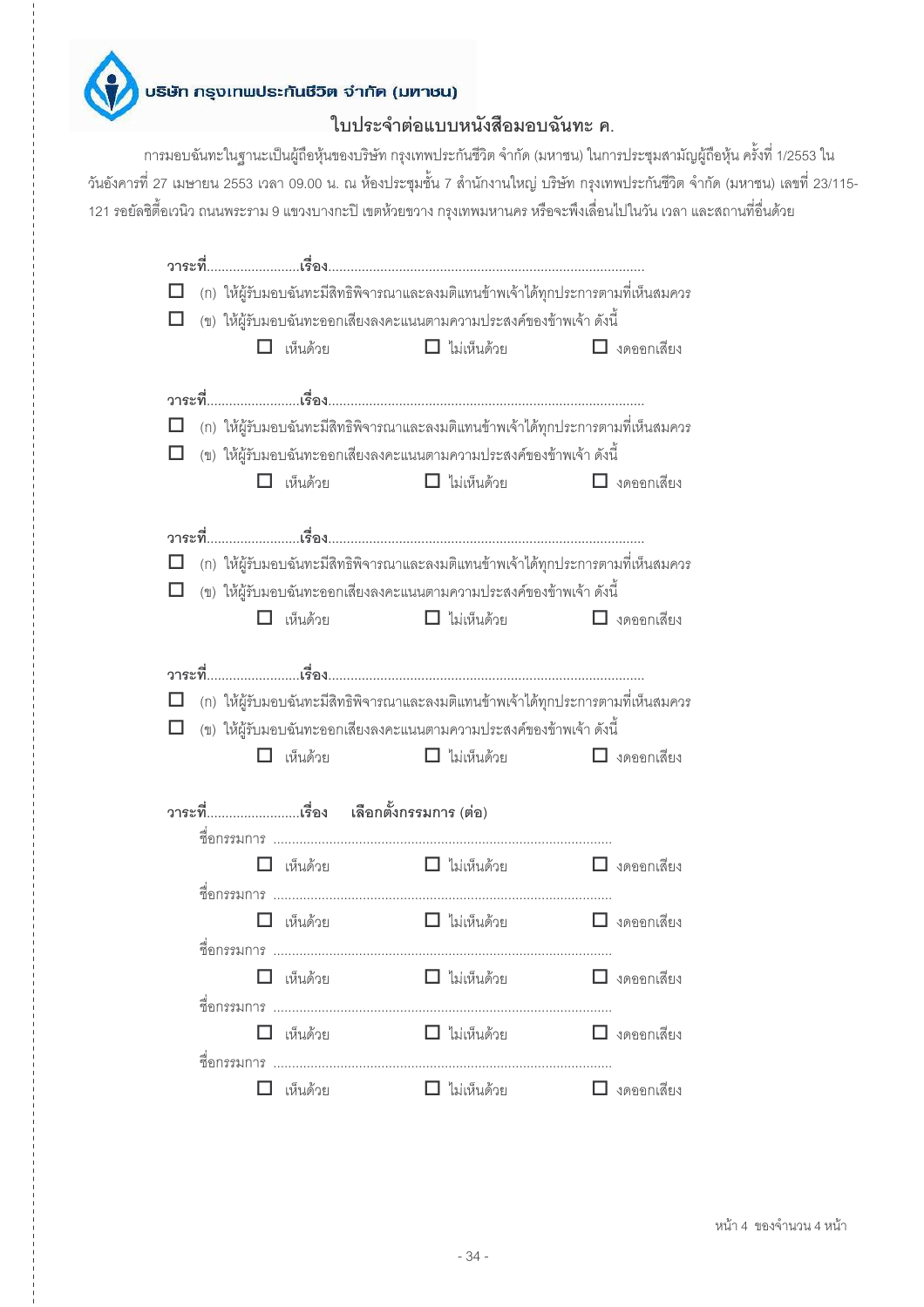บริษัท กรุงเทพประกันชีวิต จำกัด (มหาชน)

## ใบประจำต่อแบบหนังสือมอบฉันทะ ค.

การมอบฉันทะในฐานะเป็นผู้ถือหุ้นของบริษัท กรุงเทพประกันชีวิต จำกัด (มหาชน) ในการประชุมสามัญผู้ถือหุ้น ครั้งที่ 1/2553 ในวันอังคารที่ 27 เมษายน 2553 เวลา 09.00 น. ณ ห้องประชุมชั้น 7 สำนักงานใหญ่ บริษัท กรุงเทพประกันชีวิต จำกัด (มหาชน) เลขที่ 23/115-121 รอยัลซิตี้อเวนิว ถนนพระราม 9 แขวงบางกะปิ เขตห้วยขวาง กรุงเทพมหานคร หรือจะพึงเลื่อนไปในวัน เวลา และสถานที่อื่นด้วย

**วาระที่**.........................**เรื่อง**....................................................................................

☐ (ก) ให้ผู้รับมอบฉันทะมีสิทธิพิจารณาและลงมติแทนข้าพเจ้าได้ทุกประการตามที่เห็นสมควร

☐ (ข) ให้ผู้รับมอบฉันทะออกเสียงลงคะแนนตามความประสงค์ของข้าพเจ้า ดังนี้

☐ เห็นด้วย ☐ ไม่เห็นด้วย ☐ งดออกเสียง

**วาระที่**.........................**เรื่อง**....................................................................................

☐ (ก) ให้ผู้รับมอบฉันทะมีสิทธิพิจารณาและลงมติแทนข้าพเจ้าได้ทุกประการตามที่เห็นสมควร

☐ (ข) ให้ผู้รับมอบฉันทะออกเสียงลงคะแนนตามความประสงค์ของข้าพเจ้า ดังนี้

☐ เห็นด้วย ☐ ไม่เห็นด้วย ☐ งดออกเสียง

**วาระที่**.........................**เรื่อง**....................................................................................

☐ (ก) ให้ผู้รับมอบฉันทะมีสิทธิพิจารณาและลงมติแทนข้าพเจ้าได้ทุกประการตามที่เห็นสมควร

☐ (ข) ให้ผู้รับมอบฉันทะออกเสียงลงคะแนนตามความประสงค์ของข้าพเจ้า ดังนี้

☐ เห็นด้วย ☐ ไม่เห็นด้วย ☐ งดออกเสียง

**วาระที่**.........................**เรื่อง**....................................................................................

☐ (ก) ให้ผู้รับมอบฉันทะมีสิทธิพิจารณาและลงมติแทนข้าพเจ้าได้ทุกประการตามที่เห็นสมควร

☐ (ข) ให้ผู้รับมอบฉันทะออกเสียงลงคะแนนตามความประสงค์ของข้าพเจ้า ดังนี้

☐ เห็นด้วย ☐ ไม่เห็นด้วย ☐ งดออกเสียง

**วาระที่**.........................**เรื่อง** **เลือกตั้งกรรมการ (ต่อ)**

ชื่อกรรมการ ..........................................................................................

☐ เห็นด้วย ☐ ไม่เห็นด้วย ☐ งดออกเสียง

ชื่อกรรมการ ..........................................................................................

☐ เห็นด้วย ☐ ไม่เห็นด้วย ☐ งดออกเสียง

ชื่อกรรมการ ..........................................................................................

☐ เห็นด้วย ☐ ไม่เห็นด้วย ☐ งดออกเสียง

ชื่อกรรมการ ..........................................................................................

☐ เห็นด้วย ☐ ไม่เห็นด้วย ☐ งดออกเสียง

ชื่อกรรมการ ..........................................................................................

☐ เห็นด้วย ☐ ไม่เห็นด้วย ☐ งดออกเสียง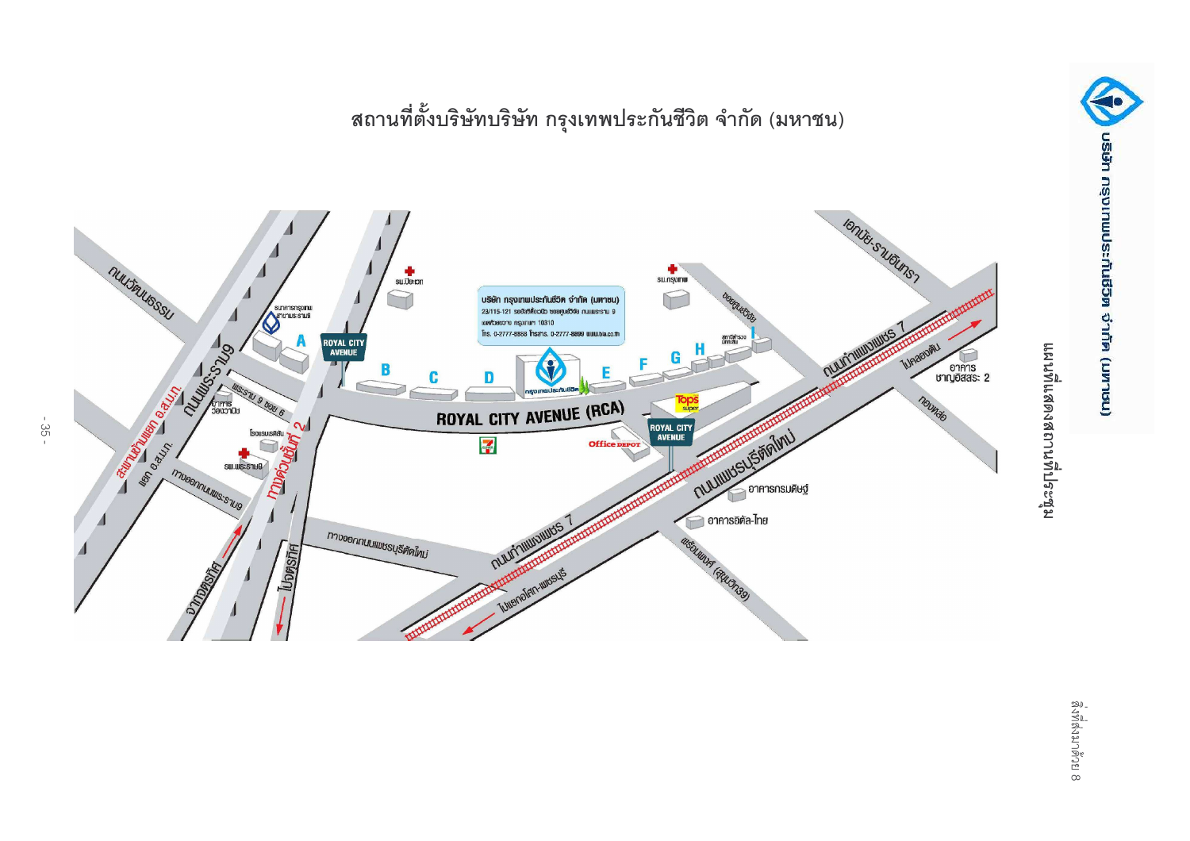# สถานที่ตั้งบริษัทบริษัท กรุงเทพประกันชีวิต จำกัด (มหาชน)

บริษัท กรุงเทพประกันชีวิต จำกัด (มหาชน)
23/115-121 รอยัลซิตี้อเวนิว ซอยศูนย์วิจัย ถนนพระราม 9
เขตห้วยขวาง กรุงเทพฯ 10310
โทร. 0-2777-8888 โทรสาร. 0-2777-8899 www.bla.co.th

ROYAL CITY AVENUE (RCA)

ถนนวัฒนธรรม
ถนนพระราม 9
สะพานข้ามแยก อ.ส.ม.ท.
แยก อ.ส.ม.ท.
ทางด่วนขั้นที่ 2
ทางออกถนนพระราม 9
ทางออกถนนเพชรบุรีตัดใหม่
มาจากตรีทิศ
ไปตรีทิศ
พระราม 9 ซอย 6
ธนาคารกรุงเทพ สาขาพระราม 9
อาคารวิจิตรานิช
โรงแรมเรสิเด้น
รพ.พระราม 9
รพ.ปิยะเวท
รพ.กรุงเทพ
ซอยศูนย์วิจัย
เอกมัย-รามอินทรา
สถานีตำรวจนิคมสัน
ถนนกำแพงเพชร 7
ถนนเพชรบุรีตัดใหม่
ไปคลองตัน
ไปแยกอโศก-เพชรบุรี
ทองหล่อ
อาคารชาญอิสสระ 2
อาคารกรมดิษฐ์
อาคารอิตัล-ไทย
พร้อมพงษ์ (สุขุมวิท39)
ROYAL CITY AVENUE
Tops super
Office DEPOT

A B C D E F G H I

บริษัท กรุงเทพประกันชีวิต จำกัด (มหาชน)

แผนที่สถานที่ประชุม

สิ่งที่ส่งมาด้วย 8